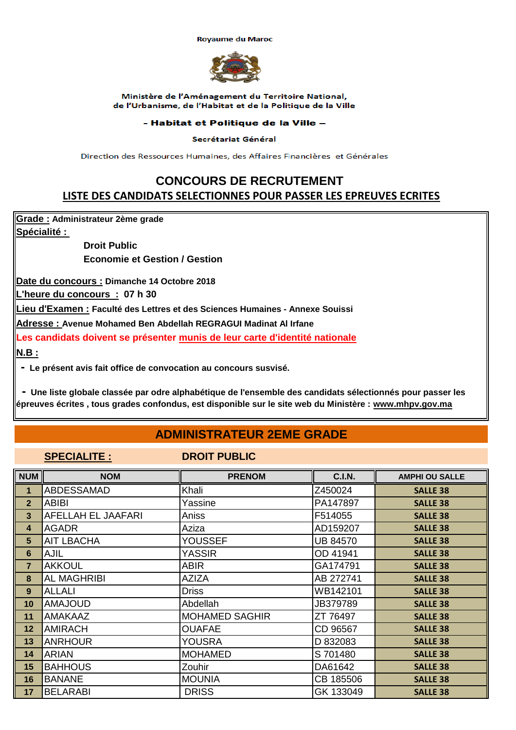Royaume du Maroc

Ministère de l'Aménagement du Territoire National,
de l'Urbanisme, de l'Habitat et de la Politique de la Ville

**- Habitat et Politique de la Ville –**

Secrétariat Général

Direction des Ressources Humaines, des Affaires Financières et Générales

# CONCOURS DE RECRUTEMENT

## LISTE DES CANDIDATS SELECTIONNES POUR PASSER LES EPREUVES ECRITES

**Grade :** Administrateur 2ème grade

**Spécialité :**

**Droit Public**

**Economie et Gestion / Gestion**

**Date du concours :** Dimanche 14 Octobre 2018

**L'heure du concours :** 07 h 30

**Lieu d'Examen :** Faculté des Lettres et des Sciences Humaines - Annexe Souissi

**Adresse :** Avenue Mohamed Ben Abdellah REGRAGUI Madinat Al Irfane

**Les candidats doivent se présenter munis de leur carte d'identité nationale**

**N.B :**

- Le présent avis fait office de convocation au concours susvisé.

- Une liste globale classée par odre alphabétique de l'ensemble des candidats sélectionnés pour passer les épreuves écrites , tous grades confondus, est disponible sur le site web du Ministère : www.mhpv.gov.ma

## ADMINISTRATEUR 2EME GRADE

**SPECIALITE :** **DROIT PUBLIC**

| NUM | NOM | PRENOM | C.I.N. | AMPHI OU SALLE |
|---|---|---|---|---|
| 1 | ABDESSAMAD | Khali | Z450024 | SALLE 38 |
| 2 | ABIBI | Yassine | PA147897 | SALLE 38 |
| 3 | AFELLAH EL JAAFARI | Aniss | F514055 | SALLE 38 |
| 4 | AGADR | Aziza | AD159207 | SALLE 38 |
| 5 | AIT LBACHA | YOUSSEF | UB 84570 | SALLE 38 |
| 6 | AJIL | YASSIR | OD 41941 | SALLE 38 |
| 7 | AKKOUL | ABIR | GA174791 | SALLE 38 |
| 8 | AL MAGHRIBI | AZIZA | AB 272741 | SALLE 38 |
| 9 | ALLALI | Driss | WB142101 | SALLE 38 |
| 10 | AMAJOUD | Abdellah | JB379789 | SALLE 38 |
| 11 | AMAKAAZ | MOHAMED SAGHIR | ZT 76497 | SALLE 38 |
| 12 | AMIRACH | OUAFAE | CD 96567 | SALLE 38 |
| 13 | ANRHOUR | YOUSRA | D 832083 | SALLE 38 |
| 14 | ARIAN | MOHAMED | S 701480 | SALLE 38 |
| 15 | BAHHOUS | Zouhir | DA61642 | SALLE 38 |
| 16 | BANANE | MOUNIA | CB 185506 | SALLE 38 |
| 17 | BELARABI | DRISS | GK 133049 | SALLE 38 |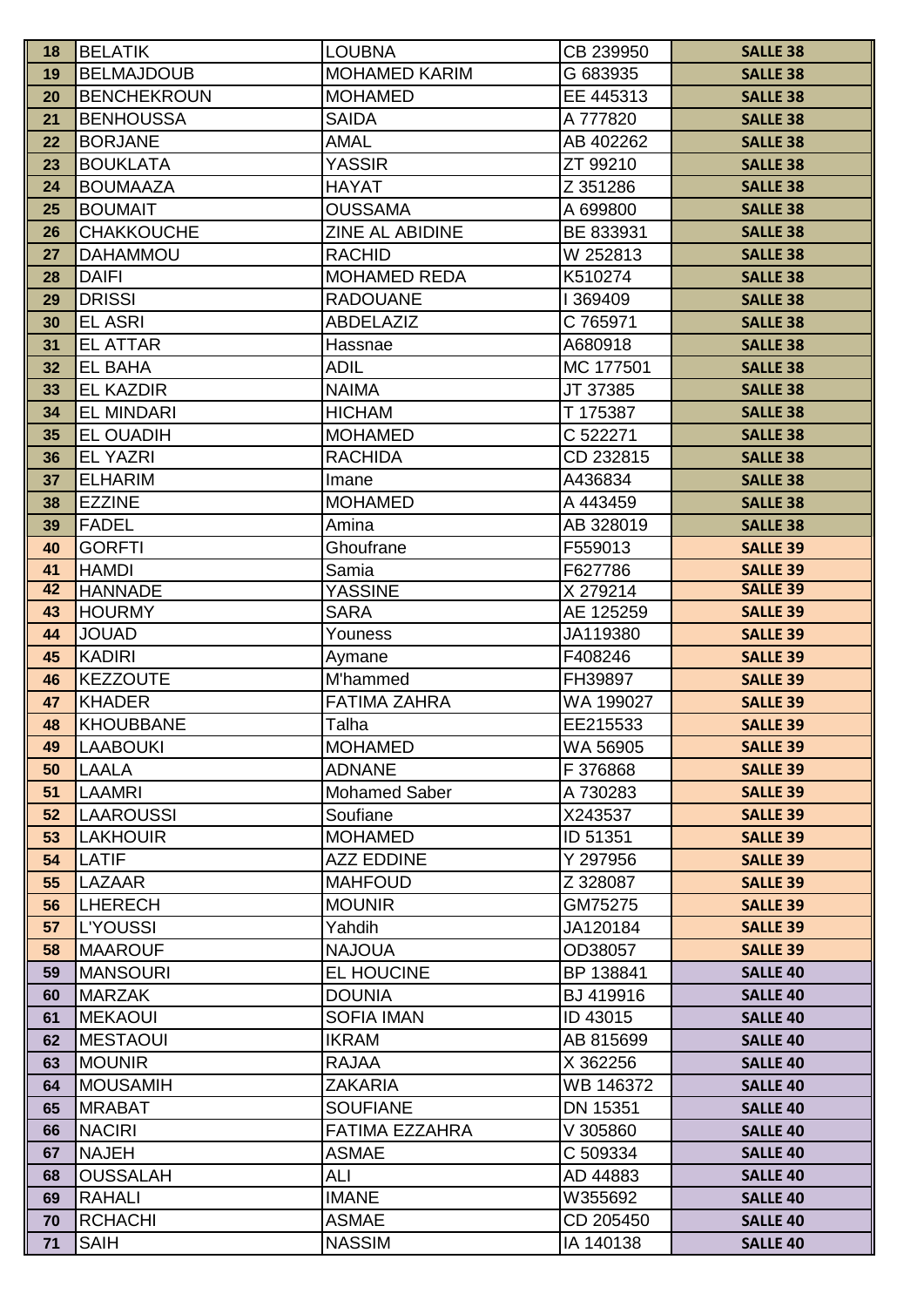| 18 | BELATIK | LOUBNA | CB 239950 | SALLE 38 |
|---|---|---|---|---|
| 19 | BELMAJDOUB | MOHAMED KARIM | G 683935 | SALLE 38 |
| 20 | BENCHEKROUN | MOHAMED | EE 445313 | SALLE 38 |
| 21 | BENHOUSSA | SAIDA | A 777820 | SALLE 38 |
| 22 | BORJANE | AMAL | AB 402262 | SALLE 38 |
| 23 | BOUKLATA | YASSIR | ZT 99210 | SALLE 38 |
| 24 | BOUMAAZA | HAYAT | Z 351286 | SALLE 38 |
| 25 | BOUMAIT | OUSSAMA | A 699800 | SALLE 38 |
| 26 | CHAKKOUCHE | ZINE AL ABIDINE | BE 833931 | SALLE 38 |
| 27 | DAHAMMOU | RACHID | W 252813 | SALLE 38 |
| 28 | DAIFI | MOHAMED REDA | K510274 | SALLE 38 |
| 29 | DRISSI | RADOUANE | I 369409 | SALLE 38 |
| 30 | EL ASRI | ABDELAZIZ | C 765971 | SALLE 38 |
| 31 | EL ATTAR | Hassnae | A680918 | SALLE 38 |
| 32 | EL BAHA | ADIL | MC 177501 | SALLE 38 |
| 33 | EL KAZDIR | NAIMA | JT 37385 | SALLE 38 |
| 34 | EL MINDARI | HICHAM | T 175387 | SALLE 38 |
| 35 | EL OUADIH | MOHAMED | C 522271 | SALLE 38 |
| 36 | EL YAZRI | RACHIDA | CD 232815 | SALLE 38 |
| 37 | ELHARIM | Imane | A436834 | SALLE 38 |
| 38 | EZZINE | MOHAMED | A 443459 | SALLE 38 |
| 39 | FADEL | Amina | AB 328019 | SALLE 38 |
| 40 | GORFTI | Ghoufrane | F559013 | SALLE 39 |
| 41 | HAMDI | Samia | F627786 | SALLE 39 |
| 42 | HANNADE | YASSINE | X 279214 | SALLE 39 |
| 43 | HOURMY | SARA | AE 125259 | SALLE 39 |
| 44 | JOUAD | Youness | JA119380 | SALLE 39 |
| 45 | KADIRI | Aymane | F408246 | SALLE 39 |
| 46 | KEZZOUTE | M'hammed | FH39897 | SALLE 39 |
| 47 | KHADER | FATIMA ZAHRA | WA 199027 | SALLE 39 |
| 48 | KHOUBBANE | Talha | EE215533 | SALLE 39 |
| 49 | LAABOUKI | MOHAMED | WA 56905 | SALLE 39 |
| 50 | LAALA | ADNANE | F 376868 | SALLE 39 |
| 51 | LAAMRI | Mohamed Saber | A 730283 | SALLE 39 |
| 52 | LAAROUSSI | Soufiane | X243537 | SALLE 39 |
| 53 | LAKHOUIR | MOHAMED | ID 51351 | SALLE 39 |
| 54 | LATIF | AZZ EDDINE | Y 297956 | SALLE 39 |
| 55 | LAZAAR | MAHFOUD | Z 328087 | SALLE 39 |
| 56 | LHERECH | MOUNIR | GM75275 | SALLE 39 |
| 57 | L'YOUSSI | Yahdih | JA120184 | SALLE 39 |
| 58 | MAAROUF | NAJOUA | OD38057 | SALLE 39 |
| 59 | MANSOURI | EL HOUCINE | BP 138841 | SALLE 40 |
| 60 | MARZAK | DOUNIA | BJ 419916 | SALLE 40 |
| 61 | MEKAOUI | SOFIA IMAN | ID 43015 | SALLE 40 |
| 62 | MESTAOUI | IKRAM | AB 815699 | SALLE 40 |
| 63 | MOUNIR | RAJAA | X 362256 | SALLE 40 |
| 64 | MOUSAMIH | ZAKARIA | WB 146372 | SALLE 40 |
| 65 | MRABAT | SOUFIANE | DN 15351 | SALLE 40 |
| 66 | NACIRI | FATIMA EZZAHRA | V 305860 | SALLE 40 |
| 67 | NAJEH | ASMAE | C 509334 | SALLE 40 |
| 68 | OUSSALAH | ALI | AD 44883 | SALLE 40 |
| 69 | RAHALI | IMANE | W355692 | SALLE 40 |
| 70 | RCHACHI | ASMAE | CD 205450 | SALLE 40 |
| 71 | SAIH | NASSIM | IA 140138 | SALLE 40 |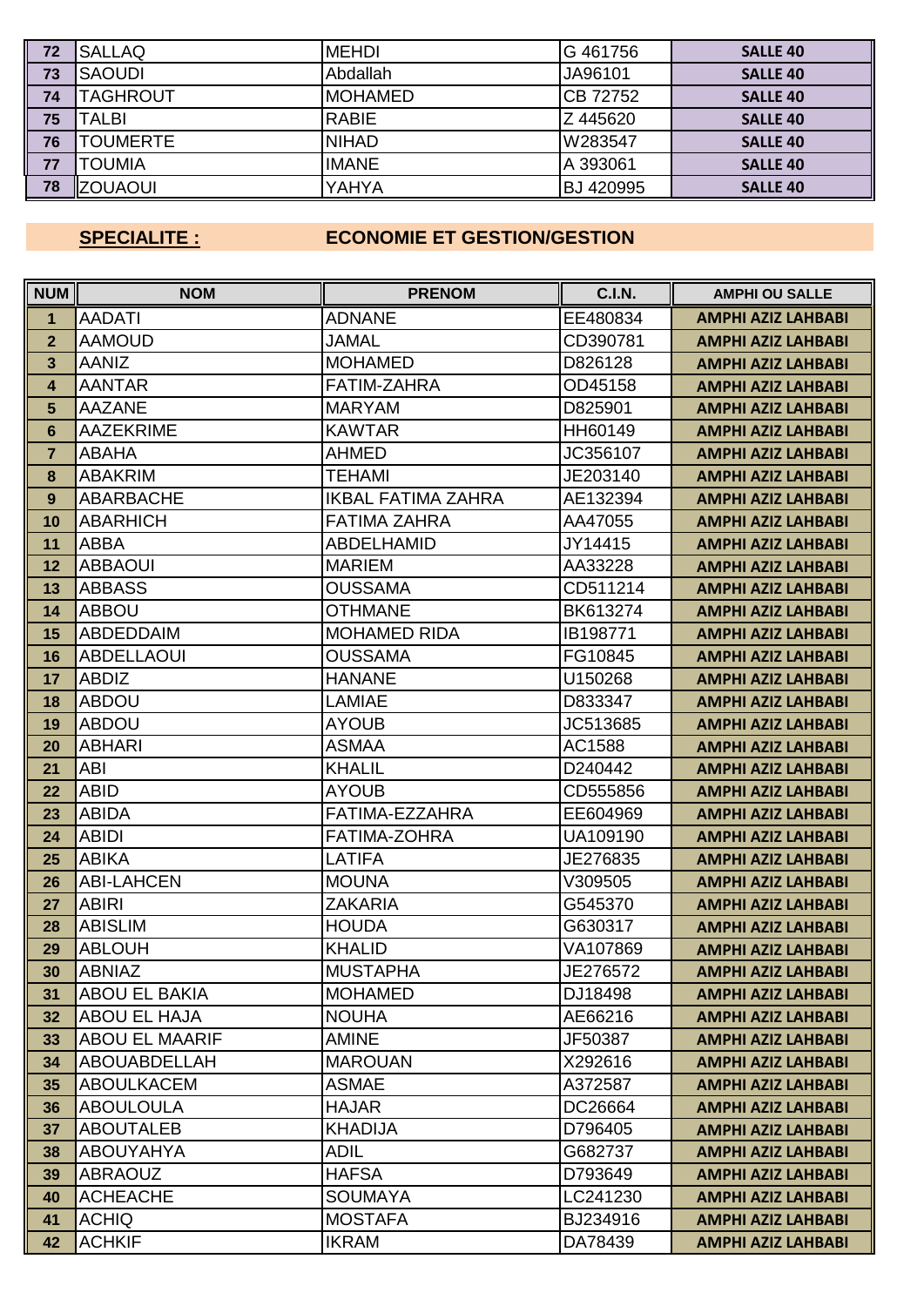| 72 | SALLAQ | MEHDI | G 461756 | SALLE 40 |
|---|---|---|---|---|
| 73 | SAOUDI | Abdallah | JA96101 | SALLE 40 |
| 74 | TAGHROUT | MOHAMED | CB 72752 | SALLE 40 |
| 75 | TALBI | RABIE | Z 445620 | SALLE 40 |
| 76 | TOUMERTE | NIHAD | W283547 | SALLE 40 |
| 77 | TOUMIA | IMANE | A 393061 | SALLE 40 |
| 78 | ZOUAOUI | YAHYA | BJ 420995 | SALLE 40 |

**SPECIALITE :** **ECONOMIE ET GESTION/GESTION**

| NUM | NOM | PRENOM | C.I.N. | AMPHI OU SALLE |
|---|---|---|---|---|
| 1 | AADATI | ADNANE | EE480834 | AMPHI AZIZ LAHBABI |
| 2 | AAMOUD | JAMAL | CD390781 | AMPHI AZIZ LAHBABI |
| 3 | AANIZ | MOHAMED | D826128 | AMPHI AZIZ LAHBABI |
| 4 | AANTAR | FATIM-ZAHRA | OD45158 | AMPHI AZIZ LAHBABI |
| 5 | AAZANE | MARYAM | D825901 | AMPHI AZIZ LAHBABI |
| 6 | AAZEKRIME | KAWTAR | HH60149 | AMPHI AZIZ LAHBABI |
| 7 | ABAHA | AHMED | JC356107 | AMPHI AZIZ LAHBABI |
| 8 | ABAKRIM | TEHAMI | JE203140 | AMPHI AZIZ LAHBABI |
| 9 | ABARBACHE | IKBAL FATIMA ZAHRA | AE132394 | AMPHI AZIZ LAHBABI |
| 10 | ABARHICH | FATIMA ZAHRA | AA47055 | AMPHI AZIZ LAHBABI |
| 11 | ABBA | ABDELHAMID | JY14415 | AMPHI AZIZ LAHBABI |
| 12 | ABBAOUI | MARIEM | AA33228 | AMPHI AZIZ LAHBABI |
| 13 | ABBASS | OUSSAMA | CD511214 | AMPHI AZIZ LAHBABI |
| 14 | ABBOU | OTHMANE | BK613274 | AMPHI AZIZ LAHBABI |
| 15 | ABDEDDAIM | MOHAMED RIDA | IB198771 | AMPHI AZIZ LAHBABI |
| 16 | ABDELLAOUI | OUSSAMA | FG10845 | AMPHI AZIZ LAHBABI |
| 17 | ABDIZ | HANANE | U150268 | AMPHI AZIZ LAHBABI |
| 18 | ABDOU | LAMIAE | D833347 | AMPHI AZIZ LAHBABI |
| 19 | ABDOU | AYOUB | JC513685 | AMPHI AZIZ LAHBABI |
| 20 | ABHARI | ASMAA | AC1588 | AMPHI AZIZ LAHBABI |
| 21 | ABI | KHALIL | D240442 | AMPHI AZIZ LAHBABI |
| 22 | ABID | AYOUB | CD555856 | AMPHI AZIZ LAHBABI |
| 23 | ABIDA | FATIMA-EZZAHRA | EE604969 | AMPHI AZIZ LAHBABI |
| 24 | ABIDI | FATIMA-ZOHRA | UA109190 | AMPHI AZIZ LAHBABI |
| 25 | ABIKA | LATIFA | JE276835 | AMPHI AZIZ LAHBABI |
| 26 | ABI-LAHCEN | MOUNA | V309505 | AMPHI AZIZ LAHBABI |
| 27 | ABIRI | ZAKARIA | G545370 | AMPHI AZIZ LAHBABI |
| 28 | ABISLIM | HOUDA | G630317 | AMPHI AZIZ LAHBABI |
| 29 | ABLOUH | KHALID | VA107869 | AMPHI AZIZ LAHBABI |
| 30 | ABNIAZ | MUSTAPHA | JE276572 | AMPHI AZIZ LAHBABI |
| 31 | ABOU EL BAKIA | MOHAMED | DJ18498 | AMPHI AZIZ LAHBABI |
| 32 | ABOU EL HAJA | NOUHA | AE66216 | AMPHI AZIZ LAHBABI |
| 33 | ABOU EL MAARIF | AMINE | JF50387 | AMPHI AZIZ LAHBABI |
| 34 | ABOUABDELLAH | MAROUAN | X292616 | AMPHI AZIZ LAHBABI |
| 35 | ABOULKACEM | ASMAE | A372587 | AMPHI AZIZ LAHBABI |
| 36 | ABOULOULA | HAJAR | DC26664 | AMPHI AZIZ LAHBABI |
| 37 | ABOUTALEB | KHADIJA | D796405 | AMPHI AZIZ LAHBABI |
| 38 | ABOUYAHYA | ADIL | G682737 | AMPHI AZIZ LAHBABI |
| 39 | ABRAOUZ | HAFSA | D793649 | AMPHI AZIZ LAHBABI |
| 40 | ACHEACHE | SOUMAYA | LC241230 | AMPHI AZIZ LAHBABI |
| 41 | ACHIQ | MOSTAFA | BJ234916 | AMPHI AZIZ LAHBABI |
| 42 | ACHKIF | IKRAM | DA78439 | AMPHI AZIZ LAHBABI |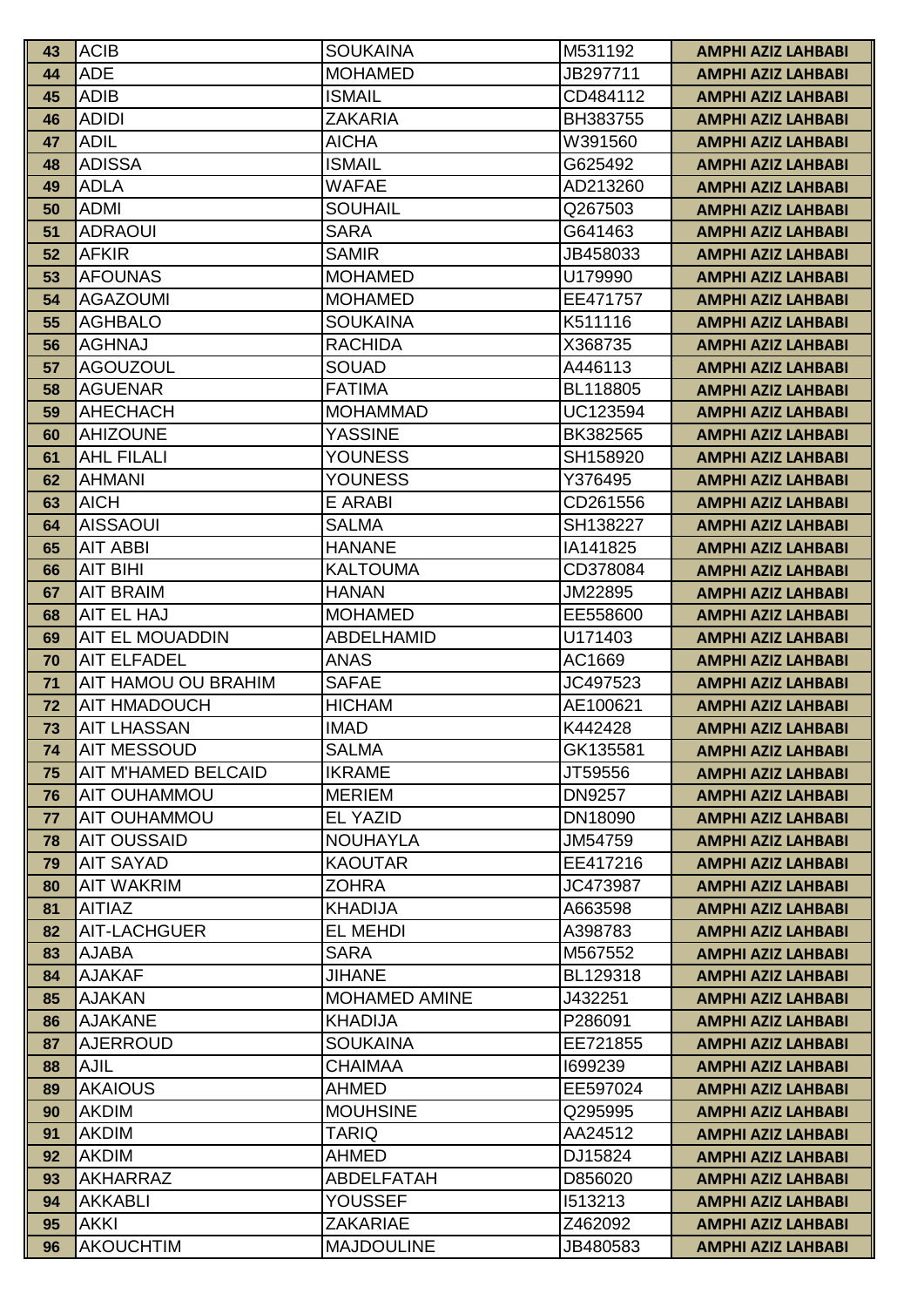| | | | | |
|---|---|---|---|---|
| 43 | ACIB | SOUKAINA | M531192 | AMPHI AZIZ LAHBABI |
| 44 | ADE | MOHAMED | JB297711 | AMPHI AZIZ LAHBABI |
| 45 | ADIB | ISMAIL | CD484112 | AMPHI AZIZ LAHBABI |
| 46 | ADIDI | ZAKARIA | BH383755 | AMPHI AZIZ LAHBABI |
| 47 | ADIL | AICHA | W391560 | AMPHI AZIZ LAHBABI |
| 48 | ADISSA | ISMAIL | G625492 | AMPHI AZIZ LAHBABI |
| 49 | ADLA | WAFAE | AD213260 | AMPHI AZIZ LAHBABI |
| 50 | ADMI | SOUHAIL | Q267503 | AMPHI AZIZ LAHBABI |
| 51 | ADRAOUI | SARA | G641463 | AMPHI AZIZ LAHBABI |
| 52 | AFKIR | SAMIR | JB458033 | AMPHI AZIZ LAHBABI |
| 53 | AFOUNAS | MOHAMED | U179990 | AMPHI AZIZ LAHBABI |
| 54 | AGAZOUMI | MOHAMED | EE471757 | AMPHI AZIZ LAHBABI |
| 55 | AGHBALO | SOUKAINA | K511116 | AMPHI AZIZ LAHBABI |
| 56 | AGHNAJ | RACHIDA | X368735 | AMPHI AZIZ LAHBABI |
| 57 | AGOUZOUL | SOUAD | A446113 | AMPHI AZIZ LAHBABI |
| 58 | AGUENAR | FATIMA | BL118805 | AMPHI AZIZ LAHBABI |
| 59 | AHECHACH | MOHAMMAD | UC123594 | AMPHI AZIZ LAHBABI |
| 60 | AHIZOUNE | YASSINE | BK382565 | AMPHI AZIZ LAHBABI |
| 61 | AHL FILALI | YOUNESS | SH158920 | AMPHI AZIZ LAHBABI |
| 62 | AHMANI | YOUNESS | Y376495 | AMPHI AZIZ LAHBABI |
| 63 | AICH | E ARABI | CD261556 | AMPHI AZIZ LAHBABI |
| 64 | AISSAOUI | SALMA | SH138227 | AMPHI AZIZ LAHBABI |
| 65 | AIT ABBI | HANANE | IA141825 | AMPHI AZIZ LAHBABI |
| 66 | AIT BIHI | KALTOUMA | CD378084 | AMPHI AZIZ LAHBABI |
| 67 | AIT BRAIM | HANAN | JM22895 | AMPHI AZIZ LAHBABI |
| 68 | AIT EL HAJ | MOHAMED | EE558600 | AMPHI AZIZ LAHBABI |
| 69 | AIT EL MOUADDIN | ABDELHAMID | U171403 | AMPHI AZIZ LAHBABI |
| 70 | AIT ELFADEL | ANAS | AC1669 | AMPHI AZIZ LAHBABI |
| 71 | AIT HAMOU OU BRAHIM | SAFAE | JC497523 | AMPHI AZIZ LAHBABI |
| 72 | AIT HMADOUCH | HICHAM | AE100621 | AMPHI AZIZ LAHBABI |
| 73 | AIT LHASSAN | IMAD | K442428 | AMPHI AZIZ LAHBABI |
| 74 | AIT MESSOUD | SALMA | GK135581 | AMPHI AZIZ LAHBABI |
| 75 | AIT M'HAMED BELCAID | IKRAME | JT59556 | AMPHI AZIZ LAHBABI |
| 76 | AIT OUHAMMOU | MERIEM | DN9257 | AMPHI AZIZ LAHBABI |
| 77 | AIT OUHAMMOU | EL YAZID | DN18090 | AMPHI AZIZ LAHBABI |
| 78 | AIT OUSSAID | NOUHAYLA | JM54759 | AMPHI AZIZ LAHBABI |
| 79 | AIT SAYAD | KAOUTAR | EE417216 | AMPHI AZIZ LAHBABI |
| 80 | AIT WAKRIM | ZOHRA | JC473987 | AMPHI AZIZ LAHBABI |
| 81 | AITIAZ | KHADIJA | A663598 | AMPHI AZIZ LAHBABI |
| 82 | AIT-LACHGUER | EL MEHDI | A398783 | AMPHI AZIZ LAHBABI |
| 83 | AJABA | SARA | M567552 | AMPHI AZIZ LAHBABI |
| 84 | AJAKAF | JIHANE | BL129318 | AMPHI AZIZ LAHBABI |
| 85 | AJAKAN | MOHAMED AMINE | J432251 | AMPHI AZIZ LAHBABI |
| 86 | AJAKANE | KHADIJA | P286091 | AMPHI AZIZ LAHBABI |
| 87 | AJERROUD | SOUKAINA | EE721855 | AMPHI AZIZ LAHBABI |
| 88 | AJIL | CHAIMAA | I699239 | AMPHI AZIZ LAHBABI |
| 89 | AKAIOUS | AHMED | EE597024 | AMPHI AZIZ LAHBABI |
| 90 | AKDIM | MOUHSINE | Q295995 | AMPHI AZIZ LAHBABI |
| 91 | AKDIM | TARIQ | AA24512 | AMPHI AZIZ LAHBABI |
| 92 | AKDIM | AHMED | DJ15824 | AMPHI AZIZ LAHBABI |
| 93 | AKHARRAZ | ABDELFATAH | D856020 | AMPHI AZIZ LAHBABI |
| 94 | AKKABLI | YOUSSEF | I513213 | AMPHI AZIZ LAHBABI |
| 95 | AKKI | ZAKARIAE | Z462092 | AMPHI AZIZ LAHBABI |
| 96 | AKOUCHTIM | MAJDOULINE | JB480583 | AMPHI AZIZ LAHBABI |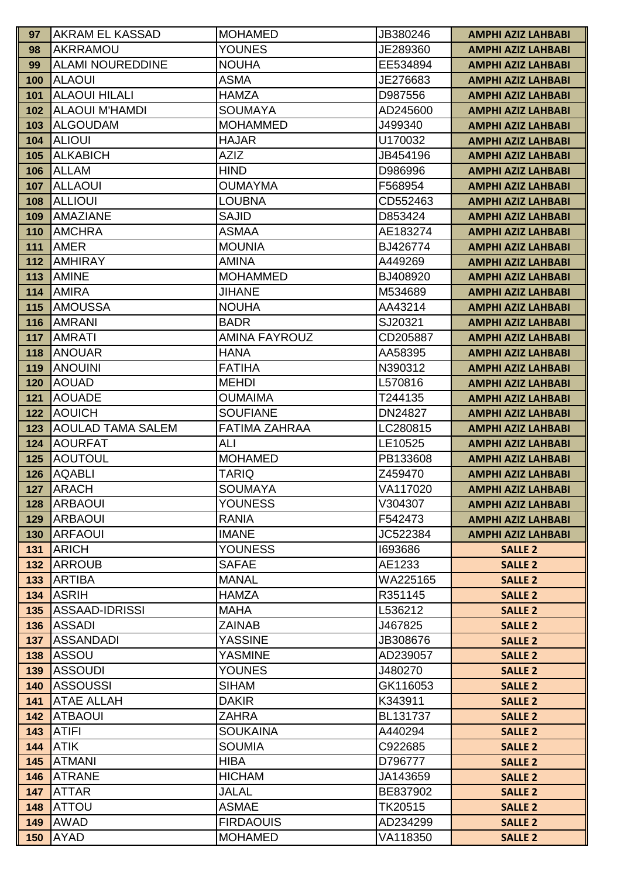| | | | | |
|---|---|---|---|---|
| 97 | AKRAM EL KASSAD | MOHAMED | JB380246 | AMPHI AZIZ LAHBABI |
| 98 | AKRRAMOU | YOUNES | JE289360 | AMPHI AZIZ LAHBABI |
| 99 | ALAMI NOUREDDINE | NOUHA | EE534894 | AMPHI AZIZ LAHBABI |
| 100 | ALAOUI | ASMA | JE276683 | AMPHI AZIZ LAHBABI |
| 101 | ALAOUI HILALI | HAMZA | D987556 | AMPHI AZIZ LAHBABI |
| 102 | ALAOUI M'HAMDI | SOUMAYA | AD245600 | AMPHI AZIZ LAHBABI |
| 103 | ALGOUDAM | MOHAMMED | J499340 | AMPHI AZIZ LAHBABI |
| 104 | ALIOUI | HAJAR | U170032 | AMPHI AZIZ LAHBABI |
| 105 | ALKABICH | AZIZ | JB454196 | AMPHI AZIZ LAHBABI |
| 106 | ALLAM | HIND | D986996 | AMPHI AZIZ LAHBABI |
| 107 | ALLAOUI | OUMAYMA | F568954 | AMPHI AZIZ LAHBABI |
| 108 | ALLIOUI | LOUBNA | CD552463 | AMPHI AZIZ LAHBABI |
| 109 | AMAZIANE | SAJID | D853424 | AMPHI AZIZ LAHBABI |
| 110 | AMCHRA | ASMAA | AE183274 | AMPHI AZIZ LAHBABI |
| 111 | AMER | MOUNIA | BJ426774 | AMPHI AZIZ LAHBABI |
| 112 | AMHIRAY | AMINA | A449269 | AMPHI AZIZ LAHBABI |
| 113 | AMINE | MOHAMMED | BJ408920 | AMPHI AZIZ LAHBABI |
| 114 | AMIRA | JIHANE | M534689 | AMPHI AZIZ LAHBABI |
| 115 | AMOUSSA | NOUHA | AA43214 | AMPHI AZIZ LAHBABI |
| 116 | AMRANI | BADR | SJ20321 | AMPHI AZIZ LAHBABI |
| 117 | AMRATI | AMINA FAYROUZ | CD205887 | AMPHI AZIZ LAHBABI |
| 118 | ANOUAR | HANA | AA58395 | AMPHI AZIZ LAHBABI |
| 119 | ANOUINI | FATIHA | N390312 | AMPHI AZIZ LAHBABI |
| 120 | AOUAD | MEHDI | L570816 | AMPHI AZIZ LAHBABI |
| 121 | AOUADE | OUMAIMA | T244135 | AMPHI AZIZ LAHBABI |
| 122 | AOUICH | SOUFIANE | DN24827 | AMPHI AZIZ LAHBABI |
| 123 | AOULAD TAMA SALEM | FATIMA ZAHRAA | LC280815 | AMPHI AZIZ LAHBABI |
| 124 | AOURFAT | ALI | LE10525 | AMPHI AZIZ LAHBABI |
| 125 | AOUTOUL | MOHAMED | PB133608 | AMPHI AZIZ LAHBABI |
| 126 | AQABLI | TARIQ | Z459470 | AMPHI AZIZ LAHBABI |
| 127 | ARACH | SOUMAYA | VA117020 | AMPHI AZIZ LAHBABI |
| 128 | ARBAOUI | YOUNESS | V304307 | AMPHI AZIZ LAHBABI |
| 129 | ARBAOUI | RANIA | F542473 | AMPHI AZIZ LAHBABI |
| 130 | ARFAOUI | IMANE | JC522384 | AMPHI AZIZ LAHBABI |
| 131 | ARICH | YOUNESS | I693686 | SALLE 2 |
| 132 | ARROUB | SAFAE | AE1233 | SALLE 2 |
| 133 | ARTIBA | MANAL | WA225165 | SALLE 2 |
| 134 | ASRIH | HAMZA | R351145 | SALLE 2 |
| 135 | ASSAAD-IDRISSI | MAHA | L536212 | SALLE 2 |
| 136 | ASSADI | ZAINAB | J467825 | SALLE 2 |
| 137 | ASSANDADI | YASSINE | JB308676 | SALLE 2 |
| 138 | ASSOU | YASMINE | AD239057 | SALLE 2 |
| 139 | ASSOUDI | YOUNES | J480270 | SALLE 2 |
| 140 | ASSOUSSI | SIHAM | GK116053 | SALLE 2 |
| 141 | ATAE ALLAH | DAKIR | K343911 | SALLE 2 |
| 142 | ATBAOUI | ZAHRA | BL131737 | SALLE 2 |
| 143 | ATIFI | SOUKAINA | A440294 | SALLE 2 |
| 144 | ATIK | SOUMIA | C922685 | SALLE 2 |
| 145 | ATMANI | HIBA | D796777 | SALLE 2 |
| 146 | ATRANE | HICHAM | JA143659 | SALLE 2 |
| 147 | ATTAR | JALAL | BE837902 | SALLE 2 |
| 148 | ATTOU | ASMAE | TK20515 | SALLE 2 |
| 149 | AWAD | FIRDAOUIS | AD234299 | SALLE 2 |
| 150 | AYAD | MOHAMED | VA118350 | SALLE 2 |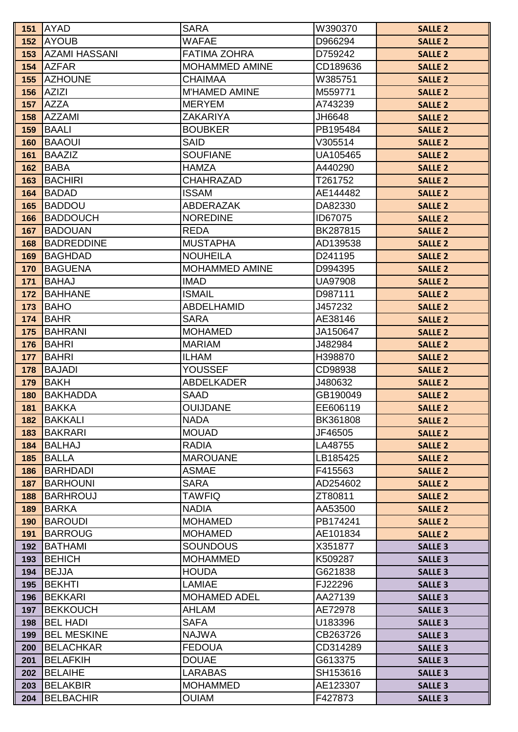| 151 | AYAD | SARA | W390370 | SALLE 2 |
|---|---|---|---|---|
| 152 | AYOUB | WAFAE | D966294 | SALLE 2 |
| 153 | AZAMI HASSANI | FATIMA ZOHRA | D759242 | SALLE 2 |
| 154 | AZFAR | MOHAMMED AMINE | CD189636 | SALLE 2 |
| 155 | AZHOUNE | CHAIMAA | W385751 | SALLE 2 |
| 156 | AZIZI | M'HAMED AMINE | M559771 | SALLE 2 |
| 157 | AZZA | MERYEM | A743239 | SALLE 2 |
| 158 | AZZAMI | ZAKARIYA | JH6648 | SALLE 2 |
| 159 | BAALI | BOUBKER | PB195484 | SALLE 2 |
| 160 | BAAOUI | SAID | V305514 | SALLE 2 |
| 161 | BAAZIZ | SOUFIANE | UA105465 | SALLE 2 |
| 162 | BABA | HAMZA | A440290 | SALLE 2 |
| 163 | BACHIRI | CHAHRAZAD | T261752 | SALLE 2 |
| 164 | BADAD | ISSAM | AE144482 | SALLE 2 |
| 165 | BADDOU | ABDERAZAK | DA82330 | SALLE 2 |
| 166 | BADDOUCH | NOREDINE | ID67075 | SALLE 2 |
| 167 | BADOUAN | REDA | BK287815 | SALLE 2 |
| 168 | BADREDDINE | MUSTAPHA | AD139538 | SALLE 2 |
| 169 | BAGHDAD | NOUHEILA | D241195 | SALLE 2 |
| 170 | BAGUENA | MOHAMMED AMINE | D994395 | SALLE 2 |
| 171 | BAHAJ | IMAD | UA97908 | SALLE 2 |
| 172 | BAHHANE | ISMAIL | D987111 | SALLE 2 |
| 173 | BAHO | ABDELHAMID | J457232 | SALLE 2 |
| 174 | BAHR | SARA | AE38146 | SALLE 2 |
| 175 | BAHRANI | MOHAMED | JA150647 | SALLE 2 |
| 176 | BAHRI | MARIAM | J482984 | SALLE 2 |
| 177 | BAHRI | ILHAM | H398870 | SALLE 2 |
| 178 | BAJADI | YOUSSEF | CD98938 | SALLE 2 |
| 179 | BAKH | ABDELKADER | J480632 | SALLE 2 |
| 180 | BAKHADDA | SAAD | GB190049 | SALLE 2 |
| 181 | BAKKA | OUIJDANE | EE606119 | SALLE 2 |
| 182 | BAKKALI | NADA | BK361808 | SALLE 2 |
| 183 | BAKRARI | MOUAD | JF46505 | SALLE 2 |
| 184 | BALHAJ | RADIA | LA48755 | SALLE 2 |
| 185 | BALLA | MAROUANE | LB185425 | SALLE 2 |
| 186 | BARHDADI | ASMAE | F415563 | SALLE 2 |
| 187 | BARHOUNI | SARA | AD254602 | SALLE 2 |
| 188 | BARHROUJ | TAWFIQ | ZT80811 | SALLE 2 |
| 189 | BARKA | NADIA | AA53500 | SALLE 2 |
| 190 | BAROUDI | MOHAMED | PB174241 | SALLE 2 |
| 191 | BARROUG | MOHAMED | AE101834 | SALLE 2 |
| 192 | BATHAMI | SOUNDOUS | X351877 | SALLE 3 |
| 193 | BEHICH | MOHAMMED | K509287 | SALLE 3 |
| 194 | BEJJA | HOUDA | G621838 | SALLE 3 |
| 195 | BEKHTI | LAMIAE | FJ22296 | SALLE 3 |
| 196 | BEKKARI | MOHAMED ADEL | AA27139 | SALLE 3 |
| 197 | BEKKOUCH | AHLAM | AE72978 | SALLE 3 |
| 198 | BEL HADI | SAFA | U183396 | SALLE 3 |
| 199 | BEL MESKINE | NAJWA | CB263726 | SALLE 3 |
| 200 | BELACHKAR | FEDOUA | CD314289 | SALLE 3 |
| 201 | BELAFKIH | DOUAE | G613375 | SALLE 3 |
| 202 | BELAIHE | LARABAS | SH153616 | SALLE 3 |
| 203 | BELAKBIR | MOHAMMED | AE123307 | SALLE 3 |
| 204 | BELBACHIR | OUIAM | F427873 | SALLE 3 |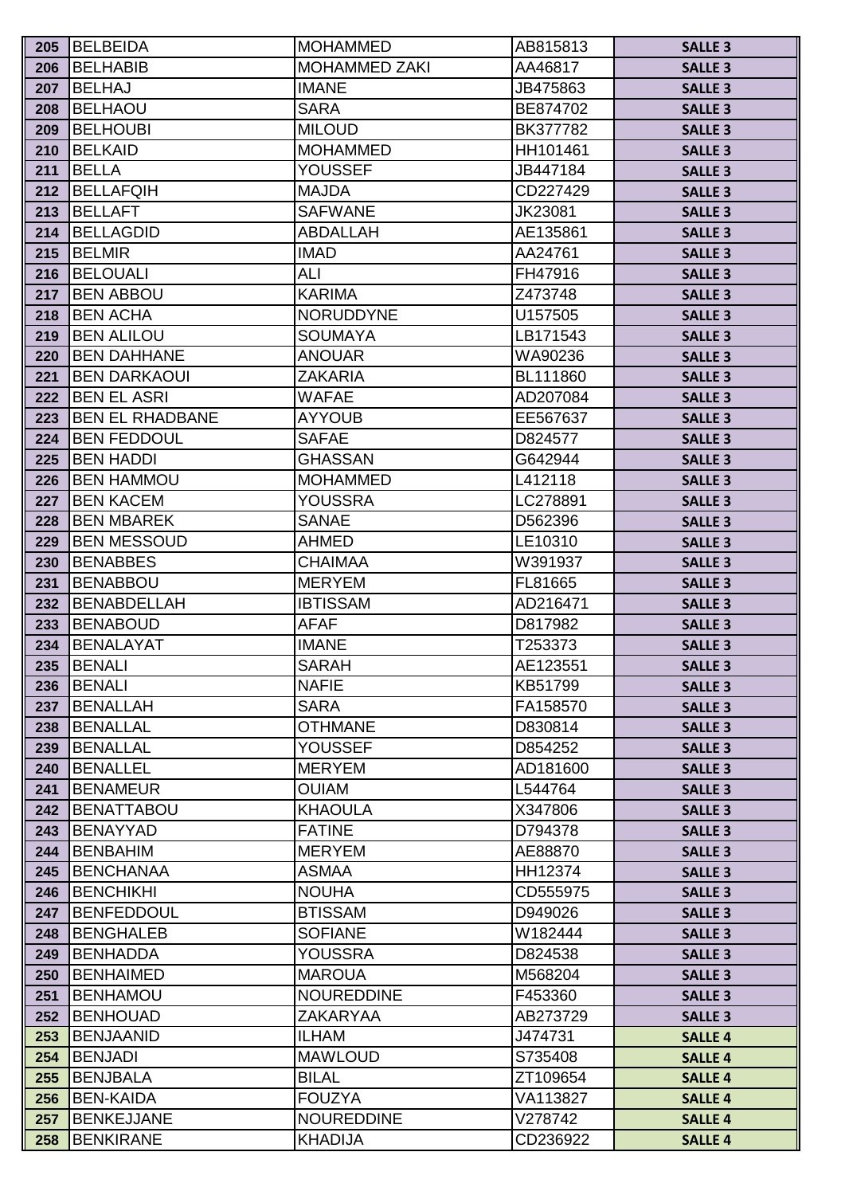| 205 | BELBEIDA | MOHAMMED | AB815813 | SALLE 3 |
|---|---|---|---|---|
| 206 | BELHABIB | MOHAMMED ZAKI | AA46817 | SALLE 3 |
| 207 | BELHAJ | IMANE | JB475863 | SALLE 3 |
| 208 | BELHAOU | SARA | BE874702 | SALLE 3 |
| 209 | BELHOUBI | MILOUD | BK377782 | SALLE 3 |
| 210 | BELKAID | MOHAMMED | HH101461 | SALLE 3 |
| 211 | BELLA | YOUSSEF | JB447184 | SALLE 3 |
| 212 | BELLAFQIH | MAJDA | CD227429 | SALLE 3 |
| 213 | BELLAFT | SAFWANE | JK23081 | SALLE 3 |
| 214 | BELLAGDID | ABDALLAH | AE135861 | SALLE 3 |
| 215 | BELMIR | IMAD | AA24761 | SALLE 3 |
| 216 | BELOUALI | ALI | FH47916 | SALLE 3 |
| 217 | BEN ABBOU | KARIMA | Z473748 | SALLE 3 |
| 218 | BEN ACHA | NORUDDYNE | U157505 | SALLE 3 |
| 219 | BEN ALILOU | SOUMAYA | LB171543 | SALLE 3 |
| 220 | BEN DAHHANE | ANOUAR | WA90236 | SALLE 3 |
| 221 | BEN DARKAOUI | ZAKARIA | BL111860 | SALLE 3 |
| 222 | BEN EL ASRI | WAFAE | AD207084 | SALLE 3 |
| 223 | BEN EL RHADBANE | AYYOUB | EE567637 | SALLE 3 |
| 224 | BEN FEDDOUL | SAFAE | D824577 | SALLE 3 |
| 225 | BEN HADDI | GHASSAN | G642944 | SALLE 3 |
| 226 | BEN HAMMOU | MOHAMMED | L412118 | SALLE 3 |
| 227 | BEN KACEM | YOUSSRA | LC278891 | SALLE 3 |
| 228 | BEN MBAREK | SANAE | D562396 | SALLE 3 |
| 229 | BEN MESSOUD | AHMED | LE10310 | SALLE 3 |
| 230 | BENABBES | CHAIMAA | W391937 | SALLE 3 |
| 231 | BENABBOU | MERYEM | FL81665 | SALLE 3 |
| 232 | BENABDELLAH | IBTISSAM | AD216471 | SALLE 3 |
| 233 | BENABOUD | AFAF | D817982 | SALLE 3 |
| 234 | BENALAYAT | IMANE | T253373 | SALLE 3 |
| 235 | BENALI | SARAH | AE123551 | SALLE 3 |
| 236 | BENALI | NAFIE | KB51799 | SALLE 3 |
| 237 | BENALLAH | SARA | FA158570 | SALLE 3 |
| 238 | BENALLAL | OTHMANE | D830814 | SALLE 3 |
| 239 | BENALLAL | YOUSSEF | D854252 | SALLE 3 |
| 240 | BENALLEL | MERYEM | AD181600 | SALLE 3 |
| 241 | BENAMEUR | OUIAM | L544764 | SALLE 3 |
| 242 | BENATTABOU | KHAOULA | X347806 | SALLE 3 |
| 243 | BENAYYAD | FATINE | D794378 | SALLE 3 |
| 244 | BENBAHIM | MERYEM | AE88870 | SALLE 3 |
| 245 | BENCHANAA | ASMAA | HH12374 | SALLE 3 |
| 246 | BENCHIKHI | NOUHA | CD555975 | SALLE 3 |
| 247 | BENFEDDOUL | BTISSAM | D949026 | SALLE 3 |
| 248 | BENGHALEB | SOFIANE | W182444 | SALLE 3 |
| 249 | BENHADDA | YOUSSRA | D824538 | SALLE 3 |
| 250 | BENHAIMED | MAROUA | M568204 | SALLE 3 |
| 251 | BENHAMOU | NOUREDDINE | F453360 | SALLE 3 |
| 252 | BENHOUAD | ZAKARYAA | AB273729 | SALLE 3 |
| 253 | BENJAANID | ILHAM | J474731 | SALLE 4 |
| 254 | BENJADI | MAWLOUD | S735408 | SALLE 4 |
| 255 | BENJBALA | BILAL | ZT109654 | SALLE 4 |
| 256 | BEN-KAIDA | FOUZYA | VA113827 | SALLE 4 |
| 257 | BENKEJJANE | NOUREDDINE | V278742 | SALLE 4 |
| 258 | BENKIRANE | KHADIJA | CD236922 | SALLE 4 |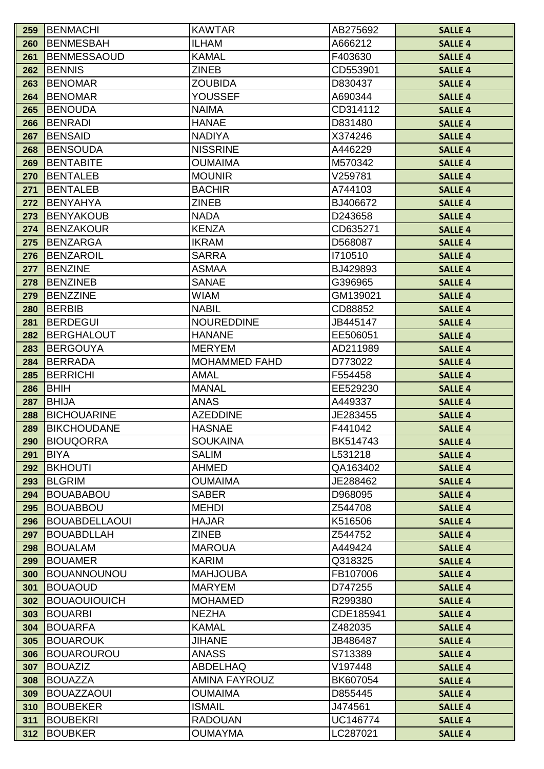| 259 | BENMACHI | KAWTAR | AB275692 | SALLE 4 |
|---|---|---|---|---|
| 260 | BENMESBAH | ILHAM | A666212 | SALLE 4 |
| 261 | BENMESSAOUD | KAMAL | F403630 | SALLE 4 |
| 262 | BENNIS | ZINEB | CD553901 | SALLE 4 |
| 263 | BENOMAR | ZOUBIDA | D830437 | SALLE 4 |
| 264 | BENOMAR | YOUSSEF | A690344 | SALLE 4 |
| 265 | BENOUDA | NAIMA | CD314112 | SALLE 4 |
| 266 | BENRADI | HANAE | D831480 | SALLE 4 |
| 267 | BENSAID | NADIYA | X374246 | SALLE 4 |
| 268 | BENSOUDA | NISSRINE | A446229 | SALLE 4 |
| 269 | BENTABITE | OUMAIMA | M570342 | SALLE 4 |
| 270 | BENTALEB | MOUNIR | V259781 | SALLE 4 |
| 271 | BENTALEB | BACHIR | A744103 | SALLE 4 |
| 272 | BENYAHYA | ZINEB | BJ406672 | SALLE 4 |
| 273 | BENYAKOUB | NADA | D243658 | SALLE 4 |
| 274 | BENZAKOUR | KENZA | CD635271 | SALLE 4 |
| 275 | BENZARGA | IKRAM | D568087 | SALLE 4 |
| 276 | BENZAROIL | SARRA | I710510 | SALLE 4 |
| 277 | BENZINE | ASMAA | BJ429893 | SALLE 4 |
| 278 | BENZINEB | SANAE | G396965 | SALLE 4 |
| 279 | BENZZINE | WIAM | GM139021 | SALLE 4 |
| 280 | BERBIB | NABIL | CD88852 | SALLE 4 |
| 281 | BERDEGUI | NOUREDDINE | JB445147 | SALLE 4 |
| 282 | BERGHALOUT | HANANE | EE506051 | SALLE 4 |
| 283 | BERGOUYA | MERYEM | AD211989 | SALLE 4 |
| 284 | BERRADA | MOHAMMED FAHD | D773022 | SALLE 4 |
| 285 | BERRICHI | AMAL | F554458 | SALLE 4 |
| 286 | BHIH | MANAL | EE529230 | SALLE 4 |
| 287 | BHIJA | ANAS | A449337 | SALLE 4 |
| 288 | BICHOUARINE | AZEDDINE | JE283455 | SALLE 4 |
| 289 | BIKCHOUDANE | HASNAE | F441042 | SALLE 4 |
| 290 | BIOUQORRA | SOUKAINA | BK514743 | SALLE 4 |
| 291 | BIYA | SALIM | L531218 | SALLE 4 |
| 292 | BKHOUTI | AHMED | QA163402 | SALLE 4 |
| 293 | BLGRIM | OUMAIMA | JE288462 | SALLE 4 |
| 294 | BOUABABOU | SABER | D968095 | SALLE 4 |
| 295 | BOUABBOU | MEHDI | Z544708 | SALLE 4 |
| 296 | BOUABDELLAOUI | HAJAR | K516506 | SALLE 4 |
| 297 | BOUABDLLAH | ZINEB | Z544752 | SALLE 4 |
| 298 | BOUALAM | MAROUA | A449424 | SALLE 4 |
| 299 | BOUAMER | KARIM | Q318325 | SALLE 4 |
| 300 | BOUANNOUNOU | MAHJOUBA | FB107006 | SALLE 4 |
| 301 | BOUAOUD | MARYEM | D747255 | SALLE 4 |
| 302 | BOUAOUIOUICH | MOHAMED | R299380 | SALLE 4 |
| 303 | BOUARBI | NEZHA | CDE185941 | SALLE 4 |
| 304 | BOUARFA | KAMAL | Z482035 | SALLE 4 |
| 305 | BOUAROUK | JIHANE | JB486487 | SALLE 4 |
| 306 | BOUAROUROU | ANASS | S713389 | SALLE 4 |
| 307 | BOUAZIZ | ABDELHAQ | V197448 | SALLE 4 |
| 308 | BOUAZZA | AMINA FAYROUZ | BK607054 | SALLE 4 |
| 309 | BOUAZZAOUI | OUMAIMA | D855445 | SALLE 4 |
| 310 | BOUBEKER | ISMAIL | J474561 | SALLE 4 |
| 311 | BOUBEKRI | RADOUAN | UC146774 | SALLE 4 |
| 312 | BOUBKER | OUMAYMA | LC287021 | SALLE 4 |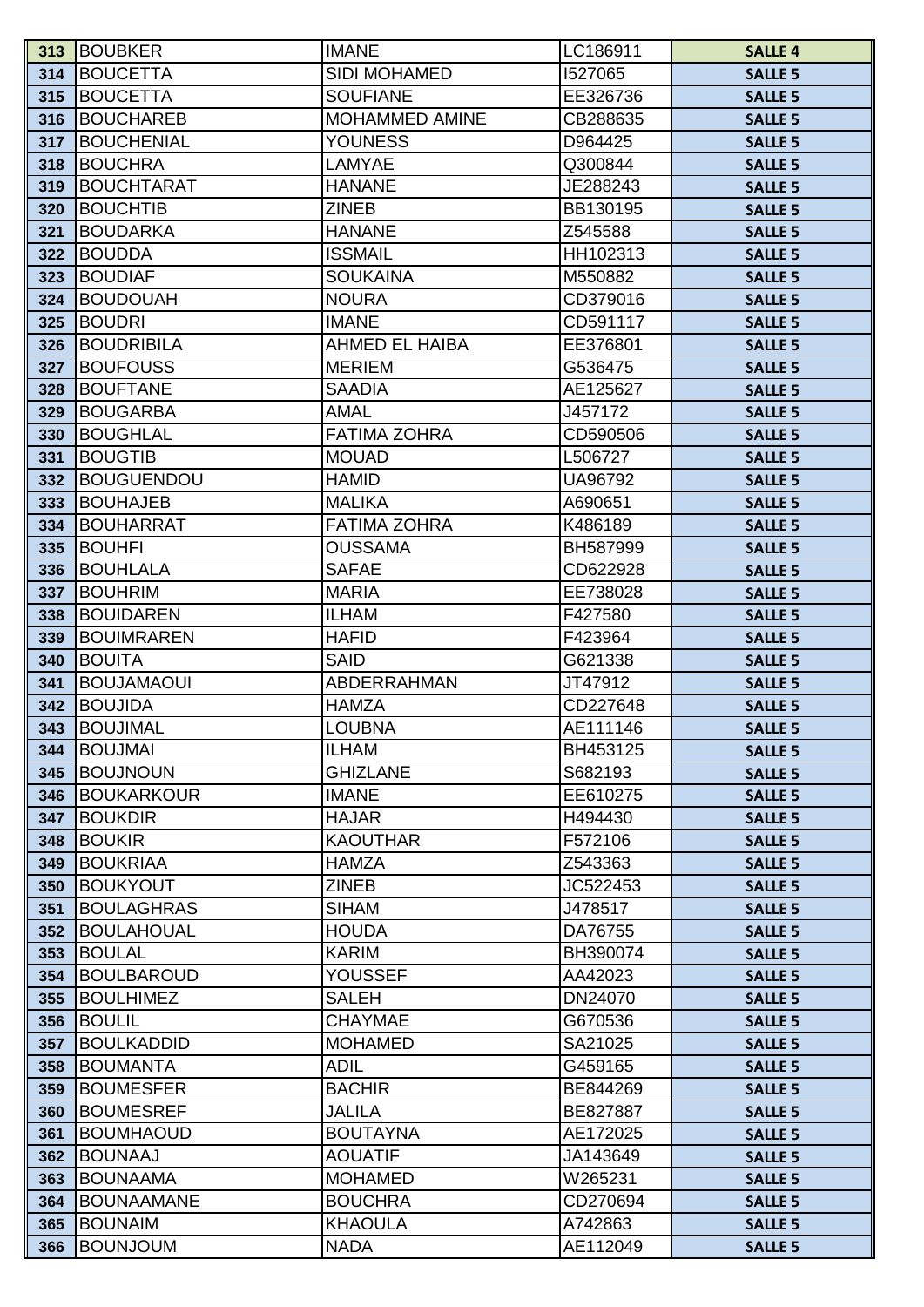| 313 | BOUBKER | IMANE | LC186911 | SALLE 4 |
|---|---|---|---|---|
| 314 | BOUCETTA | SIDI MOHAMED | I527065 | SALLE 5 |
| 315 | BOUCETTA | SOUFIANE | EE326736 | SALLE 5 |
| 316 | BOUCHAREB | MOHAMMED AMINE | CB288635 | SALLE 5 |
| 317 | BOUCHENIAL | YOUNESS | D964425 | SALLE 5 |
| 318 | BOUCHRA | LAMYAE | Q300844 | SALLE 5 |
| 319 | BOUCHTARAT | HANANE | JE288243 | SALLE 5 |
| 320 | BOUCHTIB | ZINEB | BB130195 | SALLE 5 |
| 321 | BOUDARKA | HANANE | Z545588 | SALLE 5 |
| 322 | BOUDDA | ISSMAIL | HH102313 | SALLE 5 |
| 323 | BOUDIAF | SOUKAINA | M550882 | SALLE 5 |
| 324 | BOUDOUAH | NOURA | CD379016 | SALLE 5 |
| 325 | BOUDRI | IMANE | CD591117 | SALLE 5 |
| 326 | BOUDRIBILA | AHMED EL HAIBA | EE376801 | SALLE 5 |
| 327 | BOUFOUSS | MERIEM | G536475 | SALLE 5 |
| 328 | BOUFTANE | SAADIA | AE125627 | SALLE 5 |
| 329 | BOUGARBA | AMAL | J457172 | SALLE 5 |
| 330 | BOUGHLAL | FATIMA ZOHRA | CD590506 | SALLE 5 |
| 331 | BOUGTIB | MOUAD | L506727 | SALLE 5 |
| 332 | BOUGUENDOU | HAMID | UA96792 | SALLE 5 |
| 333 | BOUHAJEB | MALIKA | A690651 | SALLE 5 |
| 334 | BOUHARRAT | FATIMA ZOHRA | K486189 | SALLE 5 |
| 335 | BOUHFI | OUSSAMA | BH587999 | SALLE 5 |
| 336 | BOUHLALA | SAFAE | CD622928 | SALLE 5 |
| 337 | BOUHRIM | MARIA | EE738028 | SALLE 5 |
| 338 | BOUIDAREN | ILHAM | F427580 | SALLE 5 |
| 339 | BOUIMRAREN | HAFID | F423964 | SALLE 5 |
| 340 | BOUITA | SAID | G621338 | SALLE 5 |
| 341 | BOUJAMAOUI | ABDERRAHMAN | JT47912 | SALLE 5 |
| 342 | BOUJIDA | HAMZA | CD227648 | SALLE 5 |
| 343 | BOUJIMAL | LOUBNA | AE111146 | SALLE 5 |
| 344 | BOUJMAI | ILHAM | BH453125 | SALLE 5 |
| 345 | BOUJNOUN | GHIZLANE | S682193 | SALLE 5 |
| 346 | BOUKARKOUR | IMANE | EE610275 | SALLE 5 |
| 347 | BOUKDIR | HAJAR | H494430 | SALLE 5 |
| 348 | BOUKIR | KAOUTHAR | F572106 | SALLE 5 |
| 349 | BOUKRIAA | HAMZA | Z543363 | SALLE 5 |
| 350 | BOUKYOUT | ZINEB | JC522453 | SALLE 5 |
| 351 | BOULAGHRAS | SIHAM | J478517 | SALLE 5 |
| 352 | BOULAHOUAL | HOUDA | DA76755 | SALLE 5 |
| 353 | BOULAL | KARIM | BH390074 | SALLE 5 |
| 354 | BOULBAROUD | YOUSSEF | AA42023 | SALLE 5 |
| 355 | BOULHIMEZ | SALEH | DN24070 | SALLE 5 |
| 356 | BOULIL | CHAYMAE | G670536 | SALLE 5 |
| 357 | BOULKADDID | MOHAMED | SA21025 | SALLE 5 |
| 358 | BOUMANTA | ADIL | G459165 | SALLE 5 |
| 359 | BOUMESFER | BACHIR | BE844269 | SALLE 5 |
| 360 | BOUMESREF | JALILA | BE827887 | SALLE 5 |
| 361 | BOUMHAOUD | BOUTAYNA | AE172025 | SALLE 5 |
| 362 | BOUNAAJ | AOUATIF | JA143649 | SALLE 5 |
| 363 | BOUNAAMA | MOHAMED | W265231 | SALLE 5 |
| 364 | BOUNAAMANE | BOUCHRA | CD270694 | SALLE 5 |
| 365 | BOUNAIM | KHAOULA | A742863 | SALLE 5 |
| 366 | BOUNJOUM | NADA | AE112049 | SALLE 5 |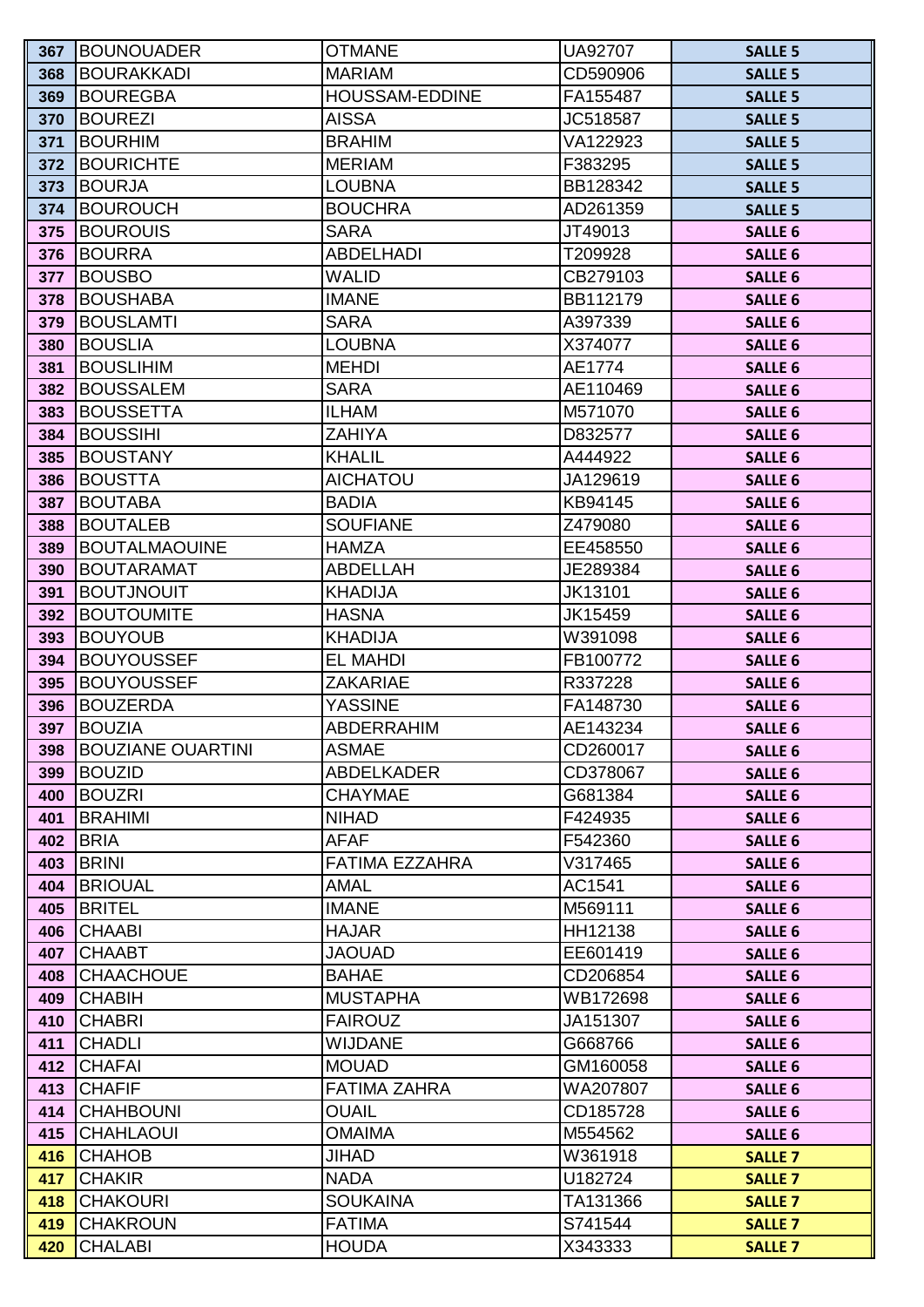| 367 | BOUNOUADER | OTMANE | UA92707 | SALLE 5 |
|---|---|---|---|---|
| 368 | BOURAKKADI | MARIAM | CD590906 | SALLE 5 |
| 369 | BOUREGBA | HOUSSAM-EDDINE | FA155487 | SALLE 5 |
| 370 | BOUREZI | AISSA | JC518587 | SALLE 5 |
| 371 | BOURHIM | BRAHIM | VA122923 | SALLE 5 |
| 372 | BOURICHTE | MERIAM | F383295 | SALLE 5 |
| 373 | BOURJA | LOUBNA | BB128342 | SALLE 5 |
| 374 | BOUROUCH | BOUCHRA | AD261359 | SALLE 5 |
| 375 | BOUROUIS | SARA | JT49013 | SALLE 6 |
| 376 | BOURRA | ABDELHADI | T209928 | SALLE 6 |
| 377 | BOUSBO | WALID | CB279103 | SALLE 6 |
| 378 | BOUSHABA | IMANE | BB112179 | SALLE 6 |
| 379 | BOUSLAMTI | SARA | A397339 | SALLE 6 |
| 380 | BOUSLIA | LOUBNA | X374077 | SALLE 6 |
| 381 | BOUSLIHIM | MEHDI | AE1774 | SALLE 6 |
| 382 | BOUSSALEM | SARA | AE110469 | SALLE 6 |
| 383 | BOUSSETTA | ILHAM | M571070 | SALLE 6 |
| 384 | BOUSSIHI | ZAHIYA | D832577 | SALLE 6 |
| 385 | BOUSTANY | KHALIL | A444922 | SALLE 6 |
| 386 | BOUSTTA | AICHATOU | JA129619 | SALLE 6 |
| 387 | BOUTABA | BADIA | KB94145 | SALLE 6 |
| 388 | BOUTALEB | SOUFIANE | Z479080 | SALLE 6 |
| 389 | BOUTALMAOUINE | HAMZA | EE458550 | SALLE 6 |
| 390 | BOUTARAMAT | ABDELLAH | JE289384 | SALLE 6 |
| 391 | BOUTJNOUIT | KHADIJA | JK13101 | SALLE 6 |
| 392 | BOUTOUMITE | HASNA | JK15459 | SALLE 6 |
| 393 | BOUYOUB | KHADIJA | W391098 | SALLE 6 |
| 394 | BOUYOUSSEF | EL MAHDI | FB100772 | SALLE 6 |
| 395 | BOUYOUSSEF | ZAKARIAE | R337228 | SALLE 6 |
| 396 | BOUZERDA | YASSINE | FA148730 | SALLE 6 |
| 397 | BOUZIA | ABDERRAHIM | AE143234 | SALLE 6 |
| 398 | BOUZIANE OUARTINI | ASMAE | CD260017 | SALLE 6 |
| 399 | BOUZID | ABDELKADER | CD378067 | SALLE 6 |
| 400 | BOUZRI | CHAYMAE | G681384 | SALLE 6 |
| 401 | BRAHIMI | NIHAD | F424935 | SALLE 6 |
| 402 | BRIA | AFAF | F542360 | SALLE 6 |
| 403 | BRINI | FATIMA EZZAHRA | V317465 | SALLE 6 |
| 404 | BRIOUAL | AMAL | AC1541 | SALLE 6 |
| 405 | BRITEL | IMANE | M569111 | SALLE 6 |
| 406 | CHAABI | HAJAR | HH12138 | SALLE 6 |
| 407 | CHAABT | JAOUAD | EE601419 | SALLE 6 |
| 408 | CHAACHOUE | BAHAE | CD206854 | SALLE 6 |
| 409 | CHABIH | MUSTAPHA | WB172698 | SALLE 6 |
| 410 | CHABRI | FAIROUZ | JA151307 | SALLE 6 |
| 411 | CHADLI | WIJDANE | G668766 | SALLE 6 |
| 412 | CHAFAI | MOUAD | GM160058 | SALLE 6 |
| 413 | CHAFIF | FATIMA ZAHRA | WA207807 | SALLE 6 |
| 414 | CHAHBOUNI | OUAIL | CD185728 | SALLE 6 |
| 415 | CHAHLAOUI | OMAIMA | M554562 | SALLE 6 |
| 416 | CHAHOB | JIHAD | W361918 | SALLE 7 |
| 417 | CHAKIR | NADA | U182724 | SALLE 7 |
| 418 | CHAKOURI | SOUKAINA | TA131366 | SALLE 7 |
| 419 | CHAKROUN | FATIMA | S741544 | SALLE 7 |
| 420 | CHALABI | HOUDA | X343333 | SALLE 7 |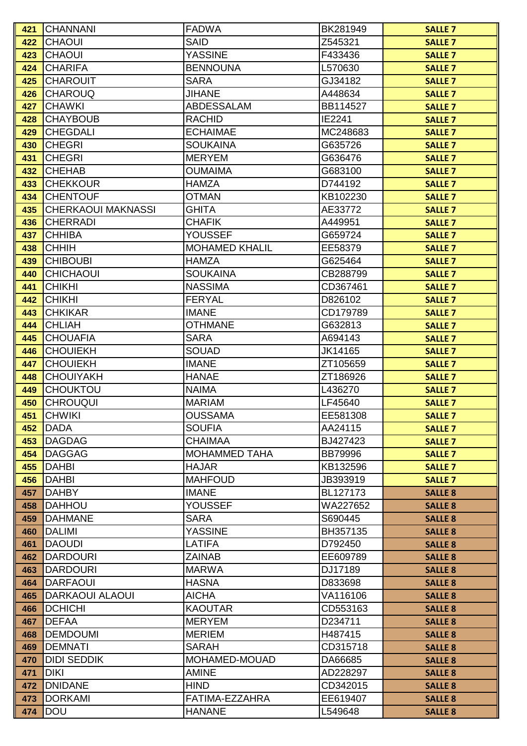| | | | | |
|---|---|---|---|---|
| 421 | CHANNANI | FADWA | BK281949 | SALLE 7 |
| 422 | CHAOUI | SAID | Z545321 | SALLE 7 |
| 423 | CHAOUI | YASSINE | F433436 | SALLE 7 |
| 424 | CHARIFA | BENNOUNA | L570630 | SALLE 7 |
| 425 | CHAROUIT | SARA | GJ34182 | SALLE 7 |
| 426 | CHAROUQ | JIHANE | A448634 | SALLE 7 |
| 427 | CHAWKI | ABDESSALAM | BB114527 | SALLE 7 |
| 428 | CHAYBOUB | RACHID | IE2241 | SALLE 7 |
| 429 | CHEGDALI | ECHAIMAE | MC248683 | SALLE 7 |
| 430 | CHEGRI | SOUKAINA | G635726 | SALLE 7 |
| 431 | CHEGRI | MERYEM | G636476 | SALLE 7 |
| 432 | CHEHAB | OUMAIMA | G683100 | SALLE 7 |
| 433 | CHEKKOUR | HAMZA | D744192 | SALLE 7 |
| 434 | CHENTOUF | OTMAN | KB102230 | SALLE 7 |
| 435 | CHERKAOUI MAKNASSI | GHITA | AE33772 | SALLE 7 |
| 436 | CHERRADI | CHAFIK | A449951 | SALLE 7 |
| 437 | CHHIBA | YOUSSEF | G659724 | SALLE 7 |
| 438 | CHHIH | MOHAMED KHALIL | EE58379 | SALLE 7 |
| 439 | CHIBOUBI | HAMZA | G625464 | SALLE 7 |
| 440 | CHICHAOUI | SOUKAINA | CB288799 | SALLE 7 |
| 441 | CHIKHI | NASSIMA | CD367461 | SALLE 7 |
| 442 | CHIKHI | FERYAL | D826102 | SALLE 7 |
| 443 | CHKIKAR | IMANE | CD179789 | SALLE 7 |
| 444 | CHLIAH | OTHMANE | G632813 | SALLE 7 |
| 445 | CHOUAFIA | SARA | A694143 | SALLE 7 |
| 446 | CHOUIEKH | SOUAD | JK14165 | SALLE 7 |
| 447 | CHOUIEKH | IMANE | ZT105659 | SALLE 7 |
| 448 | CHOUIYAKH | HANAE | ZT186926 | SALLE 7 |
| 449 | CHOUKTOU | NAIMA | L436270 | SALLE 7 |
| 450 | CHROUQUI | MARIAM | LF45640 | SALLE 7 |
| 451 | CHWIKI | OUSSAMA | EE581308 | SALLE 7 |
| 452 | DADA | SOUFIA | AA24115 | SALLE 7 |
| 453 | DAGDAG | CHAIMAA | BJ427423 | SALLE 7 |
| 454 | DAGGAG | MOHAMMED TAHA | BB79996 | SALLE 7 |
| 455 | DAHBI | HAJAR | KB132596 | SALLE 7 |
| 456 | DAHBI | MAHFOUD | JB393919 | SALLE 7 |
| 457 | DAHBY | IMANE | BL127173 | SALLE 8 |
| 458 | DAHHOU | YOUSSEF | WA227652 | SALLE 8 |
| 459 | DAHMANE | SARA | S690445 | SALLE 8 |
| 460 | DALIMI | YASSINE | BH357135 | SALLE 8 |
| 461 | DAOUDI | LATIFA | D792450 | SALLE 8 |
| 462 | DARDOURI | ZAINAB | EE609789 | SALLE 8 |
| 463 | DARDOURI | MARWA | DJ17189 | SALLE 8 |
| 464 | DARFAOUI | HASNA | D833698 | SALLE 8 |
| 465 | DARKAOUI ALAOUI | AICHA | VA116106 | SALLE 8 |
| 466 | DCHICHI | KAOUTAR | CD553163 | SALLE 8 |
| 467 | DEFAA | MERYEM | D234711 | SALLE 8 |
| 468 | DEMDOUMI | MERIEM | H487415 | SALLE 8 |
| 469 | DEMNATI | SARAH | CD315718 | SALLE 8 |
| 470 | DIDI SEDDIK | MOHAMED-MOUAD | DA66685 | SALLE 8 |
| 471 | DIKI | AMINE | AD228297 | SALLE 8 |
| 472 | DNIDANE | HIND | CD342015 | SALLE 8 |
| 473 | DORKAMI | FATIMA-EZZAHRA | EE619407 | SALLE 8 |
| 474 | DOU | HANANE | L549648 | SALLE 8 |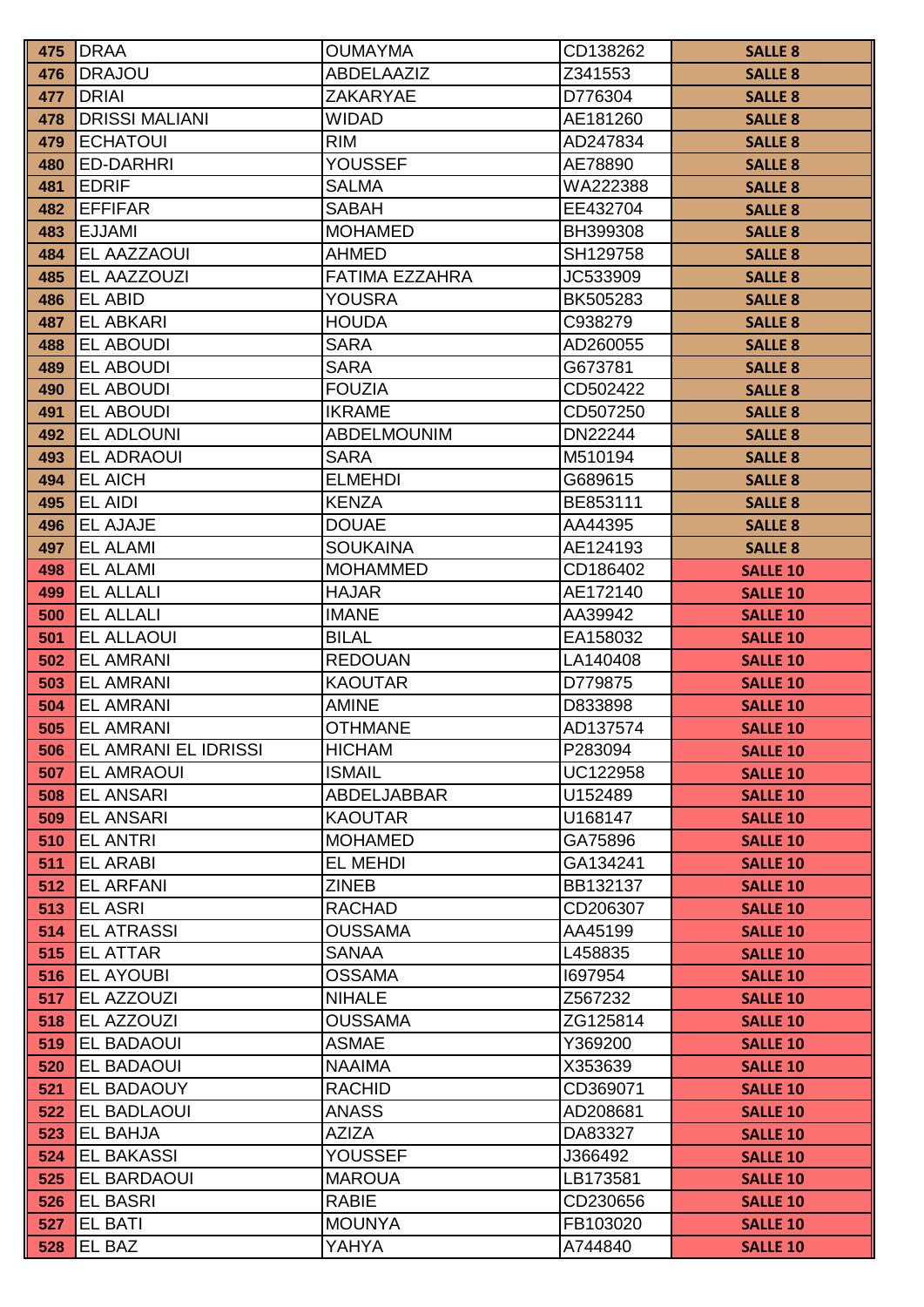| 475 | DRAA | OUMAYMA | CD138262 | SALLE 8 |
|---|---|---|---|---|
| 476 | DRAJOU | ABDELAAZIZ | Z341553 | SALLE 8 |
| 477 | DRIAI | ZAKARYAE | D776304 | SALLE 8 |
| 478 | DRISSI MALIANI | WIDAD | AE181260 | SALLE 8 |
| 479 | ECHATOUI | RIM | AD247834 | SALLE 8 |
| 480 | ED-DARHRI | YOUSSEF | AE78890 | SALLE 8 |
| 481 | EDRIF | SALMA | WA222388 | SALLE 8 |
| 482 | EFFIFAR | SABAH | EE432704 | SALLE 8 |
| 483 | EJJAMI | MOHAMED | BH399308 | SALLE 8 |
| 484 | EL AAZZAOUI | AHMED | SH129758 | SALLE 8 |
| 485 | EL AAZZOUZI | FATIMA EZZAHRA | JC533909 | SALLE 8 |
| 486 | EL ABID | YOUSRA | BK505283 | SALLE 8 |
| 487 | EL ABKARI | HOUDA | C938279 | SALLE 8 |
| 488 | EL ABOUDI | SARA | AD260055 | SALLE 8 |
| 489 | EL ABOUDI | SARA | G673781 | SALLE 8 |
| 490 | EL ABOUDI | FOUZIA | CD502422 | SALLE 8 |
| 491 | EL ABOUDI | IKRAME | CD507250 | SALLE 8 |
| 492 | EL ADLOUNI | ABDELMOUNIM | DN22244 | SALLE 8 |
| 493 | EL ADRAOUI | SARA | M510194 | SALLE 8 |
| 494 | EL AICH | ELMEHDI | G689615 | SALLE 8 |
| 495 | EL AIDI | KENZA | BE853111 | SALLE 8 |
| 496 | EL AJAJE | DOUAE | AA44395 | SALLE 8 |
| 497 | EL ALAMI | SOUKAINA | AE124193 | SALLE 8 |
| 498 | EL ALAMI | MOHAMMED | CD186402 | SALLE 10 |
| 499 | EL ALLALI | HAJAR | AE172140 | SALLE 10 |
| 500 | EL ALLALI | IMANE | AA39942 | SALLE 10 |
| 501 | EL ALLAOUI | BILAL | EA158032 | SALLE 10 |
| 502 | EL AMRANI | REDOUAN | LA140408 | SALLE 10 |
| 503 | EL AMRANI | KAOUTAR | D779875 | SALLE 10 |
| 504 | EL AMRANI | AMINE | D833898 | SALLE 10 |
| 505 | EL AMRANI | OTHMANE | AD137574 | SALLE 10 |
| 506 | EL AMRANI EL IDRISSI | HICHAM | P283094 | SALLE 10 |
| 507 | EL AMRAOUI | ISMAIL | UC122958 | SALLE 10 |
| 508 | EL ANSARI | ABDELJABBAR | U152489 | SALLE 10 |
| 509 | EL ANSARI | KAOUTAR | U168147 | SALLE 10 |
| 510 | EL ANTRI | MOHAMED | GA75896 | SALLE 10 |
| 511 | EL ARABI | EL MEHDI | GA134241 | SALLE 10 |
| 512 | EL ARFANI | ZINEB | BB132137 | SALLE 10 |
| 513 | EL ASRI | RACHAD | CD206307 | SALLE 10 |
| 514 | EL ATRASSI | OUSSAMA | AA45199 | SALLE 10 |
| 515 | EL ATTAR | SANAA | L458835 | SALLE 10 |
| 516 | EL AYOUBI | OSSAMA | I697954 | SALLE 10 |
| 517 | EL AZZOUZI | NIHALE | Z567232 | SALLE 10 |
| 518 | EL AZZOUZI | OUSSAMA | ZG125814 | SALLE 10 |
| 519 | EL BADAOUI | ASMAE | Y369200 | SALLE 10 |
| 520 | EL BADAOUI | NAAIMA | X353639 | SALLE 10 |
| 521 | EL BADAOUY | RACHID | CD369071 | SALLE 10 |
| 522 | EL BADLAOUI | ANASS | AD208681 | SALLE 10 |
| 523 | EL BAHJA | AZIZA | DA83327 | SALLE 10 |
| 524 | EL BAKASSI | YOUSSEF | J366492 | SALLE 10 |
| 525 | EL BARDAOUI | MAROUA | LB173581 | SALLE 10 |
| 526 | EL BASRI | RABIE | CD230656 | SALLE 10 |
| 527 | EL BATI | MOUNYA | FB103020 | SALLE 10 |
| 528 | EL BAZ | YAHYA | A744840 | SALLE 10 |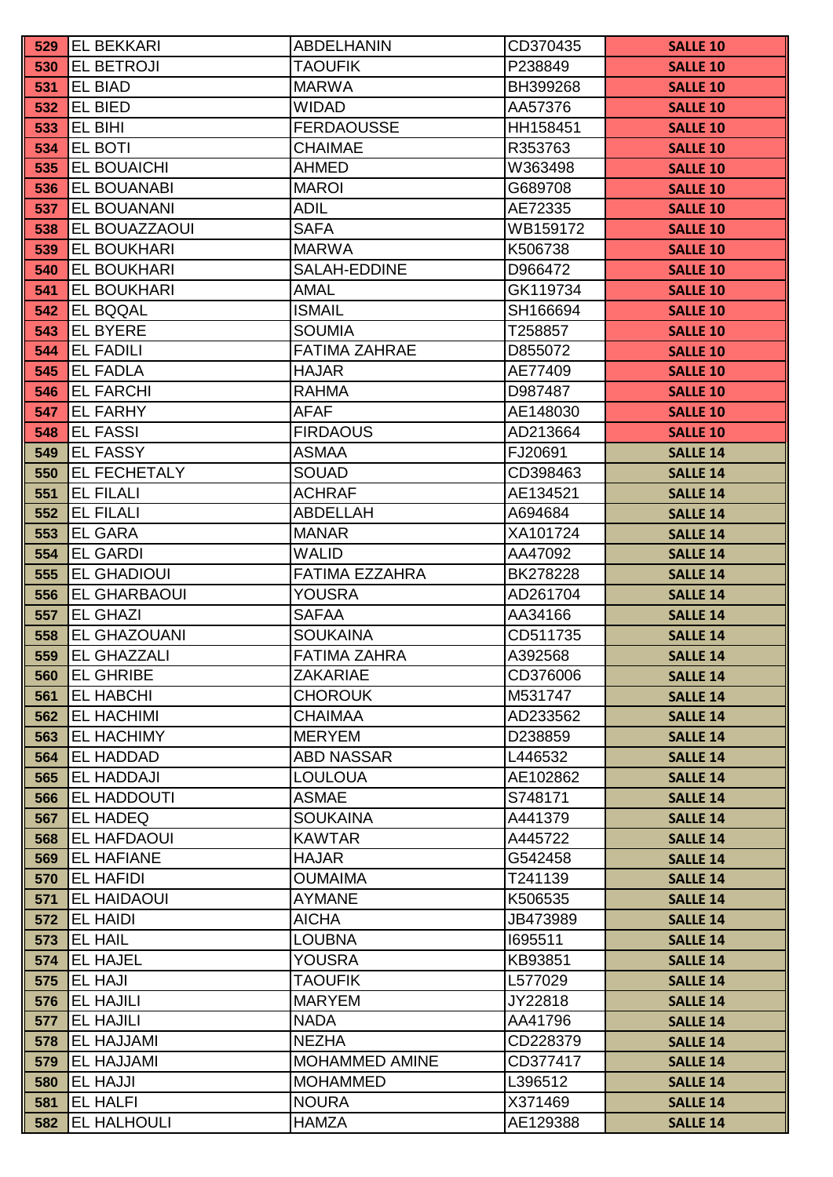| 529 | EL BEKKARI | ABDELHANIN | CD370435 | SALLE 10 |
|---|---|---|---|---|
| 530 | EL BETROJI | TAOUFIK | P238849 | SALLE 10 |
| 531 | EL BIAD | MARWA | BH399268 | SALLE 10 |
| 532 | EL BIED | WIDAD | AA57376 | SALLE 10 |
| 533 | EL BIHI | FERDAOUSSE | HH158451 | SALLE 10 |
| 534 | EL BOTI | CHAIMAE | R353763 | SALLE 10 |
| 535 | EL BOUAICHI | AHMED | W363498 | SALLE 10 |
| 536 | EL BOUANABI | MAROI | G689708 | SALLE 10 |
| 537 | EL BOUANANI | ADIL | AE72335 | SALLE 10 |
| 538 | EL BOUAZZAOUI | SAFA | WB159172 | SALLE 10 |
| 539 | EL BOUKHARI | MARWA | K506738 | SALLE 10 |
| 540 | EL BOUKHARI | SALAH-EDDINE | D966472 | SALLE 10 |
| 541 | EL BOUKHARI | AMAL | GK119734 | SALLE 10 |
| 542 | EL BQQAL | ISMAIL | SH166694 | SALLE 10 |
| 543 | EL BYERE | SOUMIA | T258857 | SALLE 10 |
| 544 | EL FADILI | FATIMA ZAHRAE | D855072 | SALLE 10 |
| 545 | EL FADLA | HAJAR | AE77409 | SALLE 10 |
| 546 | EL FARCHI | RAHMA | D987487 | SALLE 10 |
| 547 | EL FARHY | AFAF | AE148030 | SALLE 10 |
| 548 | EL FASSI | FIRDAOUS | AD213664 | SALLE 10 |
| 549 | EL FASSY | ASMAA | FJ20691 | SALLE 14 |
| 550 | EL FECHETALY | SOUAD | CD398463 | SALLE 14 |
| 551 | EL FILALI | ACHRAF | AE134521 | SALLE 14 |
| 552 | EL FILALI | ABDELLAH | A694684 | SALLE 14 |
| 553 | EL GARA | MANAR | XA101724 | SALLE 14 |
| 554 | EL GARDI | WALID | AA47092 | SALLE 14 |
| 555 | EL GHADIOUI | FATIMA EZZAHRA | BK278228 | SALLE 14 |
| 556 | EL GHARBAOUI | YOUSRA | AD261704 | SALLE 14 |
| 557 | EL GHAZI | SAFAA | AA34166 | SALLE 14 |
| 558 | EL GHAZOUANI | SOUKAINA | CD511735 | SALLE 14 |
| 559 | EL GHAZZALI | FATIMA ZAHRA | A392568 | SALLE 14 |
| 560 | EL GHRIBE | ZAKARIAE | CD376006 | SALLE 14 |
| 561 | EL HABCHI | CHOROUK | M531747 | SALLE 14 |
| 562 | EL HACHIMI | CHAIMAA | AD233562 | SALLE 14 |
| 563 | EL HACHIMY | MERYEM | D238859 | SALLE 14 |
| 564 | EL HADDAD | ABD NASSAR | L446532 | SALLE 14 |
| 565 | EL HADDAJI | LOULOUA | AE102862 | SALLE 14 |
| 566 | EL HADDOUTI | ASMAE | S748171 | SALLE 14 |
| 567 | EL HADEQ | SOUKAINA | A441379 | SALLE 14 |
| 568 | EL HAFDAOUI | KAWTAR | A445722 | SALLE 14 |
| 569 | EL HAFIANE | HAJAR | G542458 | SALLE 14 |
| 570 | EL HAFIDI | OUMAIMA | T241139 | SALLE 14 |
| 571 | EL HAIDAOUI | AYMANE | K506535 | SALLE 14 |
| 572 | EL HAIDI | AICHA | JB473989 | SALLE 14 |
| 573 | EL HAIL | LOUBNA | I695511 | SALLE 14 |
| 574 | EL HAJEL | YOUSRA | KB93851 | SALLE 14 |
| 575 | EL HAJI | TAOUFIK | L577029 | SALLE 14 |
| 576 | EL HAJILI | MARYEM | JY22818 | SALLE 14 |
| 577 | EL HAJILI | NADA | AA41796 | SALLE 14 |
| 578 | EL HAJJAMI | NEZHA | CD228379 | SALLE 14 |
| 579 | EL HAJJAMI | MOHAMMED AMINE | CD377417 | SALLE 14 |
| 580 | EL HAJJI | MOHAMMED | L396512 | SALLE 14 |
| 581 | EL HALFI | NOURA | X371469 | SALLE 14 |
| 582 | EL HALHOULI | HAMZA | AE129388 | SALLE 14 |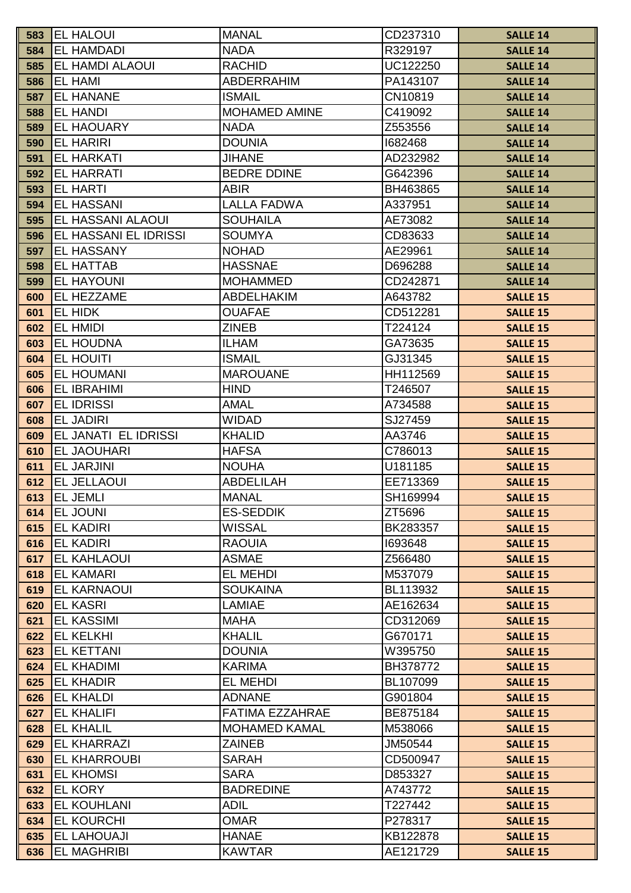| | | | | |
|---|---|---|---|---|
| 583 | EL HALOUI | MANAL | CD237310 | SALLE 14 |
| 584 | EL HAMDADI | NADA | R329197 | SALLE 14 |
| 585 | EL HAMDI ALAOUI | RACHID | UC122250 | SALLE 14 |
| 586 | EL HAMI | ABDERRAHIM | PA143107 | SALLE 14 |
| 587 | EL HANANE | ISMAIL | CN10819 | SALLE 14 |
| 588 | EL HANDI | MOHAMED AMINE | C419092 | SALLE 14 |
| 589 | EL HAOUARY | NADA | Z553556 | SALLE 14 |
| 590 | EL HARIRI | DOUNIA | I682468 | SALLE 14 |
| 591 | EL HARKATI | JIHANE | AD232982 | SALLE 14 |
| 592 | EL HARRATI | BEDRE DDINE | G642396 | SALLE 14 |
| 593 | EL HARTI | ABIR | BH463865 | SALLE 14 |
| 594 | EL HASSANI | LALLA FADWA | A337951 | SALLE 14 |
| 595 | EL HASSANI ALAOUI | SOUHAILA | AE73082 | SALLE 14 |
| 596 | EL HASSANI EL IDRISSI | SOUMYA | CD83633 | SALLE 14 |
| 597 | EL HASSANY | NOHAD | AE29961 | SALLE 14 |
| 598 | EL HATTAB | HASSNAE | D696288 | SALLE 14 |
| 599 | EL HAYOUNI | MOHAMMED | CD242871 | SALLE 14 |
| 600 | EL HEZZAME | ABDELHAKIM | A643782 | SALLE 15 |
| 601 | EL HIDK | OUAFAE | CD512281 | SALLE 15 |
| 602 | EL HMIDI | ZINEB | T224124 | SALLE 15 |
| 603 | EL HOUDNA | ILHAM | GA73635 | SALLE 15 |
| 604 | EL HOUITI | ISMAIL | GJ31345 | SALLE 15 |
| 605 | EL HOUMANI | MAROUANE | HH112569 | SALLE 15 |
| 606 | EL IBRAHIMI | HIND | T246507 | SALLE 15 |
| 607 | EL IDRISSI | AMAL | A734588 | SALLE 15 |
| 608 | EL JADIRI | WIDAD | SJ27459 | SALLE 15 |
| 609 | EL JANATI EL IDRISSI | KHALID | AA3746 | SALLE 15 |
| 610 | EL JAOUHARI | HAFSA | C786013 | SALLE 15 |
| 611 | EL JARJINI | NOUHA | U181185 | SALLE 15 |
| 612 | EL JELLAOUI | ABDELILAH | EE713369 | SALLE 15 |
| 613 | EL JEMLI | MANAL | SH169994 | SALLE 15 |
| 614 | EL JOUNI | ES-SEDDIK | ZT5696 | SALLE 15 |
| 615 | EL KADIRI | WISSAL | BK283357 | SALLE 15 |
| 616 | EL KADIRI | RAOUIA | I693648 | SALLE 15 |
| 617 | EL KAHLAOUI | ASMAE | Z566480 | SALLE 15 |
| 618 | EL KAMARI | EL MEHDI | M537079 | SALLE 15 |
| 619 | EL KARNAOUI | SOUKAINA | BL113932 | SALLE 15 |
| 620 | EL KASRI | LAMIAE | AE162634 | SALLE 15 |
| 621 | EL KASSIMI | MAHA | CD312069 | SALLE 15 |
| 622 | EL KELKHI | KHALIL | G670171 | SALLE 15 |
| 623 | EL KETTANI | DOUNIA | W395750 | SALLE 15 |
| 624 | EL KHADIMI | KARIMA | BH378772 | SALLE 15 |
| 625 | EL KHADIR | EL MEHDI | BL107099 | SALLE 15 |
| 626 | EL KHALDI | ADNANE | G901804 | SALLE 15 |
| 627 | EL KHALIFI | FATIMA EZZAHRAE | BE875184 | SALLE 15 |
| 628 | EL KHALIL | MOHAMED KAMAL | M538066 | SALLE 15 |
| 629 | EL KHARRAZI | ZAINEB | JM50544 | SALLE 15 |
| 630 | EL KHARROUBI | SARAH | CD500947 | SALLE 15 |
| 631 | EL KHOMSI | SARA | D853327 | SALLE 15 |
| 632 | EL KORY | BADREDINE | A743772 | SALLE 15 |
| 633 | EL KOUHLANI | ADIL | T227442 | SALLE 15 |
| 634 | EL KOURCHI | OMAR | P278317 | SALLE 15 |
| 635 | EL LAHOUAJI | HANAE | KB122878 | SALLE 15 |
| 636 | EL MAGHRIBI | KAWTAR | AE121729 | SALLE 15 |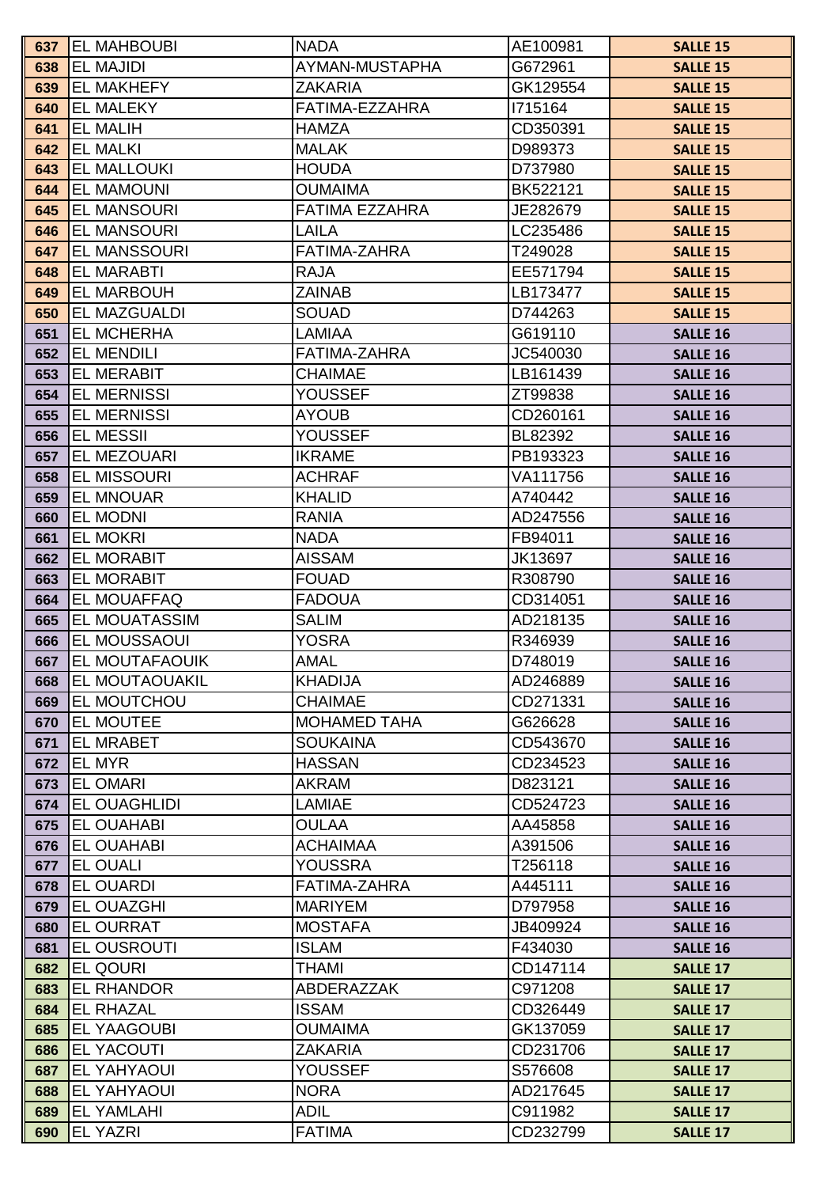| 637 | EL MAHBOUBI | NADA | AE100981 | SALLE 15 |
|---|---|---|---|---|
| 638 | EL MAJIDI | AYMAN-MUSTAPHA | G672961 | SALLE 15 |
| 639 | EL MAKHEFY | ZAKARIA | GK129554 | SALLE 15 |
| 640 | EL MALEKY | FATIMA-EZZAHRA | I715164 | SALLE 15 |
| 641 | EL MALIH | HAMZA | CD350391 | SALLE 15 |
| 642 | EL MALKI | MALAK | D989373 | SALLE 15 |
| 643 | EL MALLOUKI | HOUDA | D737980 | SALLE 15 |
| 644 | EL MAMOUNI | OUMAIMA | BK522121 | SALLE 15 |
| 645 | EL MANSOURI | FATIMA EZZAHRA | JE282679 | SALLE 15 |
| 646 | EL MANSOURI | LAILA | LC235486 | SALLE 15 |
| 647 | EL MANSSOURI | FATIMA-ZAHRA | T249028 | SALLE 15 |
| 648 | EL MARABTI | RAJA | EE571794 | SALLE 15 |
| 649 | EL MARBOUH | ZAINAB | LB173477 | SALLE 15 |
| 650 | EL MAZGUALDI | SOUAD | D744263 | SALLE 15 |
| 651 | EL MCHERHA | LAMIAA | G619110 | SALLE 16 |
| 652 | EL MENDILI | FATIMA-ZAHRA | JC540030 | SALLE 16 |
| 653 | EL MERABIT | CHAIMAE | LB161439 | SALLE 16 |
| 654 | EL MERNISSI | YOUSSEF | ZT99838 | SALLE 16 |
| 655 | EL MERNISSI | AYOUB | CD260161 | SALLE 16 |
| 656 | EL MESSII | YOUSSEF | BL82392 | SALLE 16 |
| 657 | EL MEZOUARI | IKRAME | PB193323 | SALLE 16 |
| 658 | EL MISSOURI | ACHRAF | VA111756 | SALLE 16 |
| 659 | EL MNOUAR | KHALID | A740442 | SALLE 16 |
| 660 | EL MODNI | RANIA | AD247556 | SALLE 16 |
| 661 | EL MOKRI | NADA | FB94011 | SALLE 16 |
| 662 | EL MORABIT | AISSAM | JK13697 | SALLE 16 |
| 663 | EL MORABIT | FOUAD | R308790 | SALLE 16 |
| 664 | EL MOUAFFAQ | FADOUA | CD314051 | SALLE 16 |
| 665 | EL MOUATASSIM | SALIM | AD218135 | SALLE 16 |
| 666 | EL MOUSSAOUI | YOSRA | R346939 | SALLE 16 |
| 667 | EL MOUTAFAOUIK | AMAL | D748019 | SALLE 16 |
| 668 | EL MOUTAOUAKIL | KHADIJA | AD246889 | SALLE 16 |
| 669 | EL MOUTCHOU | CHAIMAE | CD271331 | SALLE 16 |
| 670 | EL MOUTEE | MOHAMED TAHA | G626628 | SALLE 16 |
| 671 | EL MRABET | SOUKAINA | CD543670 | SALLE 16 |
| 672 | EL MYR | HASSAN | CD234523 | SALLE 16 |
| 673 | EL OMARI | AKRAM | D823121 | SALLE 16 |
| 674 | EL OUAGHLIDI | LAMIAE | CD524723 | SALLE 16 |
| 675 | EL OUAHABI | OULAA | AA45858 | SALLE 16 |
| 676 | EL OUAHABI | ACHAIMAA | A391506 | SALLE 16 |
| 677 | EL OUALI | YOUSSRA | T256118 | SALLE 16 |
| 678 | EL OUARDI | FATIMA-ZAHRA | A445111 | SALLE 16 |
| 679 | EL OUAZGHI | MARIYEM | D797958 | SALLE 16 |
| 680 | EL OURRAT | MOSTAFA | JB409924 | SALLE 16 |
| 681 | EL OUSROUTI | ISLAM | F434030 | SALLE 16 |
| 682 | EL QOURI | THAMI | CD147114 | SALLE 17 |
| 683 | EL RHANDOR | ABDERAZZAK | C971208 | SALLE 17 |
| 684 | EL RHAZAL | ISSAM | CD326449 | SALLE 17 |
| 685 | EL YAAGOUBI | OUMAIMA | GK137059 | SALLE 17 |
| 686 | EL YACOUTI | ZAKARIA | CD231706 | SALLE 17 |
| 687 | EL YAHYAOUI | YOUSSEF | S576608 | SALLE 17 |
| 688 | EL YAHYAOUI | NORA | AD217645 | SALLE 17 |
| 689 | EL YAMLAHI | ADIL | C911982 | SALLE 17 |
| 690 | EL YAZRI | FATIMA | CD232799 | SALLE 17 |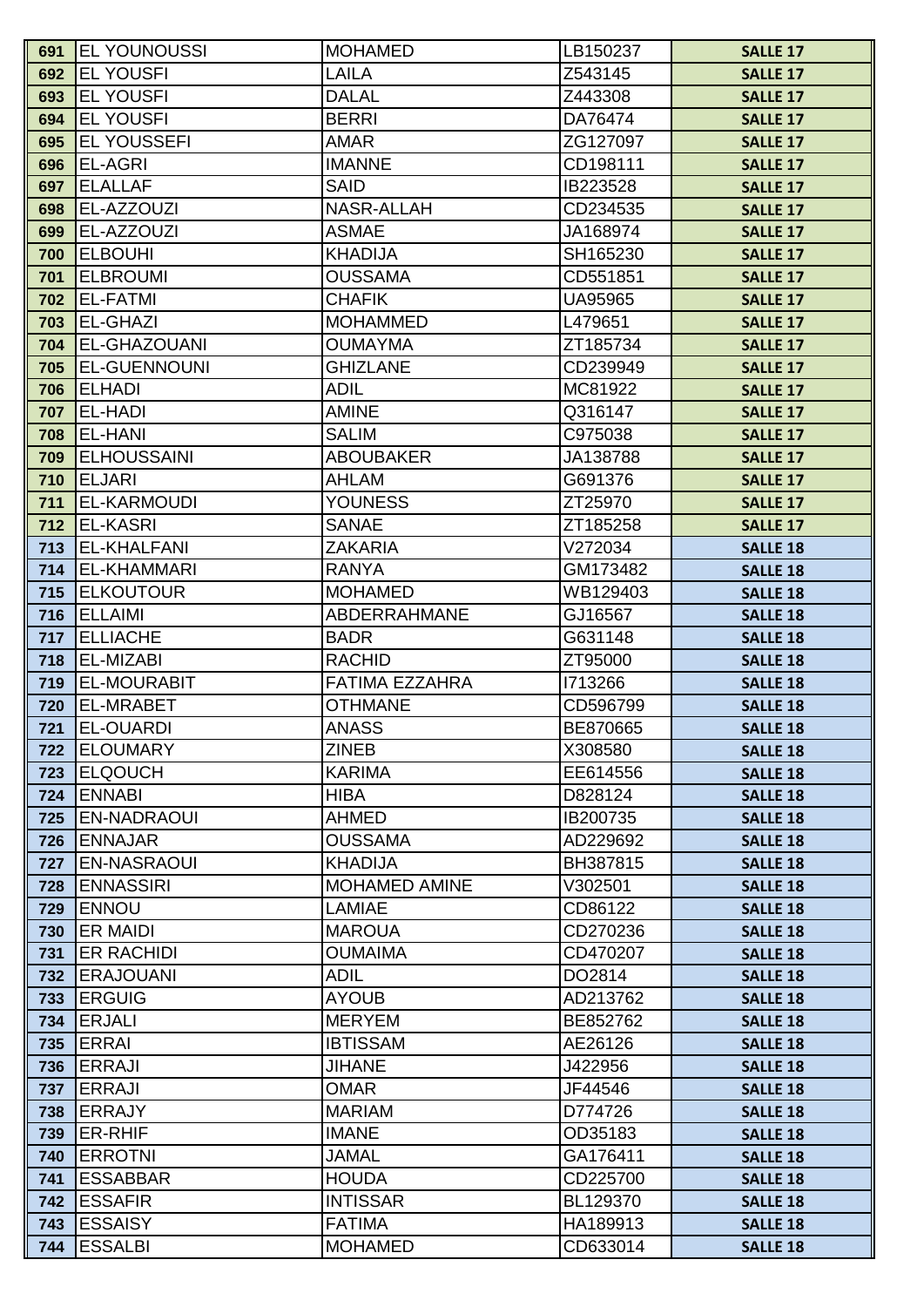| 691 | EL YOUNOUSSI | MOHAMED | LB150237 | SALLE 17 |
|---|---|---|---|---|
| 692 | EL YOUSFI | LAILA | Z543145 | SALLE 17 |
| 693 | EL YOUSFI | DALAL | Z443308 | SALLE 17 |
| 694 | EL YOUSFI | BERRI | DA76474 | SALLE 17 |
| 695 | EL YOUSSEFI | AMAR | ZG127097 | SALLE 17 |
| 696 | EL-AGRI | IMANNE | CD198111 | SALLE 17 |
| 697 | ELALLAF | SAID | IB223528 | SALLE 17 |
| 698 | EL-AZZOUZI | NASR-ALLAH | CD234535 | SALLE 17 |
| 699 | EL-AZZOUZI | ASMAE | JA168974 | SALLE 17 |
| 700 | ELBOUHI | KHADIJA | SH165230 | SALLE 17 |
| 701 | ELBROUMI | OUSSAMA | CD551851 | SALLE 17 |
| 702 | EL-FATMI | CHAFIK | UA95965 | SALLE 17 |
| 703 | EL-GHAZI | MOHAMMED | L479651 | SALLE 17 |
| 704 | EL-GHAZOUANI | OUMAYMA | ZT185734 | SALLE 17 |
| 705 | EL-GUENNOUNI | GHIZLANE | CD239949 | SALLE 17 |
| 706 | ELHADI | ADIL | MC81922 | SALLE 17 |
| 707 | EL-HADI | AMINE | Q316147 | SALLE 17 |
| 708 | EL-HANI | SALIM | C975038 | SALLE 17 |
| 709 | ELHOUSSAINI | ABOUBAKER | JA138788 | SALLE 17 |
| 710 | ELJARI | AHLAM | G691376 | SALLE 17 |
| 711 | EL-KARMOUDI | YOUNESS | ZT25970 | SALLE 17 |
| 712 | EL-KASRI | SANAE | ZT185258 | SALLE 17 |
| 713 | EL-KHALFANI | ZAKARIA | V272034 | SALLE 18 |
| 714 | EL-KHAMMARI | RANYA | GM173482 | SALLE 18 |
| 715 | ELKOUTOUR | MOHAMED | WB129403 | SALLE 18 |
| 716 | ELLAIMI | ABDERRAHMANE | GJ16567 | SALLE 18 |
| 717 | ELLIACHE | BADR | G631148 | SALLE 18 |
| 718 | EL-MIZABI | RACHID | ZT95000 | SALLE 18 |
| 719 | EL-MOURABIT | FATIMA EZZAHRA | I713266 | SALLE 18 |
| 720 | EL-MRABET | OTHMANE | CD596799 | SALLE 18 |
| 721 | EL-OUARDI | ANASS | BE870665 | SALLE 18 |
| 722 | ELOUMARY | ZINEB | X308580 | SALLE 18 |
| 723 | ELQOUCH | KARIMA | EE614556 | SALLE 18 |
| 724 | ENNABI | HIBA | D828124 | SALLE 18 |
| 725 | EN-NADRAOUI | AHMED | IB200735 | SALLE 18 |
| 726 | ENNAJAR | OUSSAMA | AD229692 | SALLE 18 |
| 727 | EN-NASRAOUI | KHADIJA | BH387815 | SALLE 18 |
| 728 | ENNASSIRI | MOHAMED AMINE | V302501 | SALLE 18 |
| 729 | ENNOU | LAMIAE | CD86122 | SALLE 18 |
| 730 | ER MAIDI | MAROUA | CD270236 | SALLE 18 |
| 731 | ER RACHIDI | OUMAIMA | CD470207 | SALLE 18 |
| 732 | ERAJOUANI | ADIL | DO2814 | SALLE 18 |
| 733 | ERGUIG | AYOUB | AD213762 | SALLE 18 |
| 734 | ERJALI | MERYEM | BE852762 | SALLE 18 |
| 735 | ERRAI | IBTISSAM | AE26126 | SALLE 18 |
| 736 | ERRAJI | JIHANE | J422956 | SALLE 18 |
| 737 | ERRAJI | OMAR | JF44546 | SALLE 18 |
| 738 | ERRAJY | MARIAM | D774726 | SALLE 18 |
| 739 | ER-RHIF | IMANE | OD35183 | SALLE 18 |
| 740 | ERROTNI | JAMAL | GA176411 | SALLE 18 |
| 741 | ESSABBAR | HOUDA | CD225700 | SALLE 18 |
| 742 | ESSAFIR | INTISSAR | BL129370 | SALLE 18 |
| 743 | ESSAISY | FATIMA | HA189913 | SALLE 18 |
| 744 | ESSALBI | MOHAMED | CD633014 | SALLE 18 |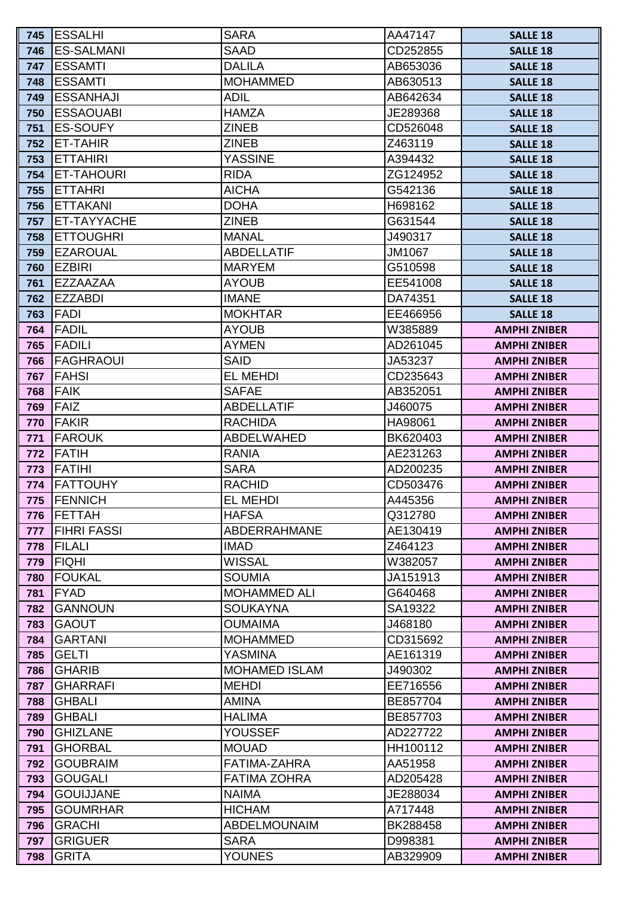| 745 | ESSALHI | SARA | AA47147 | SALLE 18 |
|---|---|---|---|---|
| 746 | ES-SALMANI | SAAD | CD252855 | SALLE 18 |
| 747 | ESSAMTI | DALILA | AB653036 | SALLE 18 |
| 748 | ESSAMTI | MOHAMMED | AB630513 | SALLE 18 |
| 749 | ESSANHAJI | ADIL | AB642634 | SALLE 18 |
| 750 | ESSAOUABI | HAMZA | JE289368 | SALLE 18 |
| 751 | ES-SOUFY | ZINEB | CD526048 | SALLE 18 |
| 752 | ET-TAHIR | ZINEB | Z463119 | SALLE 18 |
| 753 | ETTAHIRI | YASSINE | A394432 | SALLE 18 |
| 754 | ET-TAHOURI | RIDA | ZG124952 | SALLE 18 |
| 755 | ETTAHRI | AICHA | G542136 | SALLE 18 |
| 756 | ETTAKANI | DOHA | H698162 | SALLE 18 |
| 757 | ET-TAYYACHE | ZINEB | G631544 | SALLE 18 |
| 758 | ETTOUGHRI | MANAL | J490317 | SALLE 18 |
| 759 | EZAROUAL | ABDELLATIF | JM1067 | SALLE 18 |
| 760 | EZBIRI | MARYEM | G510598 | SALLE 18 |
| 761 | EZZAAZAA | AYOUB | EE541008 | SALLE 18 |
| 762 | EZZABDI | IMANE | DA74351 | SALLE 18 |
| 763 | FADI | MOKHTAR | EE466956 | SALLE 18 |
| 764 | FADIL | AYOUB | W385889 | AMPHI ZNIBER |
| 765 | FADILI | AYMEN | AD261045 | AMPHI ZNIBER |
| 766 | FAGHRAOUI | SAID | JA53237 | AMPHI ZNIBER |
| 767 | FAHSI | EL MEHDI | CD235643 | AMPHI ZNIBER |
| 768 | FAIK | SAFAE | AB352051 | AMPHI ZNIBER |
| 769 | FAIZ | ABDELLATIF | J460075 | AMPHI ZNIBER |
| 770 | FAKIR | RACHIDA | HA98061 | AMPHI ZNIBER |
| 771 | FAROUK | ABDELWAHED | BK620403 | AMPHI ZNIBER |
| 772 | FATIH | RANIA | AE231263 | AMPHI ZNIBER |
| 773 | FATIHI | SARA | AD200235 | AMPHI ZNIBER |
| 774 | FATTOUHY | RACHID | CD503476 | AMPHI ZNIBER |
| 775 | FENNICH | EL MEHDI | A445356 | AMPHI ZNIBER |
| 776 | FETTAH | HAFSA | Q312780 | AMPHI ZNIBER |
| 777 | FIHRI FASSI | ABDERRAHMANE | AE130419 | AMPHI ZNIBER |
| 778 | FILALI | IMAD | Z464123 | AMPHI ZNIBER |
| 779 | FIQHI | WISSAL | W382057 | AMPHI ZNIBER |
| 780 | FOUKAL | SOUMIA | JA151913 | AMPHI ZNIBER |
| 781 | FYAD | MOHAMMED ALI | G640468 | AMPHI ZNIBER |
| 782 | GANNOUN | SOUKAYNA | SA19322 | AMPHI ZNIBER |
| 783 | GAOUT | OUMAIMA | J468180 | AMPHI ZNIBER |
| 784 | GARTANI | MOHAMMED | CD315692 | AMPHI ZNIBER |
| 785 | GELTI | YASMINA | AE161319 | AMPHI ZNIBER |
| 786 | GHARIB | MOHAMED ISLAM | J490302 | AMPHI ZNIBER |
| 787 | GHARRAFI | MEHDI | EE716556 | AMPHI ZNIBER |
| 788 | GHBALI | AMINA | BE857704 | AMPHI ZNIBER |
| 789 | GHBALI | HALIMA | BE857703 | AMPHI ZNIBER |
| 790 | GHIZLANE | YOUSSEF | AD227722 | AMPHI ZNIBER |
| 791 | GHORBAL | MOUAD | HH100112 | AMPHI ZNIBER |
| 792 | GOUBRAIM | FATIMA-ZAHRA | AA51958 | AMPHI ZNIBER |
| 793 | GOUGALI | FATIMA ZOHRA | AD205428 | AMPHI ZNIBER |
| 794 | GOUIJJANE | NAIMA | JE288034 | AMPHI ZNIBER |
| 795 | GOUMRHAR | HICHAM | A717448 | AMPHI ZNIBER |
| 796 | GRACHI | ABDELMOUNAIM | BK288458 | AMPHI ZNIBER |
| 797 | GRIGUER | SARA | D998381 | AMPHI ZNIBER |
| 798 | GRITA | YOUNES | AB329909 | AMPHI ZNIBER |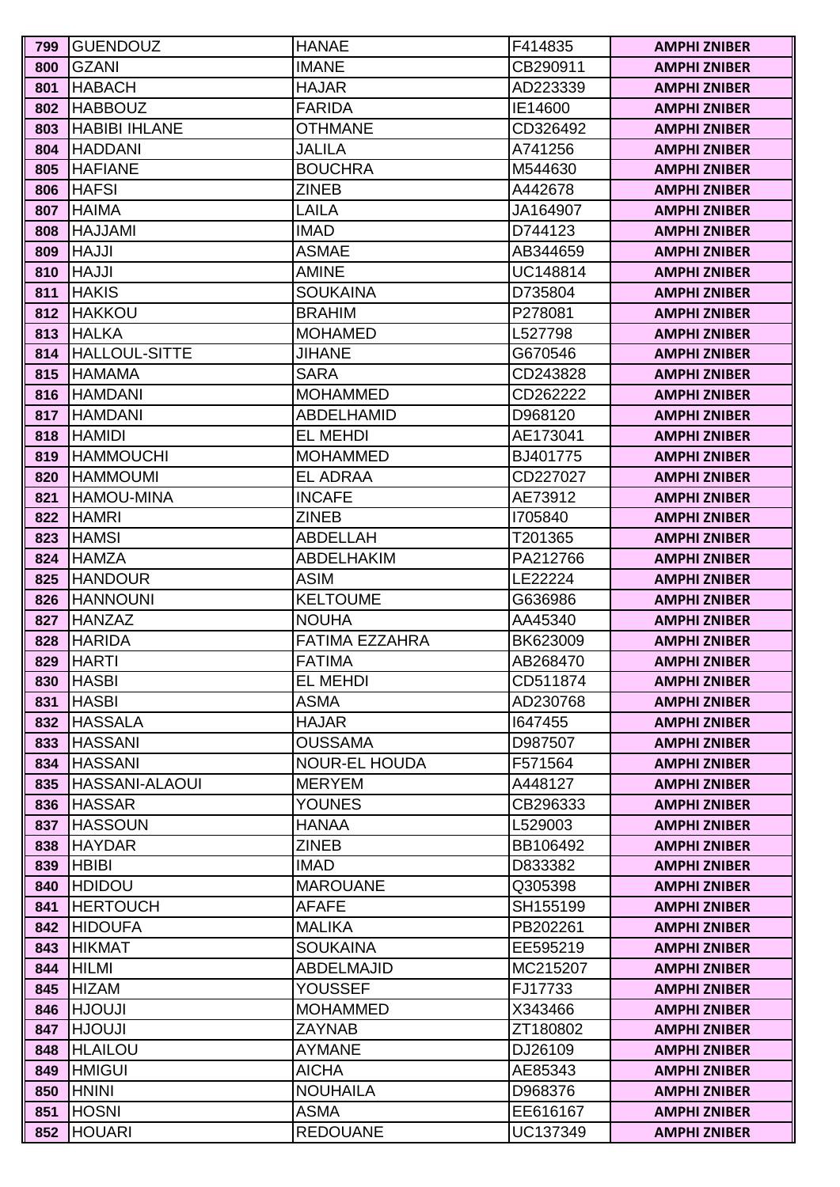| 799 | GUENDOUZ | HANAE | F414835 | AMPHI ZNIBER |
|---|---|---|---|---|
| 800 | GZANI | IMANE | CB290911 | AMPHI ZNIBER |
| 801 | HABACH | HAJAR | AD223339 | AMPHI ZNIBER |
| 802 | HABBOUZ | FARIDA | IE14600 | AMPHI ZNIBER |
| 803 | HABIBI IHLANE | OTHMANE | CD326492 | AMPHI ZNIBER |
| 804 | HADDANI | JALILA | A741256 | AMPHI ZNIBER |
| 805 | HAFIANE | BOUCHRA | M544630 | AMPHI ZNIBER |
| 806 | HAFSI | ZINEB | A442678 | AMPHI ZNIBER |
| 807 | HAIMA | LAILA | JA164907 | AMPHI ZNIBER |
| 808 | HAJJAMI | IMAD | D744123 | AMPHI ZNIBER |
| 809 | HAJJI | ASMAE | AB344659 | AMPHI ZNIBER |
| 810 | HAJJI | AMINE | UC148814 | AMPHI ZNIBER |
| 811 | HAKIS | SOUKAINA | D735804 | AMPHI ZNIBER |
| 812 | HAKKOU | BRAHIM | P278081 | AMPHI ZNIBER |
| 813 | HALKA | MOHAMED | L527798 | AMPHI ZNIBER |
| 814 | HALLOUL-SITTE | JIHANE | G670546 | AMPHI ZNIBER |
| 815 | HAMAMA | SARA | CD243828 | AMPHI ZNIBER |
| 816 | HAMDANI | MOHAMMED | CD262222 | AMPHI ZNIBER |
| 817 | HAMDANI | ABDELHAMID | D968120 | AMPHI ZNIBER |
| 818 | HAMIDI | EL MEHDI | AE173041 | AMPHI ZNIBER |
| 819 | HAMMOUCHI | MOHAMMED | BJ401775 | AMPHI ZNIBER |
| 820 | HAMMOUMI | EL ADRAA | CD227027 | AMPHI ZNIBER |
| 821 | HAMOU-MINA | INCAFE | AE73912 | AMPHI ZNIBER |
| 822 | HAMRI | ZINEB | I705840 | AMPHI ZNIBER |
| 823 | HAMSI | ABDELLAH | T201365 | AMPHI ZNIBER |
| 824 | HAMZA | ABDELHAKIM | PA212766 | AMPHI ZNIBER |
| 825 | HANDOUR | ASIM | LE22224 | AMPHI ZNIBER |
| 826 | HANNOUNI | KELTOUME | G636986 | AMPHI ZNIBER |
| 827 | HANZAZ | NOUHA | AA45340 | AMPHI ZNIBER |
| 828 | HARIDA | FATIMA EZZAHRA | BK623009 | AMPHI ZNIBER |
| 829 | HARTI | FATIMA | AB268470 | AMPHI ZNIBER |
| 830 | HASBI | EL MEHDI | CD511874 | AMPHI ZNIBER |
| 831 | HASBI | ASMA | AD230768 | AMPHI ZNIBER |
| 832 | HASSALA | HAJAR | I647455 | AMPHI ZNIBER |
| 833 | HASSANI | OUSSAMA | D987507 | AMPHI ZNIBER |
| 834 | HASSANI | NOUR-EL HOUDA | F571564 | AMPHI ZNIBER |
| 835 | HASSANI-ALAOUI | MERYEM | A448127 | AMPHI ZNIBER |
| 836 | HASSAR | YOUNES | CB296333 | AMPHI ZNIBER |
| 837 | HASSOUN | HANAA | L529003 | AMPHI ZNIBER |
| 838 | HAYDAR | ZINEB | BB106492 | AMPHI ZNIBER |
| 839 | HBIBI | IMAD | D833382 | AMPHI ZNIBER |
| 840 | HDIDOU | MAROUANE | Q305398 | AMPHI ZNIBER |
| 841 | HERTOUCH | AFAFE | SH155199 | AMPHI ZNIBER |
| 842 | HIDOUFA | MALIKA | PB202261 | AMPHI ZNIBER |
| 843 | HIKMAT | SOUKAINA | EE595219 | AMPHI ZNIBER |
| 844 | HILMI | ABDELMAJID | MC215207 | AMPHI ZNIBER |
| 845 | HIZAM | YOUSSEF | FJ17733 | AMPHI ZNIBER |
| 846 | HJOUJI | MOHAMMED | X343466 | AMPHI ZNIBER |
| 847 | HJOUJI | ZAYNAB | ZT180802 | AMPHI ZNIBER |
| 848 | HLAILOU | AYMANE | DJ26109 | AMPHI ZNIBER |
| 849 | HMIGUI | AICHA | AE85343 | AMPHI ZNIBER |
| 850 | HNINI | NOUHAILA | D968376 | AMPHI ZNIBER |
| 851 | HOSNI | ASMA | EE616167 | AMPHI ZNIBER |
| 852 | HOUARI | REDOUANE | UC137349 | AMPHI ZNIBER |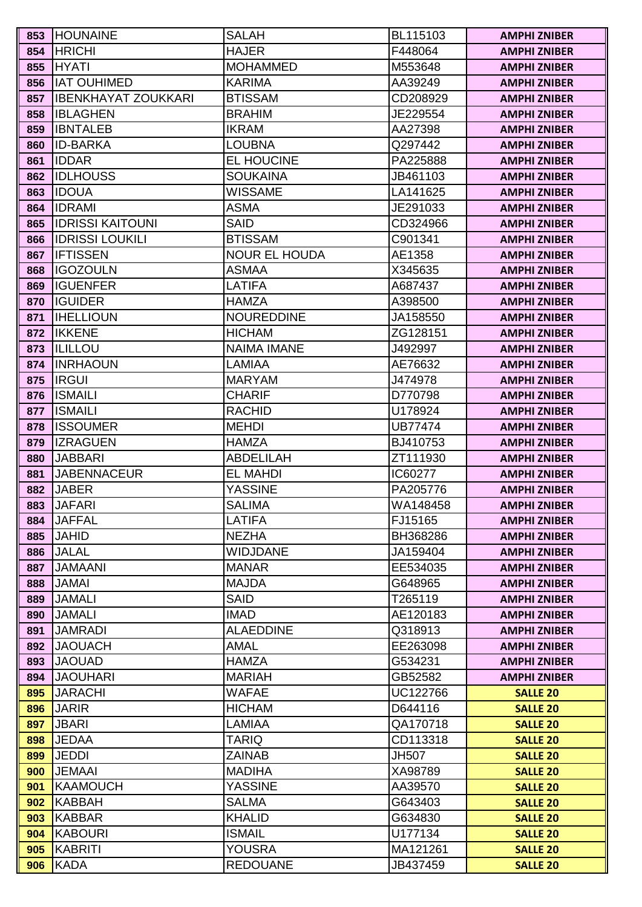| 853 | HOUNAINE | SALAH | BL115103 | AMPHI ZNIBER |
|---|---|---|---|---|
| 854 | HRICHI | HAJER | F448064 | AMPHI ZNIBER |
| 855 | HYATI | MOHAMMED | M553648 | AMPHI ZNIBER |
| 856 | IAT OUHIMED | KARIMA | AA39249 | AMPHI ZNIBER |
| 857 | IBENKHAYAT ZOUKKARI | BTISSAM | CD208929 | AMPHI ZNIBER |
| 858 | IBLAGHEN | BRAHIM | JE229554 | AMPHI ZNIBER |
| 859 | IBNTALEB | IKRAM | AA27398 | AMPHI ZNIBER |
| 860 | ID-BARKA | LOUBNA | Q297442 | AMPHI ZNIBER |
| 861 | IDDAR | EL HOUCINE | PA225888 | AMPHI ZNIBER |
| 862 | IDLHOUSS | SOUKAINA | JB461103 | AMPHI ZNIBER |
| 863 | IDOUA | WISSAME | LA141625 | AMPHI ZNIBER |
| 864 | IDRAMI | ASMA | JE291033 | AMPHI ZNIBER |
| 865 | IDRISSI KAITOUNI | SAID | CD324966 | AMPHI ZNIBER |
| 866 | IDRISSI LOUKILI | BTISSAM | C901341 | AMPHI ZNIBER |
| 867 | IFTISSEN | NOUR EL HOUDA | AE1358 | AMPHI ZNIBER |
| 868 | IGOZOULN | ASMAA | X345635 | AMPHI ZNIBER |
| 869 | IGUENFER | LATIFA | A687437 | AMPHI ZNIBER |
| 870 | IGUIDER | HAMZA | A398500 | AMPHI ZNIBER |
| 871 | IHELLIOUN | NOUREDDINE | JA158550 | AMPHI ZNIBER |
| 872 | IKKENE | HICHAM | ZG128151 | AMPHI ZNIBER |
| 873 | ILILLOU | NAIMA IMANE | J492997 | AMPHI ZNIBER |
| 874 | INRHAOUN | LAMIAA | AE76632 | AMPHI ZNIBER |
| 875 | IRGUI | MARYAM | J474978 | AMPHI ZNIBER |
| 876 | ISMAILI | CHARIF | D770798 | AMPHI ZNIBER |
| 877 | ISMAILI | RACHID | U178924 | AMPHI ZNIBER |
| 878 | ISSOUMER | MEHDI | UB77474 | AMPHI ZNIBER |
| 879 | IZRAGUEN | HAMZA | BJ410753 | AMPHI ZNIBER |
| 880 | JABBARI | ABDELILAH | ZT111930 | AMPHI ZNIBER |
| 881 | JABENNACEUR | EL MAHDI | IC60277 | AMPHI ZNIBER |
| 882 | JABER | YASSINE | PA205776 | AMPHI ZNIBER |
| 883 | JAFARI | SALIMA | WA148458 | AMPHI ZNIBER |
| 884 | JAFFAL | LATIFA | FJ15165 | AMPHI ZNIBER |
| 885 | JAHID | NEZHA | BH368286 | AMPHI ZNIBER |
| 886 | JALAL | WIDJDANE | JA159404 | AMPHI ZNIBER |
| 887 | JAMAANI | MANAR | EE534035 | AMPHI ZNIBER |
| 888 | JAMAI | MAJDA | G648965 | AMPHI ZNIBER |
| 889 | JAMALI | SAID | T265119 | AMPHI ZNIBER |
| 890 | JAMALI | IMAD | AE120183 | AMPHI ZNIBER |
| 891 | JAMRADI | ALAEDDINE | Q318913 | AMPHI ZNIBER |
| 892 | JAOUACH | AMAL | EE263098 | AMPHI ZNIBER |
| 893 | JAOUAD | HAMZA | G534231 | AMPHI ZNIBER |
| 894 | JAOUHARI | MARIAH | GB52582 | AMPHI ZNIBER |
| 895 | JARACHI | WAFAE | UC122766 | SALLE 20 |
| 896 | JARIR | HICHAM | D644116 | SALLE 20 |
| 897 | JBARI | LAMIAA | QA170718 | SALLE 20 |
| 898 | JEDAA | TARIQ | CD113318 | SALLE 20 |
| 899 | JEDDI | ZAINAB | JH507 | SALLE 20 |
| 900 | JEMAAI | MADIHA | XA98789 | SALLE 20 |
| 901 | KAAMOUCH | YASSINE | AA39570 | SALLE 20 |
| 902 | KABBAH | SALMA | G643403 | SALLE 20 |
| 903 | KABBAR | KHALID | G634830 | SALLE 20 |
| 904 | KABOURI | ISMAIL | U177134 | SALLE 20 |
| 905 | KABRITI | YOUSRA | MA121261 | SALLE 20 |
| 906 | KADA | REDOUANE | JB437459 | SALLE 20 |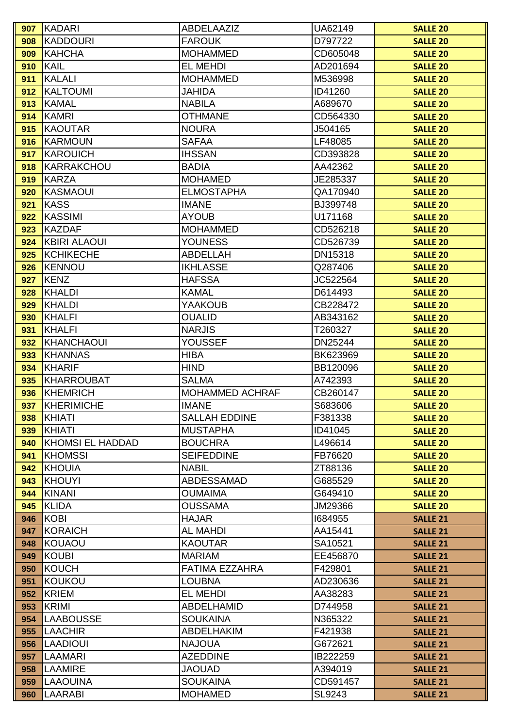| 907 | KADARI | ABDELAAZIZ | UA62149 | SALLE 20 |
|---|---|---|---|---|
| 908 | KADDOURI | FAROUK | D797722 | SALLE 20 |
| 909 | KAHCHA | MOHAMMED | CD605048 | SALLE 20 |
| 910 | KAIL | EL MEHDI | AD201694 | SALLE 20 |
| 911 | KALALI | MOHAMMED | M536998 | SALLE 20 |
| 912 | KALTOUMI | JAHIDA | ID41260 | SALLE 20 |
| 913 | KAMAL | NABILA | A689670 | SALLE 20 |
| 914 | KAMRI | OTHMANE | CD564330 | SALLE 20 |
| 915 | KAOUTAR | NOURA | J504165 | SALLE 20 |
| 916 | KARMOUN | SAFAA | LF48085 | SALLE 20 |
| 917 | KAROUICH | IHSSAN | CD393828 | SALLE 20 |
| 918 | KARRAKCHOU | BADIA | AA42362 | SALLE 20 |
| 919 | KARZA | MOHAMED | JE285337 | SALLE 20 |
| 920 | KASMAOUI | ELMOSTAPHA | QA170940 | SALLE 20 |
| 921 | KASS | IMANE | BJ399748 | SALLE 20 |
| 922 | KASSIMI | AYOUB | U171168 | SALLE 20 |
| 923 | KAZDAF | MOHAMMED | CD526218 | SALLE 20 |
| 924 | KBIRI ALAOUI | YOUNESS | CD526739 | SALLE 20 |
| 925 | KCHIKECHE | ABDELLAH | DN15318 | SALLE 20 |
| 926 | KENNOU | IKHLASSE | Q287406 | SALLE 20 |
| 927 | KENZ | HAFSSA | JC522564 | SALLE 20 |
| 928 | KHALDI | KAMAL | D614493 | SALLE 20 |
| 929 | KHALDI | YAAKOUB | CB228472 | SALLE 20 |
| 930 | KHALFI | OUALID | AB343162 | SALLE 20 |
| 931 | KHALFI | NARJIS | T260327 | SALLE 20 |
| 932 | KHANCHAOUI | YOUSSEF | DN25244 | SALLE 20 |
| 933 | KHANNAS | HIBA | BK623969 | SALLE 20 |
| 934 | KHARIF | HIND | BB120096 | SALLE 20 |
| 935 | KHARROUBAT | SALMA | A742393 | SALLE 20 |
| 936 | KHEMRICH | MOHAMMED ACHRAF | CB260147 | SALLE 20 |
| 937 | KHERIMICHE | IMANE | S683606 | SALLE 20 |
| 938 | KHIATI | SALLAH EDDINE | F381338 | SALLE 20 |
| 939 | KHIATI | MUSTAPHA | ID41045 | SALLE 20 |
| 940 | KHOMSI EL HADDAD | BOUCHRA | L496614 | SALLE 20 |
| 941 | KHOMSSI | SEIFEDDINE | FB76620 | SALLE 20 |
| 942 | KHOUIA | NABIL | ZT88136 | SALLE 20 |
| 943 | KHOUYI | ABDESSAMAD | G685529 | SALLE 20 |
| 944 | KINANI | OUMAIMA | G649410 | SALLE 20 |
| 945 | KLIDA | OUSSAMA | JM29366 | SALLE 20 |
| 946 | KOBI | HAJAR | I684955 | SALLE 21 |
| 947 | KORAICH | AL MAHDI | AA15441 | SALLE 21 |
| 948 | KOUAOU | KAOUTAR | SA10521 | SALLE 21 |
| 949 | KOUBI | MARIAM | EE456870 | SALLE 21 |
| 950 | KOUCH | FATIMA EZZAHRA | F429801 | SALLE 21 |
| 951 | KOUKOU | LOUBNA | AD230636 | SALLE 21 |
| 952 | KRIEM | EL MEHDI | AA38283 | SALLE 21 |
| 953 | KRIMI | ABDELHAMID | D744958 | SALLE 21 |
| 954 | LAABOUSSE | SOUKAINA | N365322 | SALLE 21 |
| 955 | LAACHIR | ABDELHAKIM | F421938 | SALLE 21 |
| 956 | LAADIOUI | NAJOUA | G672621 | SALLE 21 |
| 957 | LAAMARI | AZEDDINE | IB222259 | SALLE 21 |
| 958 | LAAMIRE | JAOUAD | A394019 | SALLE 21 |
| 959 | LAAOUINA | SOUKAINA | CD591457 | SALLE 21 |
| 960 | LAARABI | MOHAMED | SL9243 | SALLE 21 |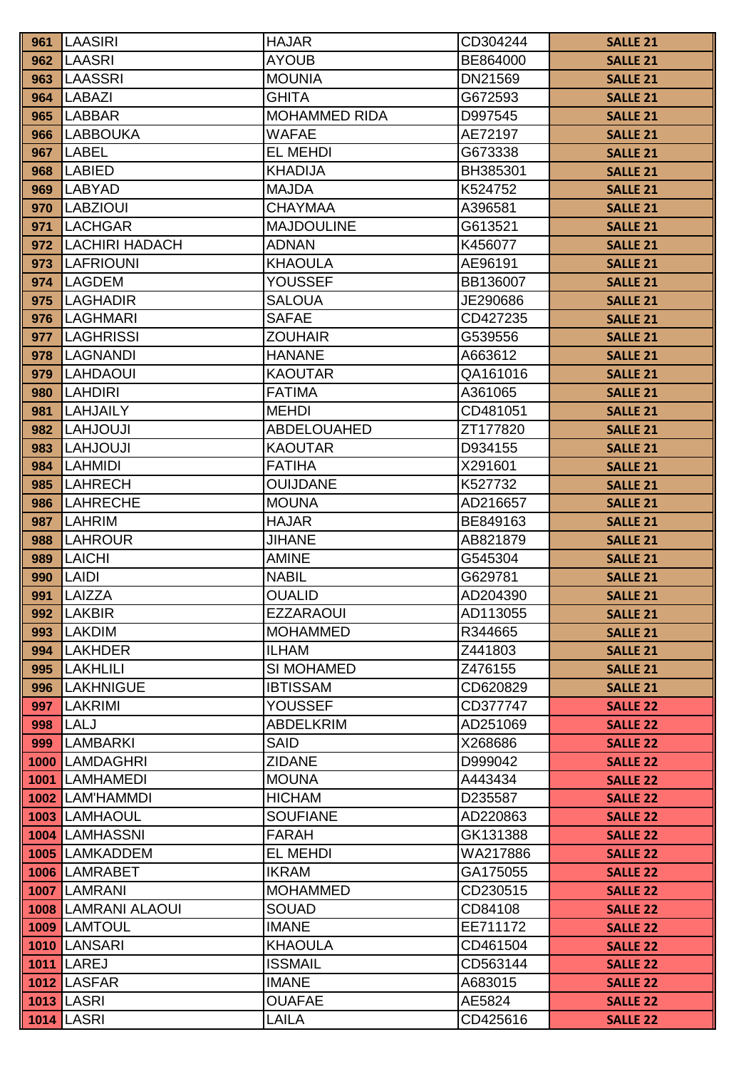| | | | | |
|---|---|---|---|---|
| 961 | LAASIRI | HAJAR | CD304244 | SALLE 21 |
| 962 | LAASRI | AYOUB | BE864000 | SALLE 21 |
| 963 | LAASSRI | MOUNIA | DN21569 | SALLE 21 |
| 964 | LABAZI | GHITA | G672593 | SALLE 21 |
| 965 | LABBAR | MOHAMMED RIDA | D997545 | SALLE 21 |
| 966 | LABBOUKA | WAFAE | AE72197 | SALLE 21 |
| 967 | LABEL | EL MEHDI | G673338 | SALLE 21 |
| 968 | LABIED | KHADIJA | BH385301 | SALLE 21 |
| 969 | LABYAD | MAJDA | K524752 | SALLE 21 |
| 970 | LABZIOUI | CHAYMAA | A396581 | SALLE 21 |
| 971 | LACHGAR | MAJDOULINE | G613521 | SALLE 21 |
| 972 | LACHIRI HADACH | ADNAN | K456077 | SALLE 21 |
| 973 | LAFRIOUNI | KHAOULA | AE96191 | SALLE 21 |
| 974 | LAGDEM | YOUSSEF | BB136007 | SALLE 21 |
| 975 | LAGHADIR | SALOUA | JE290686 | SALLE 21 |
| 976 | LAGHMARI | SAFAE | CD427235 | SALLE 21 |
| 977 | LAGHRISSI | ZOUHAIR | G539556 | SALLE 21 |
| 978 | LAGNANDI | HANANE | A663612 | SALLE 21 |
| 979 | LAHDAOUI | KAOUTAR | QA161016 | SALLE 21 |
| 980 | LAHDIRI | FATIMA | A361065 | SALLE 21 |
| 981 | LAHJAILY | MEHDI | CD481051 | SALLE 21 |
| 982 | LAHJOUJI | ABDELOUAHED | ZT177820 | SALLE 21 |
| 983 | LAHJOUJI | KAOUTAR | D934155 | SALLE 21 |
| 984 | LAHMIDI | FATIHA | X291601 | SALLE 21 |
| 985 | LAHRECH | OUIJDANE | K527732 | SALLE 21 |
| 986 | LAHRECHE | MOUNA | AD216657 | SALLE 21 |
| 987 | LAHRIM | HAJAR | BE849163 | SALLE 21 |
| 988 | LAHROUR | JIHANE | AB821879 | SALLE 21 |
| 989 | LAICHI | AMINE | G545304 | SALLE 21 |
| 990 | LAIDI | NABIL | G629781 | SALLE 21 |
| 991 | LAIZZA | OUALID | AD204390 | SALLE 21 |
| 992 | LAKBIR | EZZARAOUI | AD113055 | SALLE 21 |
| 993 | LAKDIM | MOHAMMED | R344665 | SALLE 21 |
| 994 | LAKHDER | ILHAM | Z441803 | SALLE 21 |
| 995 | LAKHLILI | SI MOHAMED | Z476155 | SALLE 21 |
| 996 | LAKHNIGUE | IBTISSAM | CD620829 | SALLE 21 |
| 997 | LAKRIMI | YOUSSEF | CD377747 | SALLE 22 |
| 998 | LALJ | ABDELKRIM | AD251069 | SALLE 22 |
| 999 | LAMBARKI | SAID | X268686 | SALLE 22 |
| 1000 | LAMDAGHRI | ZIDANE | D999042 | SALLE 22 |
| 1001 | LAMHAMEDI | MOUNA | A443434 | SALLE 22 |
| 1002 | LAM'HAMMDI | HICHAM | D235587 | SALLE 22 |
| 1003 | LAMHAOUL | SOUFIANE | AD220863 | SALLE 22 |
| 1004 | LAMHASSNI | FARAH | GK131388 | SALLE 22 |
| 1005 | LAMKADDEM | EL MEHDI | WA217886 | SALLE 22 |
| 1006 | LAMRABET | IKRAM | GA175055 | SALLE 22 |
| 1007 | LAMRANI | MOHAMMED | CD230515 | SALLE 22 |
| 1008 | LAMRANI ALAOUI | SOUAD | CD84108 | SALLE 22 |
| 1009 | LAMTOUL | IMANE | EE711172 | SALLE 22 |
| 1010 | LANSARI | KHAOULA | CD461504 | SALLE 22 |
| 1011 | LAREJ | ISSMAIL | CD563144 | SALLE 22 |
| 1012 | LASFAR | IMANE | A683015 | SALLE 22 |
| 1013 | LASRI | OUAFAE | AE5824 | SALLE 22 |
| 1014 | LASRI | LAILA | CD425616 | SALLE 22 |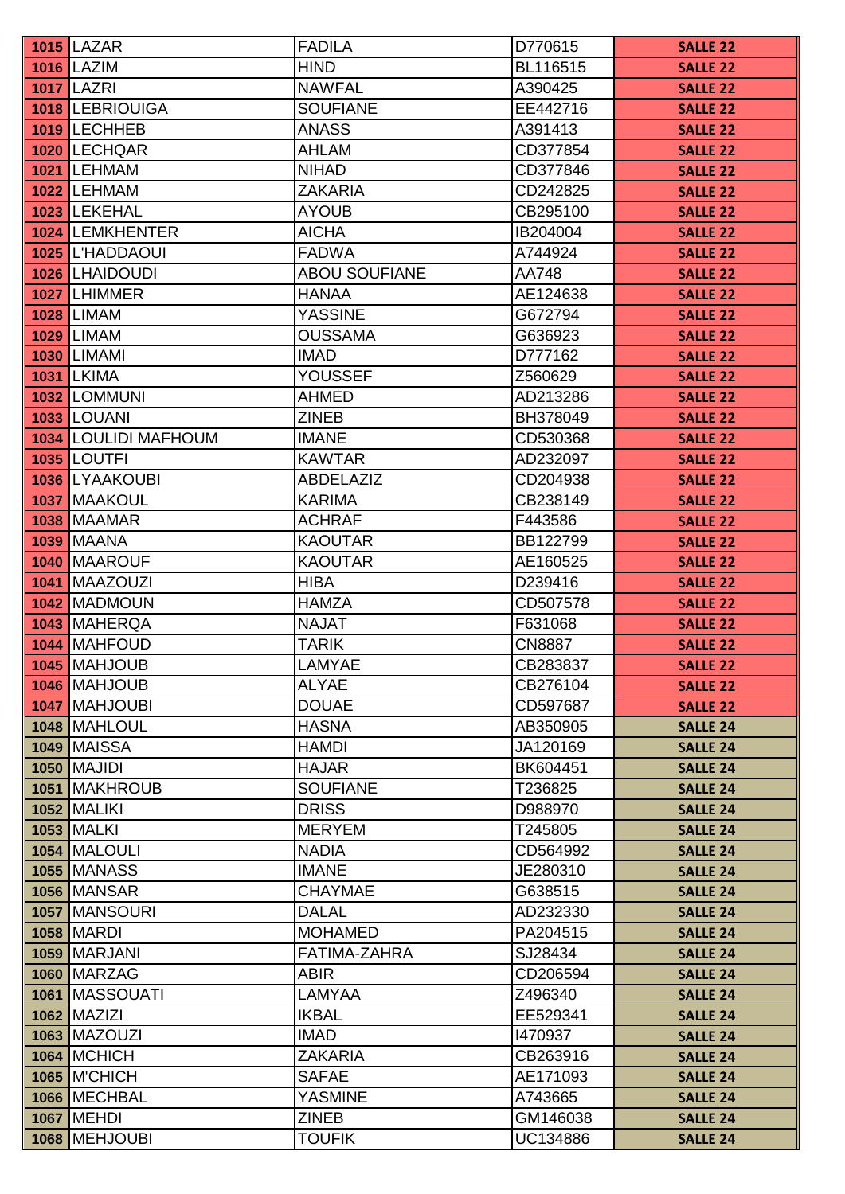| | | | | |
|---|---|---|---|---|
| **1015** | LAZAR | FADILA | D770615 | **SALLE 22** |
| **1016** | LAZIM | HIND | BL116515 | **SALLE 22** |
| **1017** | LAZRI | NAWFAL | A390425 | **SALLE 22** |
| **1018** | LEBRIOUIGA | SOUFIANE | EE442716 | **SALLE 22** |
| **1019** | LECHHEB | ANASS | A391413 | **SALLE 22** |
| **1020** | LECHQAR | AHLAM | CD377854 | **SALLE 22** |
| **1021** | LEHMAM | NIHAD | CD377846 | **SALLE 22** |
| **1022** | LEHMAM | ZAKARIA | CD242825 | **SALLE 22** |
| **1023** | LEKEHAL | AYOUB | CB295100 | **SALLE 22** |
| **1024** | LEMKHENTER | AICHA | IB204004 | **SALLE 22** |
| **1025** | L'HADDAOUI | FADWA | A744924 | **SALLE 22** |
| **1026** | LHAIDOUDI | ABOU SOUFIANE | AA748 | **SALLE 22** |
| **1027** | LHIMMER | HANAA | AE124638 | **SALLE 22** |
| **1028** | LIMAM | YASSINE | G672794 | **SALLE 22** |
| **1029** | LIMAM | OUSSAMA | G636923 | **SALLE 22** |
| **1030** | LIMAMI | IMAD | D777162 | **SALLE 22** |
| **1031** | LKIMA | YOUSSEF | Z560629 | **SALLE 22** |
| **1032** | LOMMUNI | AHMED | AD213286 | **SALLE 22** |
| **1033** | LOUANI | ZINEB | BH378049 | **SALLE 22** |
| **1034** | LOULIDI MAFHOUM | IMANE | CD530368 | **SALLE 22** |
| **1035** | LOUTFI | KAWTAR | AD232097 | **SALLE 22** |
| **1036** | LYAAKOUBI | ABDELAZIZ | CD204938 | **SALLE 22** |
| **1037** | MAAKOUL | KARIMA | CB238149 | **SALLE 22** |
| **1038** | MAAMAR | ACHRAF | F443586 | **SALLE 22** |
| **1039** | MAANA | KAOUTAR | BB122799 | **SALLE 22** |
| **1040** | MAAROUF | KAOUTAR | AE160525 | **SALLE 22** |
| **1041** | MAAZOUZI | HIBA | D239416 | **SALLE 22** |
| **1042** | MADMOUN | HAMZA | CD507578 | **SALLE 22** |
| **1043** | MAHERQA | NAJAT | F631068 | **SALLE 22** |
| **1044** | MAHFOUD | TARIK | CN8887 | **SALLE 22** |
| **1045** | MAHJOUB | LAMYAE | CB283837 | **SALLE 22** |
| **1046** | MAHJOUB | ALYAE | CB276104 | **SALLE 22** |
| **1047** | MAHJOUBI | DOUAE | CD597687 | **SALLE 22** |
| **1048** | MAHLOUL | HASNA | AB350905 | **SALLE 24** |
| **1049** | MAISSA | HAMDI | JA120169 | **SALLE 24** |
| **1050** | MAJIDI | HAJAR | BK604451 | **SALLE 24** |
| **1051** | MAKHROUB | SOUFIANE | T236825 | **SALLE 24** |
| **1052** | MALIKI | DRISS | D988970 | **SALLE 24** |
| **1053** | MALKI | MERYEM | T245805 | **SALLE 24** |
| **1054** | MALOULI | NADIA | CD564992 | **SALLE 24** |
| **1055** | MANASS | IMANE | JE280310 | **SALLE 24** |
| **1056** | MANSAR | CHAYMAE | G638515 | **SALLE 24** |
| **1057** | MANSOURI | DALAL | AD232330 | **SALLE 24** |
| **1058** | MARDI | MOHAMED | PA204515 | **SALLE 24** |
| **1059** | MARJANI | FATIMA-ZAHRA | SJ28434 | **SALLE 24** |
| **1060** | MARZAG | ABIR | CD206594 | **SALLE 24** |
| **1061** | MASSOUATI | LAMYAA | Z496340 | **SALLE 24** |
| **1062** | MAZIZI | IKBAL | EE529341 | **SALLE 24** |
| **1063** | MAZOUZI | IMAD | I470937 | **SALLE 24** |
| **1064** | MCHICH | ZAKARIA | CB263916 | **SALLE 24** |
| **1065** | M'CHICH | SAFAE | AE171093 | **SALLE 24** |
| **1066** | MECHBAL | YASMINE | A743665 | **SALLE 24** |
| **1067** | MEHDI | ZINEB | GM146038 | **SALLE 24** |
| **1068** | MEHJOUBI | TOUFIK | UC134886 | **SALLE 24** |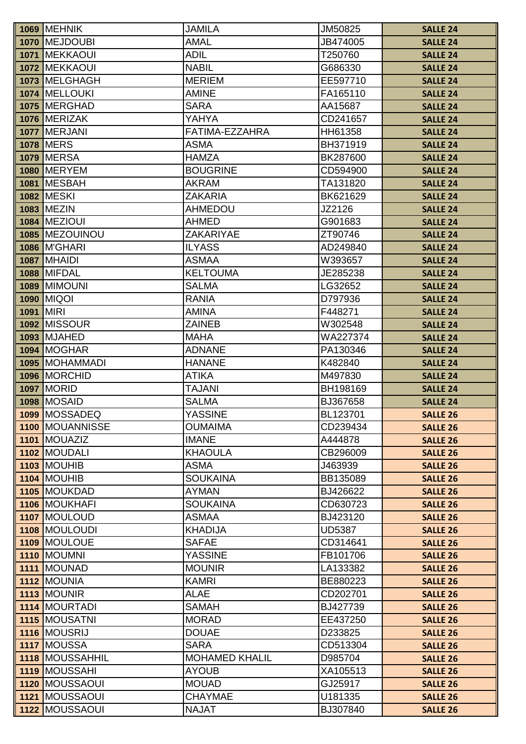| | | | | |
|---|---|---|---|---|
| **1069** | MEHNIK | JAMILA | JM50825 | **SALLE 24** |
| **1070** | MEJDOUBI | AMAL | JB474005 | **SALLE 24** |
| **1071** | MEKKAOUI | ADIL | T250760 | **SALLE 24** |
| **1072** | MEKKAOUI | NABIL | G686330 | **SALLE 24** |
| **1073** | MELGHAGH | MERIEM | EE597710 | **SALLE 24** |
| **1074** | MELLOUKI | AMINE | FA165110 | **SALLE 24** |
| **1075** | MERGHAD | SARA | AA15687 | **SALLE 24** |
| **1076** | MERIZAK | YAHYA | CD241657 | **SALLE 24** |
| **1077** | MERJANI | FATIMA-EZZAHRA | HH61358 | **SALLE 24** |
| **1078** | MERS | ASMA | BH371919 | **SALLE 24** |
| **1079** | MERSA | HAMZA | BK287600 | **SALLE 24** |
| **1080** | MERYEM | BOUGRINE | CD594900 | **SALLE 24** |
| **1081** | MESBAH | AKRAM | TA131820 | **SALLE 24** |
| **1082** | MESKI | ZAKARIA | BK621629 | **SALLE 24** |
| **1083** | MEZIN | AHMEDOU | JZ2126 | **SALLE 24** |
| **1084** | MEZIOUI | AHMED | G901683 | **SALLE 24** |
| **1085** | MEZOUINOU | ZAKARIYAE | ZT90746 | **SALLE 24** |
| **1086** | M'GHARI | ILYASS | AD249840 | **SALLE 24** |
| **1087** | MHAIDI | ASMAA | W393657 | **SALLE 24** |
| **1088** | MIFDAL | KELTOUMA | JE285238 | **SALLE 24** |
| **1089** | MIMOUNI | SALMA | LG32652 | **SALLE 24** |
| **1090** | MIQOI | RANIA | D797936 | **SALLE 24** |
| **1091** | MIRI | AMINA | F448271 | **SALLE 24** |
| **1092** | MISSOUR | ZAINEB | W302548 | **SALLE 24** |
| **1093** | MJAHED | MAHA | WA227374 | **SALLE 24** |
| **1094** | MOGHAR | ADNANE | PA130346 | **SALLE 24** |
| **1095** | MOHAMMADI | HANANE | K482840 | **SALLE 24** |
| **1096** | MORCHID | ATIKA | M497830 | **SALLE 24** |
| **1097** | MORID | TAJANI | BH198169 | **SALLE 24** |
| **1098** | MOSAID | SALMA | BJ367658 | **SALLE 24** |
| **1099** | MOSSADEQ | YASSINE | BL123701 | **SALLE 26** |
| **1100** | MOUANNISSE | OUMAIMA | CD239434 | **SALLE 26** |
| **1101** | MOUAZIZ | IMANE | A444878 | **SALLE 26** |
| **1102** | MOUDALI | KHAOULA | CB296009 | **SALLE 26** |
| **1103** | MOUHIB | ASMA | J463939 | **SALLE 26** |
| **1104** | MOUHIB | SOUKAINA | BB135089 | **SALLE 26** |
| **1105** | MOUKDAD | AYMAN | BJ426622 | **SALLE 26** |
| **1106** | MOUKHAFI | SOUKAINA | CD630723 | **SALLE 26** |
| **1107** | MOULOUD | ASMAA | BJ423120 | **SALLE 26** |
| **1108** | MOULOUDI | KHADIJA | UD5387 | **SALLE 26** |
| **1109** | MOULOUE | SAFAE | CD314641 | **SALLE 26** |
| **1110** | MOUMNI | YASSINE | FB101706 | **SALLE 26** |
| **1111** | MOUNAD | MOUNIR | LA133382 | **SALLE 26** |
| **1112** | MOUNIA | KAMRI | BE880223 | **SALLE 26** |
| **1113** | MOUNIR | ALAE | CD202701 | **SALLE 26** |
| **1114** | MOURTADI | SAMAH | BJ427739 | **SALLE 26** |
| **1115** | MOUSATNI | MORAD | EE437250 | **SALLE 26** |
| **1116** | MOUSRIJ | DOUAE | D233825 | **SALLE 26** |
| **1117** | MOUSSA | SARA | CD513304 | **SALLE 26** |
| **1118** | MOUSSAHHIL | MOHAMED KHALIL | D985704 | **SALLE 26** |
| **1119** | MOUSSAHI | AYOUB | XA105513 | **SALLE 26** |
| **1120** | MOUSSAOUI | MOUAD | GJ25917 | **SALLE 26** |
| **1121** | MOUSSAOUI | CHAYMAE | U181335 | **SALLE 26** |
| **1122** | MOUSSAOUI | NAJAT | BJ307840 | **SALLE 26** |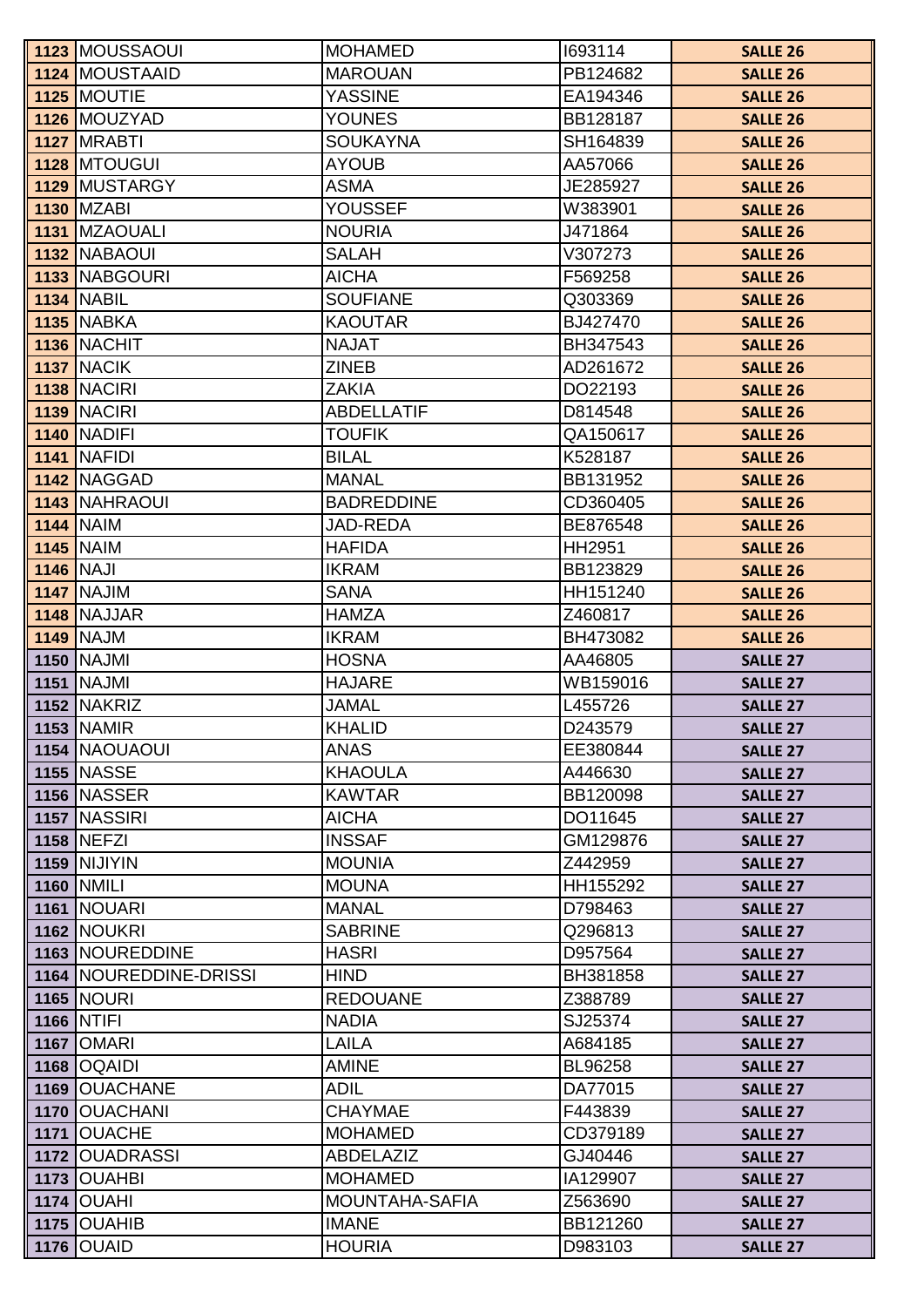| 1123 | MOUSSAOUI | MOHAMED | I693114 | SALLE 26 |
|---|---|---|---|---|
| 1124 | MOUSTAAID | MAROUAN | PB124682 | SALLE 26 |
| 1125 | MOUTIE | YASSINE | EA194346 | SALLE 26 |
| 1126 | MOUZYAD | YOUNES | BB128187 | SALLE 26 |
| 1127 | MRABTI | SOUKAYNA | SH164839 | SALLE 26 |
| 1128 | MTOUGUI | AYOUB | AA57066 | SALLE 26 |
| 1129 | MUSTARGY | ASMA | JE285927 | SALLE 26 |
| 1130 | MZABI | YOUSSEF | W383901 | SALLE 26 |
| 1131 | MZAOUALI | NOURIA | J471864 | SALLE 26 |
| 1132 | NABAOUI | SALAH | V307273 | SALLE 26 |
| 1133 | NABGOURI | AICHA | F569258 | SALLE 26 |
| 1134 | NABIL | SOUFIANE | Q303369 | SALLE 26 |
| 1135 | NABKA | KAOUTAR | BJ427470 | SALLE 26 |
| 1136 | NACHIT | NAJAT | BH347543 | SALLE 26 |
| 1137 | NACIK | ZINEB | AD261672 | SALLE 26 |
| 1138 | NACIRI | ZAKIA | DO22193 | SALLE 26 |
| 1139 | NACIRI | ABDELLATIF | D814548 | SALLE 26 |
| 1140 | NADIFI | TOUFIK | QA150617 | SALLE 26 |
| 1141 | NAFIDI | BILAL | K528187 | SALLE 26 |
| 1142 | NAGGAD | MANAL | BB131952 | SALLE 26 |
| 1143 | NAHRAOUI | BADREDDINE | CD360405 | SALLE 26 |
| 1144 | NAIM | JAD-REDA | BE876548 | SALLE 26 |
| 1145 | NAIM | HAFIDA | HH2951 | SALLE 26 |
| 1146 | NAJI | IKRAM | BB123829 | SALLE 26 |
| 1147 | NAJIM | SANA | HH151240 | SALLE 26 |
| 1148 | NAJJAR | HAMZA | Z460817 | SALLE 26 |
| 1149 | NAJM | IKRAM | BH473082 | SALLE 26 |
| 1150 | NAJMI | HOSNA | AA46805 | SALLE 27 |
| 1151 | NAJMI | HAJARE | WB159016 | SALLE 27 |
| 1152 | NAKRIZ | JAMAL | L455726 | SALLE 27 |
| 1153 | NAMIR | KHALID | D243579 | SALLE 27 |
| 1154 | NAOUAOUI | ANAS | EE380844 | SALLE 27 |
| 1155 | NASSE | KHAOULA | A446630 | SALLE 27 |
| 1156 | NASSER | KAWTAR | BB120098 | SALLE 27 |
| 1157 | NASSIRI | AICHA | DO11645 | SALLE 27 |
| 1158 | NEFZI | INSSAF | GM129876 | SALLE 27 |
| 1159 | NIJIYIN | MOUNIA | Z442959 | SALLE 27 |
| 1160 | NMILI | MOUNA | HH155292 | SALLE 27 |
| 1161 | NOUARI | MANAL | D798463 | SALLE 27 |
| 1162 | NOUKRI | SABRINE | Q296813 | SALLE 27 |
| 1163 | NOUREDDINE | HASRI | D957564 | SALLE 27 |
| 1164 | NOUREDDINE-DRISSI | HIND | BH381858 | SALLE 27 |
| 1165 | NOURI | REDOUANE | Z388789 | SALLE 27 |
| 1166 | NTIFI | NADIA | SJ25374 | SALLE 27 |
| 1167 | OMARI | LAILA | A684185 | SALLE 27 |
| 1168 | OQAIDI | AMINE | BL96258 | SALLE 27 |
| 1169 | OUACHANE | ADIL | DA77015 | SALLE 27 |
| 1170 | OUACHANI | CHAYMAE | F443839 | SALLE 27 |
| 1171 | OUACHE | MOHAMED | CD379189 | SALLE 27 |
| 1172 | OUADRASSI | ABDELAZIZ | GJ40446 | SALLE 27 |
| 1173 | OUAHBI | MOHAMED | IA129907 | SALLE 27 |
| 1174 | OUAHI | MOUNTAHA-SAFIA | Z563690 | SALLE 27 |
| 1175 | OUAHIB | IMANE | BB121260 | SALLE 27 |
| 1176 | OUAID | HOURIA | D983103 | SALLE 27 |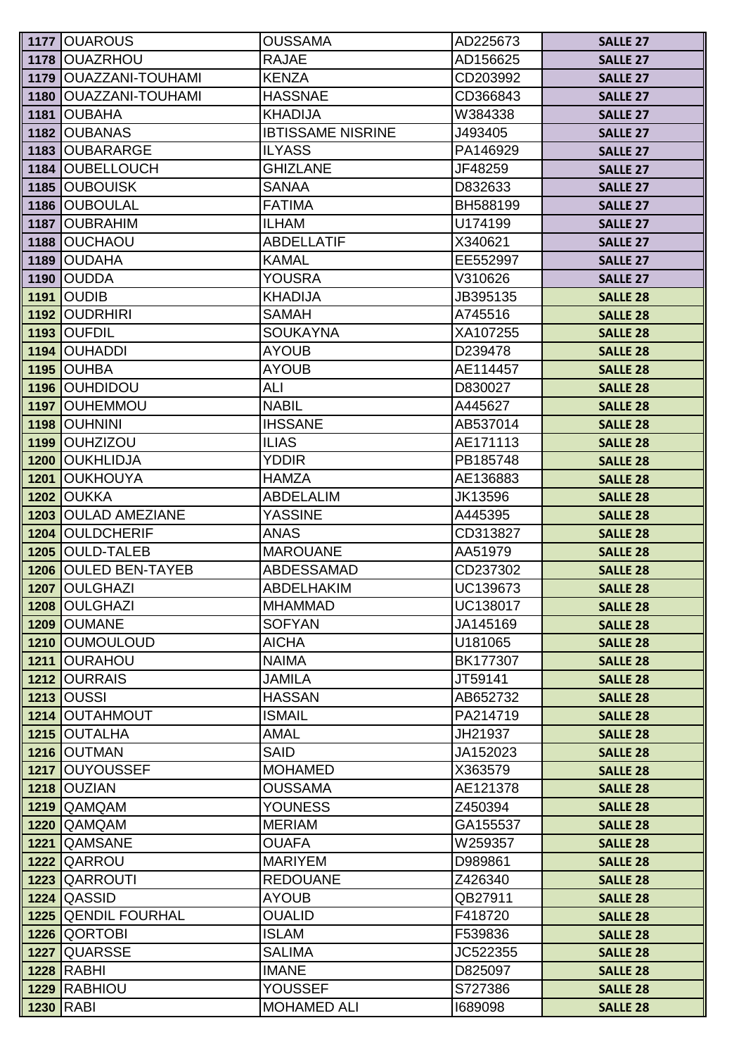| | | | | |
|---|---|---|---|---|
| 1177 | OUAROUS | OUSSAMA | AD225673 | SALLE 27 |
| 1178 | OUAZRHOU | RAJAE | AD156625 | SALLE 27 |
| 1179 | OUAZZANI-TOUHAMI | KENZA | CD203992 | SALLE 27 |
| 1180 | OUAZZANI-TOUHAMI | HASSNAE | CD366843 | SALLE 27 |
| 1181 | OUBAHA | KHADIJA | W384338 | SALLE 27 |
| 1182 | OUBANAS | IBTISSAME NISRINE | J493405 | SALLE 27 |
| 1183 | OUBARARGE | ILYASS | PA146929 | SALLE 27 |
| 1184 | OUBELLOUCH | GHIZLANE | JF48259 | SALLE 27 |
| 1185 | OUBOUISK | SANAA | D832633 | SALLE 27 |
| 1186 | OUBOULAL | FATIMA | BH588199 | SALLE 27 |
| 1187 | OUBRAHIM | ILHAM | U174199 | SALLE 27 |
| 1188 | OUCHAOU | ABDELLATIF | X340621 | SALLE 27 |
| 1189 | OUDAHA | KAMAL | EE552997 | SALLE 27 |
| 1190 | OUDDA | YOUSRA | V310626 | SALLE 27 |
| 1191 | OUDIB | KHADIJA | JB395135 | SALLE 28 |
| 1192 | OUDRHIRI | SAMAH | A745516 | SALLE 28 |
| 1193 | OUFDIL | SOUKAYNA | XA107255 | SALLE 28 |
| 1194 | OUHADDI | AYOUB | D239478 | SALLE 28 |
| 1195 | OUHBA | AYOUB | AE114457 | SALLE 28 |
| 1196 | OUHDIDOU | ALI | D830027 | SALLE 28 |
| 1197 | OUHEMMOU | NABIL | A445627 | SALLE 28 |
| 1198 | OUHNINI | IHSSANE | AB537014 | SALLE 28 |
| 1199 | OUHZIZOU | ILIAS | AE171113 | SALLE 28 |
| 1200 | OUKHLIDJA | YDDIR | PB185748 | SALLE 28 |
| 1201 | OUKHOUYA | HAMZA | AE136883 | SALLE 28 |
| 1202 | OUKKA | ABDELALIM | JK13596 | SALLE 28 |
| 1203 | OULAD AMEZIANE | YASSINE | A445395 | SALLE 28 |
| 1204 | OULDCHERIF | ANAS | CD313827 | SALLE 28 |
| 1205 | OULD-TALEB | MAROUANE | AA51979 | SALLE 28 |
| 1206 | OULED BEN-TAYEB | ABDESSAMAD | CD237302 | SALLE 28 |
| 1207 | OULGHAZI | ABDELHAKIM | UC139673 | SALLE 28 |
| 1208 | OULGHAZI | MHAMMAD | UC138017 | SALLE 28 |
| 1209 | OUMANE | SOFYAN | JA145169 | SALLE 28 |
| 1210 | OUMOULOUD | AICHA | U181065 | SALLE 28 |
| 1211 | OURAHOU | NAIMA | BK177307 | SALLE 28 |
| 1212 | OURRAIS | JAMILA | JT59141 | SALLE 28 |
| 1213 | OUSSI | HASSAN | AB652732 | SALLE 28 |
| 1214 | OUTAHMOUT | ISMAIL | PA214719 | SALLE 28 |
| 1215 | OUTALHA | AMAL | JH21937 | SALLE 28 |
| 1216 | OUTMAN | SAID | JA152023 | SALLE 28 |
| 1217 | OUYOUSSEF | MOHAMED | X363579 | SALLE 28 |
| 1218 | OUZIAN | OUSSAMA | AE121378 | SALLE 28 |
| 1219 | QAMQAM | YOUNESS | Z450394 | SALLE 28 |
| 1220 | QAMQAM | MERIAM | GA155537 | SALLE 28 |
| 1221 | QAMSANE | OUAFA | W259357 | SALLE 28 |
| 1222 | QARROU | MARIYEM | D989861 | SALLE 28 |
| 1223 | QARROUTI | REDOUANE | Z426340 | SALLE 28 |
| 1224 | QASSID | AYOUB | QB27911 | SALLE 28 |
| 1225 | QENDIL FOURHAL | OUALID | F418720 | SALLE 28 |
| 1226 | QORTOBI | ISLAM | F539836 | SALLE 28 |
| 1227 | QUARSSE | SALIMA | JC522355 | SALLE 28 |
| 1228 | RABHI | IMANE | D825097 | SALLE 28 |
| 1229 | RABHIOU | YOUSSEF | S727386 | SALLE 28 |
| 1230 | RABI | MOHAMED ALI | I689098 | SALLE 28 |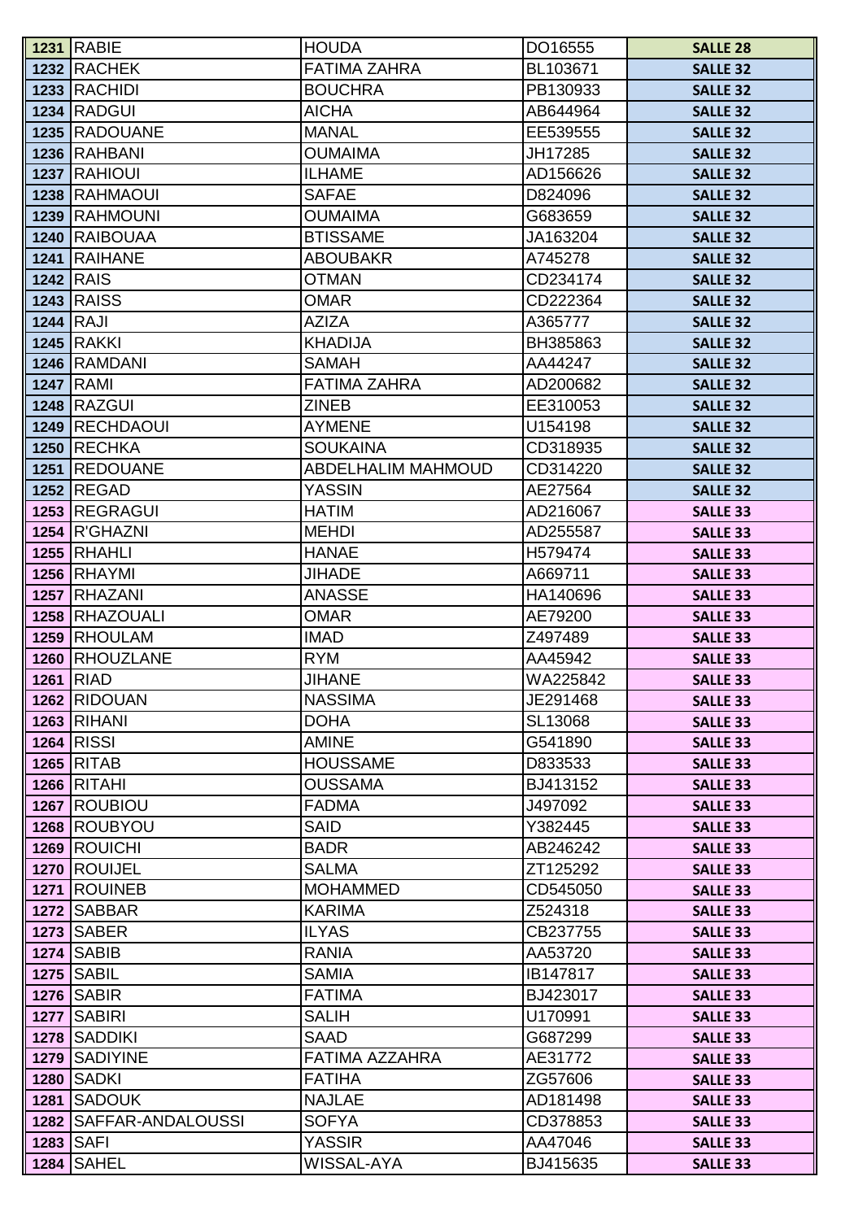| | | | | |
|---|---|---|---|---|
| 1231 | RABIE | HOUDA | DO16555 | SALLE 28 |
| 1232 | RACHEK | FATIMA ZAHRA | BL103671 | SALLE 32 |
| 1233 | RACHIDI | BOUCHRA | PB130933 | SALLE 32 |
| 1234 | RADGUI | AICHA | AB644964 | SALLE 32 |
| 1235 | RADOUANE | MANAL | EE539555 | SALLE 32 |
| 1236 | RAHBANI | OUMAIMA | JH17285 | SALLE 32 |
| 1237 | RAHIOUI | ILHAME | AD156626 | SALLE 32 |
| 1238 | RAHMAOUI | SAFAE | D824096 | SALLE 32 |
| 1239 | RAHMOUNI | OUMAIMA | G683659 | SALLE 32 |
| 1240 | RAIBOUAA | BTISSAME | JA163204 | SALLE 32 |
| 1241 | RAIHANE | ABOUBAKR | A745278 | SALLE 32 |
| 1242 | RAIS | OTMAN | CD234174 | SALLE 32 |
| 1243 | RAISS | OMAR | CD222364 | SALLE 32 |
| 1244 | RAJI | AZIZA | A365777 | SALLE 32 |
| 1245 | RAKKI | KHADIJA | BH385863 | SALLE 32 |
| 1246 | RAMDANI | SAMAH | AA44247 | SALLE 32 |
| 1247 | RAMI | FATIMA ZAHRA | AD200682 | SALLE 32 |
| 1248 | RAZGUI | ZINEB | EE310053 | SALLE 32 |
| 1249 | RECHDAOUI | AYMENE | U154198 | SALLE 32 |
| 1250 | RECHKA | SOUKAINA | CD318935 | SALLE 32 |
| 1251 | REDOUANE | ABDELHALIM MAHMOUD | CD314220 | SALLE 32 |
| 1252 | REGAD | YASSIN | AE27564 | SALLE 32 |
| 1253 | REGRAGUI | HATIM | AD216067 | SALLE 33 |
| 1254 | R'GHAZNI | MEHDI | AD255587 | SALLE 33 |
| 1255 | RHAHLI | HANAE | H579474 | SALLE 33 |
| 1256 | RHAYMI | JIHADE | A669711 | SALLE 33 |
| 1257 | RHAZANI | ANASSE | HA140696 | SALLE 33 |
| 1258 | RHAZOUALI | OMAR | AE79200 | SALLE 33 |
| 1259 | RHOULAM | IMAD | Z497489 | SALLE 33 |
| 1260 | RHOUZLANE | RYM | AA45942 | SALLE 33 |
| 1261 | RIAD | JIHANE | WA225842 | SALLE 33 |
| 1262 | RIDOUAN | NASSIMA | JE291468 | SALLE 33 |
| 1263 | RIHANI | DOHA | SL13068 | SALLE 33 |
| 1264 | RISSI | AMINE | G541890 | SALLE 33 |
| 1265 | RITAB | HOUSSAME | D833533 | SALLE 33 |
| 1266 | RITAHI | OUSSAMA | BJ413152 | SALLE 33 |
| 1267 | ROUBIOU | FADMA | J497092 | SALLE 33 |
| 1268 | ROUBYOU | SAID | Y382445 | SALLE 33 |
| 1269 | ROUICHI | BADR | AB246242 | SALLE 33 |
| 1270 | ROUIJEL | SALMA | ZT125292 | SALLE 33 |
| 1271 | ROUINEB | MOHAMMED | CD545050 | SALLE 33 |
| 1272 | SABBAR | KARIMA | Z524318 | SALLE 33 |
| 1273 | SABER | ILYAS | CB237755 | SALLE 33 |
| 1274 | SABIB | RANIA | AA53720 | SALLE 33 |
| 1275 | SABIL | SAMIA | IB147817 | SALLE 33 |
| 1276 | SABIR | FATIMA | BJ423017 | SALLE 33 |
| 1277 | SABIRI | SALIH | U170991 | SALLE 33 |
| 1278 | SADDIKI | SAAD | G687299 | SALLE 33 |
| 1279 | SADIYINE | FATIMA AZZAHRA | AE31772 | SALLE 33 |
| 1280 | SADKI | FATIHA | ZG57606 | SALLE 33 |
| 1281 | SADOUK | NAJLAE | AD181498 | SALLE 33 |
| 1282 | SAFFAR-ANDALOUSSI | SOFYA | CD378853 | SALLE 33 |
| 1283 | SAFI | YASSIR | AA47046 | SALLE 33 |
| 1284 | SAHEL | WISSAL-AYA | BJ415635 | SALLE 33 |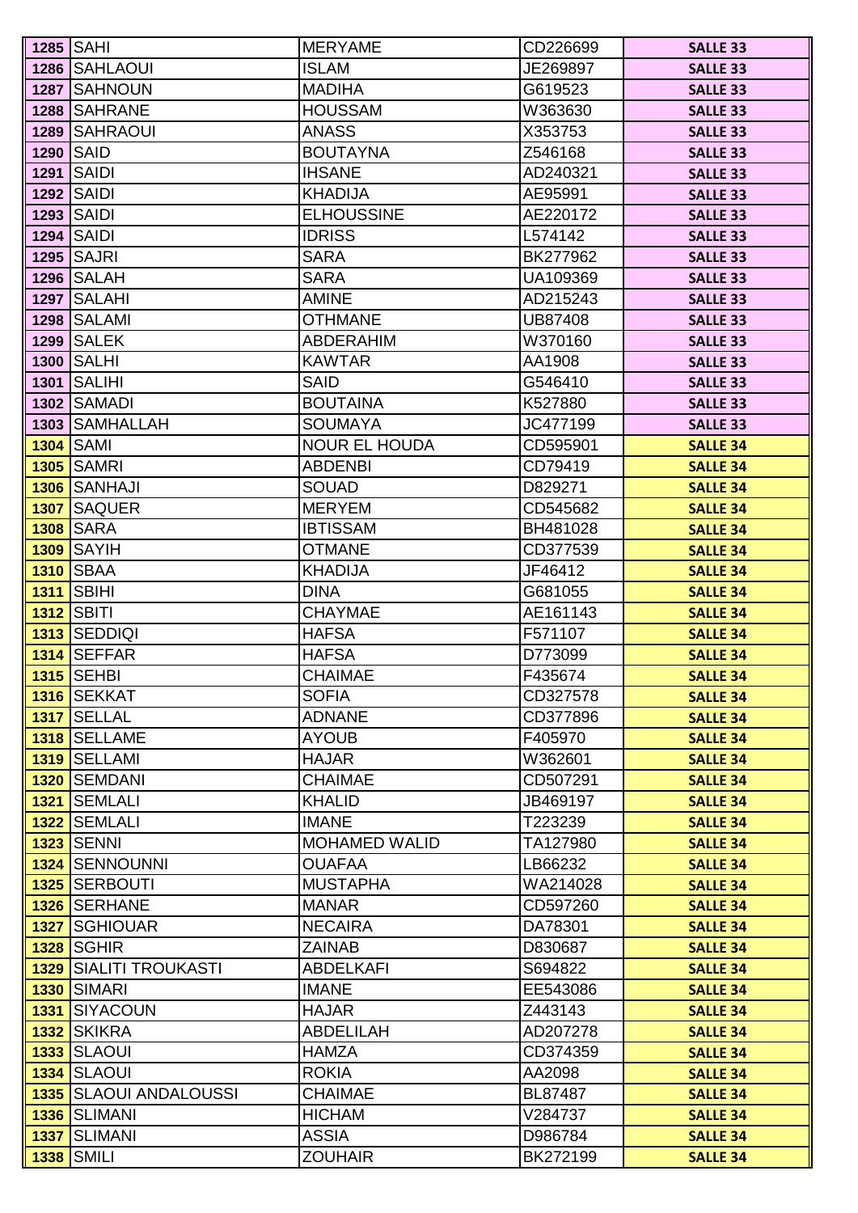| | | | | |
|---|---|---|---|---|
| 1285 | SAHI | MERYAME | CD226699 | SALLE 33 |
| 1286 | SAHLAOUI | ISLAM | JE269897 | SALLE 33 |
| 1287 | SAHNOUN | MADIHA | G619523 | SALLE 33 |
| 1288 | SAHRANE | HOUSSAM | W363630 | SALLE 33 |
| 1289 | SAHRAOUI | ANASS | X353753 | SALLE 33 |
| 1290 | SAID | BOUTAYNA | Z546168 | SALLE 33 |
| 1291 | SAIDI | IHSANE | AD240321 | SALLE 33 |
| 1292 | SAIDI | KHADIJA | AE95991 | SALLE 33 |
| 1293 | SAIDI | ELHOUSSINE | AE220172 | SALLE 33 |
| 1294 | SAIDI | IDRISS | L574142 | SALLE 33 |
| 1295 | SAJRI | SARA | BK277962 | SALLE 33 |
| 1296 | SALAH | SARA | UA109369 | SALLE 33 |
| 1297 | SALAHI | AMINE | AD215243 | SALLE 33 |
| 1298 | SALAMI | OTHMANE | UB87408 | SALLE 33 |
| 1299 | SALEK | ABDERAHIM | W370160 | SALLE 33 |
| 1300 | SALHI | KAWTAR | AA1908 | SALLE 33 |
| 1301 | SALIHI | SAID | G546410 | SALLE 33 |
| 1302 | SAMADI | BOUTAINA | K527880 | SALLE 33 |
| 1303 | SAMHALLAH | SOUMAYA | JC477199 | SALLE 33 |
| 1304 | SAMI | NOUR EL HOUDA | CD595901 | SALLE 34 |
| 1305 | SAMRI | ABDENBI | CD79419 | SALLE 34 |
| 1306 | SANHAJI | SOUAD | D829271 | SALLE 34 |
| 1307 | SAQUER | MERYEM | CD545682 | SALLE 34 |
| 1308 | SARA | IBTISSAM | BH481028 | SALLE 34 |
| 1309 | SAYIH | OTMANE | CD377539 | SALLE 34 |
| 1310 | SBAA | KHADIJA | JF46412 | SALLE 34 |
| 1311 | SBIHI | DINA | G681055 | SALLE 34 |
| 1312 | SBITI | CHAYMAE | AE161143 | SALLE 34 |
| 1313 | SEDDIQI | HAFSA | F571107 | SALLE 34 |
| 1314 | SEFFAR | HAFSA | D773099 | SALLE 34 |
| 1315 | SEHBI | CHAIMAE | F435674 | SALLE 34 |
| 1316 | SEKKAT | SOFIA | CD327578 | SALLE 34 |
| 1317 | SELLAL | ADNANE | CD377896 | SALLE 34 |
| 1318 | SELLAME | AYOUB | F405970 | SALLE 34 |
| 1319 | SELLAMI | HAJAR | W362601 | SALLE 34 |
| 1320 | SEMDANI | CHAIMAE | CD507291 | SALLE 34 |
| 1321 | SEMLALI | KHALID | JB469197 | SALLE 34 |
| 1322 | SEMLALI | IMANE | T223239 | SALLE 34 |
| 1323 | SENNI | MOHAMED WALID | TA127980 | SALLE 34 |
| 1324 | SENNOUNNI | OUAFAA | LB66232 | SALLE 34 |
| 1325 | SERBOUTI | MUSTAPHA | WA214028 | SALLE 34 |
| 1326 | SERHANE | MANAR | CD597260 | SALLE 34 |
| 1327 | SGHIOUAR | NECAIRA | DA78301 | SALLE 34 |
| 1328 | SGHIR | ZAINAB | D830687 | SALLE 34 |
| 1329 | SIALITI TROUKASTI | ABDELKAFI | S694822 | SALLE 34 |
| 1330 | SIMARI | IMANE | EE543086 | SALLE 34 |
| 1331 | SIYACOUN | HAJAR | Z443143 | SALLE 34 |
| 1332 | SKIKRA | ABDELILAH | AD207278 | SALLE 34 |
| 1333 | SLAOUI | HAMZA | CD374359 | SALLE 34 |
| 1334 | SLAOUI | ROKIA | AA2098 | SALLE 34 |
| 1335 | SLAOUI ANDALOUSSI | CHAIMAE | BL87487 | SALLE 34 |
| 1336 | SLIMANI | HICHAM | V284737 | SALLE 34 |
| 1337 | SLIMANI | ASSIA | D986784 | SALLE 34 |
| 1338 | SMILI | ZOUHAIR | BK272199 | SALLE 34 |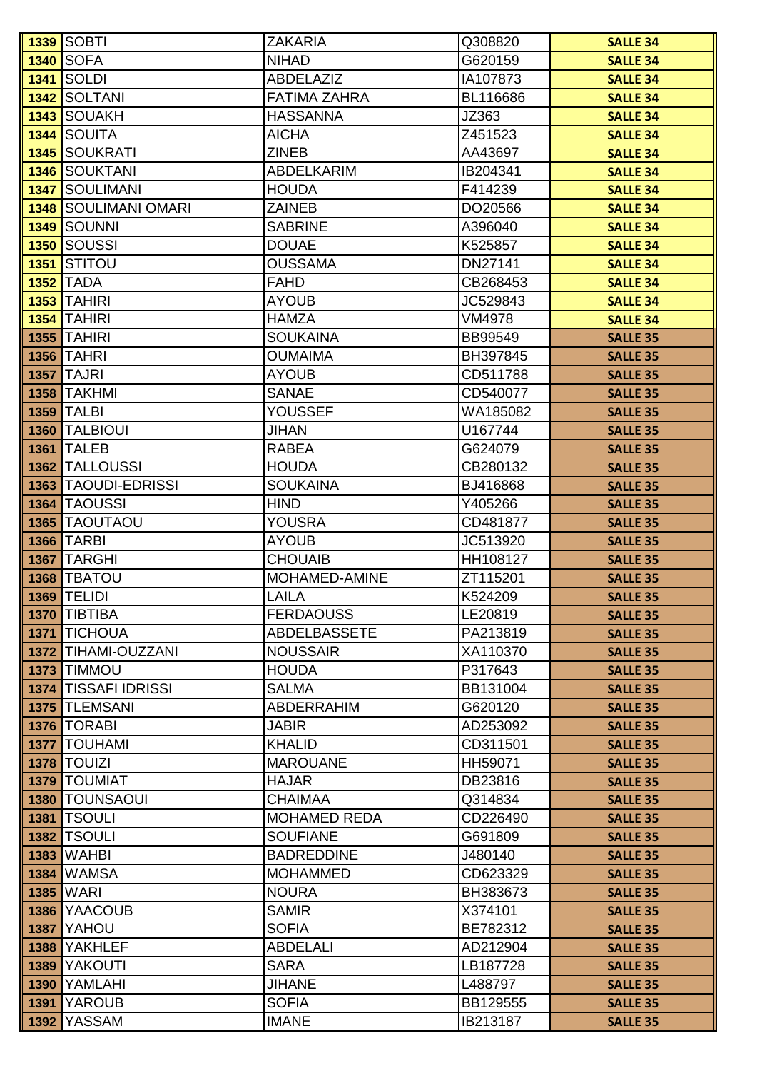| | | | | |
|---|---|---|---|---|
| **1339** | SOBTI | ZAKARIA | Q308820 | **SALLE 34** |
| **1340** | SOFA | NIHAD | G620159 | **SALLE 34** |
| **1341** | SOLDI | ABDELAZIZ | IA107873 | **SALLE 34** |
| **1342** | SOLTANI | FATIMA ZAHRA | BL116686 | **SALLE 34** |
| **1343** | SOUAKH | HASSANNA | JZ363 | **SALLE 34** |
| **1344** | SOUITA | AICHA | Z451523 | **SALLE 34** |
| **1345** | SOUKRATI | ZINEB | AA43697 | **SALLE 34** |
| **1346** | SOUKTANI | ABDELKARIM | IB204341 | **SALLE 34** |
| **1347** | SOULIMANI | HOUDA | F414239 | **SALLE 34** |
| **1348** | SOULIMANI OMARI | ZAINEB | DO20566 | **SALLE 34** |
| **1349** | SOUNNI | SABRINE | A396040 | **SALLE 34** |
| **1350** | SOUSSI | DOUAE | K525857 | **SALLE 34** |
| **1351** | STITOU | OUSSAMA | DN27141 | **SALLE 34** |
| **1352** | TADA | FAHD | CB268453 | **SALLE 34** |
| **1353** | TAHIRI | AYOUB | JC529843 | **SALLE 34** |
| **1354** | TAHIRI | HAMZA | VM4978 | **SALLE 34** |
| **1355** | TAHIRI | SOUKAINA | BB99549 | **SALLE 35** |
| **1356** | TAHRI | OUMAIMA | BH397845 | **SALLE 35** |
| **1357** | TAJRI | AYOUB | CD511788 | **SALLE 35** |
| **1358** | TAKHMI | SANAE | CD540077 | **SALLE 35** |
| **1359** | TALBI | YOUSSEF | WA185082 | **SALLE 35** |
| **1360** | TALBIOUI | JIHAN | U167744 | **SALLE 35** |
| **1361** | TALEB | RABEA | G624079 | **SALLE 35** |
| **1362** | TALLOUSSI | HOUDA | CB280132 | **SALLE 35** |
| **1363** | TAOUDI-EDRISSI | SOUKAINA | BJ416868 | **SALLE 35** |
| **1364** | TAOUSSI | HIND | Y405266 | **SALLE 35** |
| **1365** | TAOUTAOU | YOUSRA | CD481877 | **SALLE 35** |
| **1366** | TARBI | AYOUB | JC513920 | **SALLE 35** |
| **1367** | TARGHI | CHOUAIB | HH108127 | **SALLE 35** |
| **1368** | TBATOU | MOHAMED-AMINE | ZT115201 | **SALLE 35** |
| **1369** | TELIDI | LAILA | K524209 | **SALLE 35** |
| **1370** | TIBTIBA | FERDAOUSS | LE20819 | **SALLE 35** |
| **1371** | TICHOUA | ABDELBASSETE | PA213819 | **SALLE 35** |
| **1372** | TIHAMI-OUZZANI | NOUSSAIR | XA110370 | **SALLE 35** |
| **1373** | TIMMOU | HOUDA | P317643 | **SALLE 35** |
| **1374** | TISSAFI IDRISSI | SALMA | BB131004 | **SALLE 35** |
| **1375** | TLEMSANI | ABDERRAHIM | G620120 | **SALLE 35** |
| **1376** | TORABI | JABIR | AD253092 | **SALLE 35** |
| **1377** | TOUHAMI | KHALID | CD311501 | **SALLE 35** |
| **1378** | TOUIZI | MAROUANE | HH59071 | **SALLE 35** |
| **1379** | TOUMIAT | HAJAR | DB23816 | **SALLE 35** |
| **1380** | TOUNSAOUI | CHAIMAA | Q314834 | **SALLE 35** |
| **1381** | TSOULI | MOHAMED REDA | CD226490 | **SALLE 35** |
| **1382** | TSOULI | SOUFIANE | G691809 | **SALLE 35** |
| **1383** | WAHBI | BADREDDINE | J480140 | **SALLE 35** |
| **1384** | WAMSA | MOHAMMED | CD623329 | **SALLE 35** |
| **1385** | WARI | NOURA | BH383673 | **SALLE 35** |
| **1386** | YAACOUB | SAMIR | X374101 | **SALLE 35** |
| **1387** | YAHOU | SOFIA | BE782312 | **SALLE 35** |
| **1388** | YAKHLEF | ABDELALI | AD212904 | **SALLE 35** |
| **1389** | YAKOUTI | SARA | LB187728 | **SALLE 35** |
| **1390** | YAMLAHI | JIHANE | L488797 | **SALLE 35** |
| **1391** | YAROUB | SOFIA | BB129555 | **SALLE 35** |
| **1392** | YASSAM | IMANE | IB213187 | **SALLE 35** |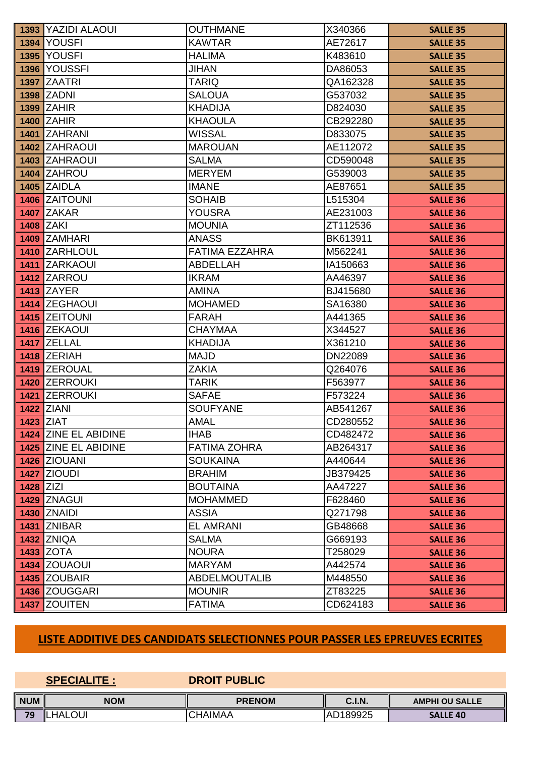| | | | | |
|---|---|---|---|---|
| 1393 | YAZIDI ALAOUI | OUTHMANE | X340366 | SALLE 35 |
| 1394 | YOUSFI | KAWTAR | AE72617 | SALLE 35 |
| 1395 | YOUSFI | HALIMA | K483610 | SALLE 35 |
| 1396 | YOUSSFI | JIHAN | DA86053 | SALLE 35 |
| 1397 | ZAATRI | TARIQ | QA162328 | SALLE 35 |
| 1398 | ZADNI | SALOUA | G537032 | SALLE 35 |
| 1399 | ZAHIR | KHADIJA | D824030 | SALLE 35 |
| 1400 | ZAHIR | KHAOULA | CB292280 | SALLE 35 |
| 1401 | ZAHRANI | WISSAL | D833075 | SALLE 35 |
| 1402 | ZAHRAOUI | MAROUAN | AE112072 | SALLE 35 |
| 1403 | ZAHRAOUI | SALMA | CD590048 | SALLE 35 |
| 1404 | ZAHROU | MERYEM | G539003 | SALLE 35 |
| 1405 | ZAIDLA | IMANE | AE87651 | SALLE 35 |
| 1406 | ZAITOUNI | SOHAIB | L515304 | SALLE 36 |
| 1407 | ZAKAR | YOUSRA | AE231003 | SALLE 36 |
| 1408 | ZAKI | MOUNIA | ZT112536 | SALLE 36 |
| 1409 | ZAMHARI | ANASS | BK613911 | SALLE 36 |
| 1410 | ZARHLOUL | FATIMA EZZAHRA | M562241 | SALLE 36 |
| 1411 | ZARKAOUI | ABDELLAH | IA150663 | SALLE 36 |
| 1412 | ZARROU | IKRAM | AA46397 | SALLE 36 |
| 1413 | ZAYER | AMINA | BJ415680 | SALLE 36 |
| 1414 | ZEGHAOUI | MOHAMED | SA16380 | SALLE 36 |
| 1415 | ZEITOUNI | FARAH | A441365 | SALLE 36 |
| 1416 | ZEKAOUI | CHAYMAA | X344527 | SALLE 36 |
| 1417 | ZELLAL | KHADIJA | X361210 | SALLE 36 |
| 1418 | ZERIAH | MAJD | DN22089 | SALLE 36 |
| 1419 | ZEROUAL | ZAKIA | Q264076 | SALLE 36 |
| 1420 | ZERROUKI | TARIK | F563977 | SALLE 36 |
| 1421 | ZERROUKI | SAFAE | F573224 | SALLE 36 |
| 1422 | ZIANI | SOUFYANE | AB541267 | SALLE 36 |
| 1423 | ZIAT | AMAL | CD280552 | SALLE 36 |
| 1424 | ZINE EL ABIDINE | IHAB | CD482472 | SALLE 36 |
| 1425 | ZINE EL ABIDINE | FATIMA ZOHRA | AB264317 | SALLE 36 |
| 1426 | ZIOUANI | SOUKAINA | A440644 | SALLE 36 |
| 1427 | ZIOUDI | BRAHIM | JB379425 | SALLE 36 |
| 1428 | ZIZI | BOUTAINA | AA47227 | SALLE 36 |
| 1429 | ZNAGUI | MOHAMMED | F628460 | SALLE 36 |
| 1430 | ZNAIDI | ASSIA | Q271798 | SALLE 36 |
| 1431 | ZNIBAR | EL AMRANI | GB48668 | SALLE 36 |
| 1432 | ZNIQA | SALMA | G669193 | SALLE 36 |
| 1433 | ZOTA | NOURA | T258029 | SALLE 36 |
| 1434 | ZOUAOUI | MARYAM | A442574 | SALLE 36 |
| 1435 | ZOUBAIR | ABDELMOUTALIB | M448550 | SALLE 36 |
| 1436 | ZOUGGARI | MOUNIR | ZT83225 | SALLE 36 |
| 1437 | ZOUITEN | FATIMA | CD624183 | SALLE 36 |

## LISTE ADDITIVE DES CANDIDATS SELECTIONNES POUR PASSER LES EPREUVES ECRITES

**SPECIALITE :** **DROIT PUBLIC**

| NUM | NOM | PRENOM | C.I.N. | AMPHI OU SALLE |
|---|---|---|---|---|
| 79 | LHALOUI | CHAIMAA | AD189925 | SALLE 40 |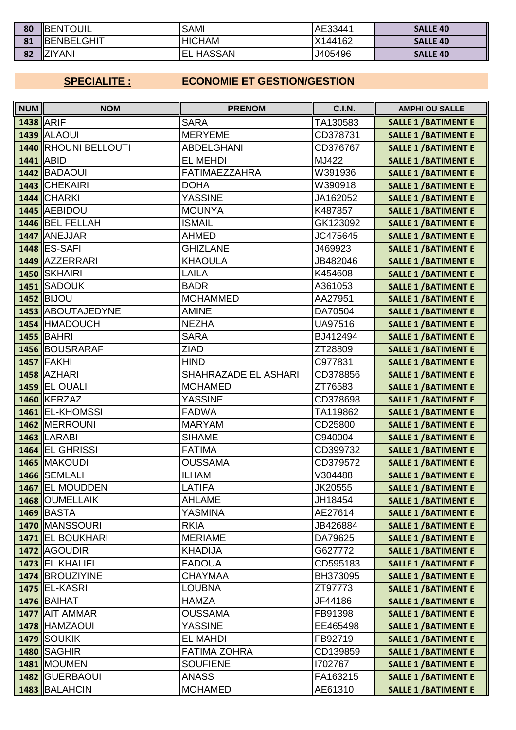| 80 | BENTOUIL | SAMI | AE33441 | SALLE 40 |
|---|---|---|---|---|
| 81 | BENBELGHIT | HICHAM | X144162 | SALLE 40 |
| 82 | ZIYANI | EL HASSAN | J405496 | SALLE 40 |

**SPECIALITE :** **ECONOMIE ET GESTION/GESTION**

| NUM | NOM | PRENOM | C.I.N. | AMPHI OU SALLE |
|---|---|---|---|---|
| 1438 | ARIF | SARA | TA130583 | SALLE 1 /BATIMENT E |
| 1439 | ALAOUI | MERYEME | CD378731 | SALLE 1 /BATIMENT E |
| 1440 | RHOUNI BELLOUTI | ABDELGHANI | CD376767 | SALLE 1 /BATIMENT E |
| 1441 | ABID | EL MEHDI | MJ422 | SALLE 1 /BATIMENT E |
| 1442 | BADAOUI | FATIMAEZZAHRA | W391936 | SALLE 1 /BATIMENT E |
| 1443 | CHEKAIRI | DOHA | W390918 | SALLE 1 /BATIMENT E |
| 1444 | CHARKI | YASSINE | JA162052 | SALLE 1 /BATIMENT E |
| 1445 | AEBIDOU | MOUNYA | K487857 | SALLE 1 /BATIMENT E |
| 1446 | BEL FELLAH | ISMAIL | GK123092 | SALLE 1 /BATIMENT E |
| 1447 | ANEJJAR | AHMED | JC475645 | SALLE 1 /BATIMENT E |
| 1448 | ES-SAFI | GHIZLANE | J469923 | SALLE 1 /BATIMENT E |
| 1449 | AZZERRARI | KHAOULA | JB482046 | SALLE 1 /BATIMENT E |
| 1450 | SKHAIRI | LAILA | K454608 | SALLE 1 /BATIMENT E |
| 1451 | SADOUK | BADR | A361053 | SALLE 1 /BATIMENT E |
| 1452 | BIJOU | MOHAMMED | AA27951 | SALLE 1 /BATIMENT E |
| 1453 | ABOUTAJEDYNE | AMINE | DA70504 | SALLE 1 /BATIMENT E |
| 1454 | HMADOUCH | NEZHA | UA97516 | SALLE 1 /BATIMENT E |
| 1455 | BAHRI | SARA | BJ412494 | SALLE 1 /BATIMENT E |
| 1456 | BOUSRARAF | ZIAD | ZT28809 | SALLE 1 /BATIMENT E |
| 1457 | FAKHI | HIND | C977831 | SALLE 1 /BATIMENT E |
| 1458 | AZHARI | SHAHRAZADE EL ASHARI | CD378856 | SALLE 1 /BATIMENT E |
| 1459 | EL OUALI | MOHAMED | ZT76583 | SALLE 1 /BATIMENT E |
| 1460 | KERZAZ | YASSINE | CD378698 | SALLE 1 /BATIMENT E |
| 1461 | EL-KHOMSSI | FADWA | TA119862 | SALLE 1 /BATIMENT E |
| 1462 | MERROUNI | MARYAM | CD25800 | SALLE 1 /BATIMENT E |
| 1463 | LARABI | SIHAME | C940004 | SALLE 1 /BATIMENT E |
| 1464 | EL GHRISSI | FATIMA | CD399732 | SALLE 1 /BATIMENT E |
| 1465 | MAKOUDI | OUSSAMA | CD379572 | SALLE 1 /BATIMENT E |
| 1466 | SEMLALI | ILHAM | V304488 | SALLE 1 /BATIMENT E |
| 1467 | EL MOUDDEN | LATIFA | JK20555 | SALLE 1 /BATIMENT E |
| 1468 | OUMELLAIK | AHLAME | JH18454 | SALLE 1 /BATIMENT E |
| 1469 | BASTA | YASMINA | AE27614 | SALLE 1 /BATIMENT E |
| 1470 | MANSSOURI | RKIA | JB426884 | SALLE 1 /BATIMENT E |
| 1471 | EL BOUKHARI | MERIAME | DA79625 | SALLE 1 /BATIMENT E |
| 1472 | AGOUDIR | KHADIJA | G627772 | SALLE 1 /BATIMENT E |
| 1473 | EL KHALIFI | FADOUA | CD595183 | SALLE 1 /BATIMENT E |
| 1474 | BROUZIYINE | CHAYMAA | BH373095 | SALLE 1 /BATIMENT E |
| 1475 | EL-KASRI | LOUBNA | ZT97773 | SALLE 1 /BATIMENT E |
| 1476 | BAIHAT | HAMZA | JF44186 | SALLE 1 /BATIMENT E |
| 1477 | AIT AMMAR | OUSSAMA | FB91398 | SALLE 1 /BATIMENT E |
| 1478 | HAMZAOUI | YASSINE | EE465498 | SALLE 1 /BATIMENT E |
| 1479 | SOUKIK | EL MAHDI | FB92719 | SALLE 1 /BATIMENT E |
| 1480 | SAGHIR | FATIMA ZOHRA | CD139859 | SALLE 1 /BATIMENT E |
| 1481 | MOUMEN | SOUFIENE | I702767 | SALLE 1 /BATIMENT E |
| 1482 | GUERBAOUI | ANASS | FA163215 | SALLE 1 /BATIMENT E |
| 1483 | BALAHCIN | MOHAMED | AE61310 | SALLE 1 /BATIMENT E |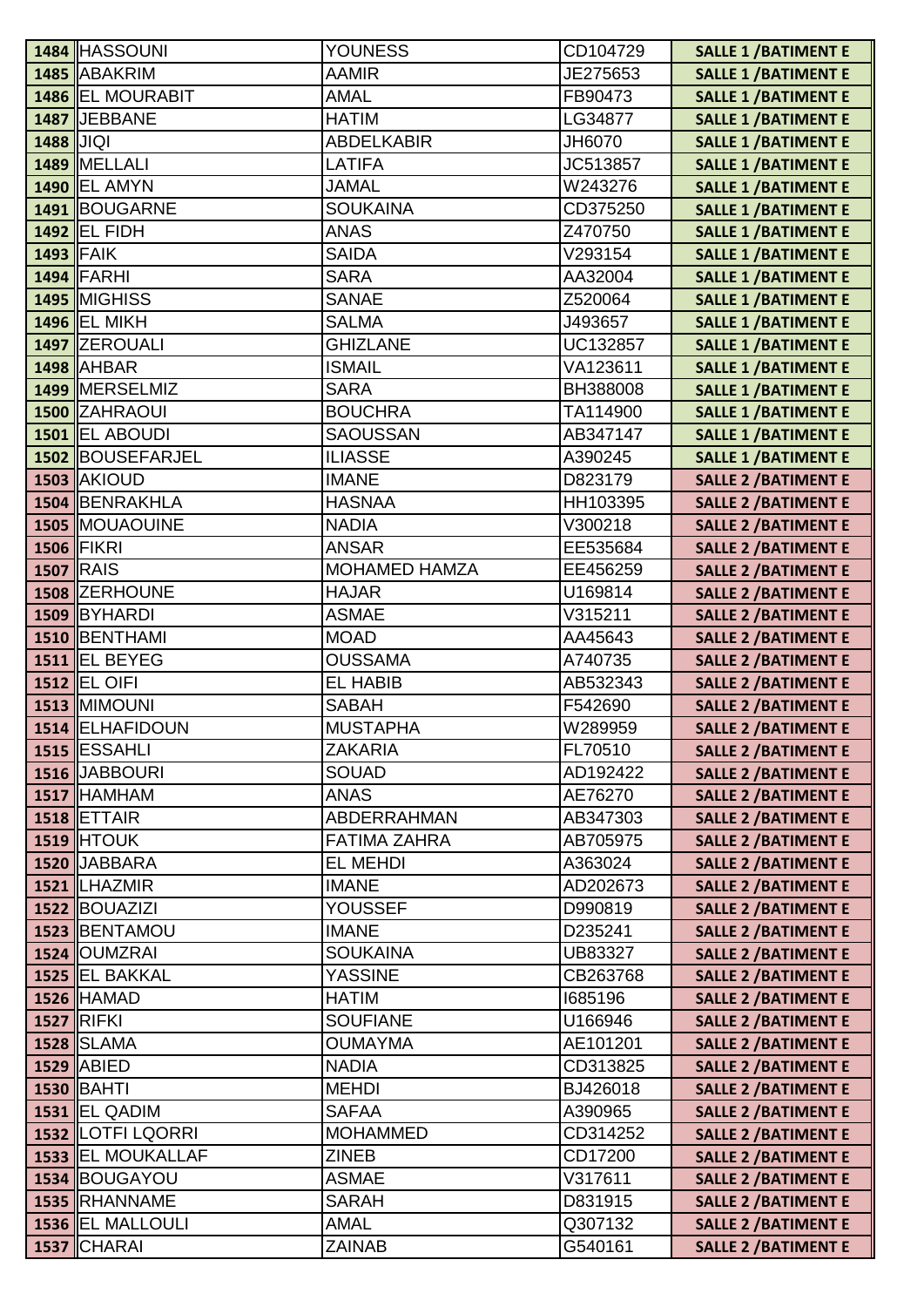| | | | | |
|---|---|---|---|---|
| 1484 | HASSOUNI | YOUNESS | CD104729 | SALLE 1 /BATIMENT E |
| 1485 | ABAKRIM | AAMIR | JE275653 | SALLE 1 /BATIMENT E |
| 1486 | EL MOURABIT | AMAL | FB90473 | SALLE 1 /BATIMENT E |
| 1487 | JEBBANE | HATIM | LG34877 | SALLE 1 /BATIMENT E |
| 1488 | JIQI | ABDELKABIR | JH6070 | SALLE 1 /BATIMENT E |
| 1489 | MELLALI | LATIFA | JC513857 | SALLE 1 /BATIMENT E |
| 1490 | EL AMYN | JAMAL | W243276 | SALLE 1 /BATIMENT E |
| 1491 | BOUGARNE | SOUKAINA | CD375250 | SALLE 1 /BATIMENT E |
| 1492 | EL FIDH | ANAS | Z470750 | SALLE 1 /BATIMENT E |
| 1493 | FAIK | SAIDA | V293154 | SALLE 1 /BATIMENT E |
| 1494 | FARHI | SARA | AA32004 | SALLE 1 /BATIMENT E |
| 1495 | MIGHISS | SANAE | Z520064 | SALLE 1 /BATIMENT E |
| 1496 | EL MIKH | SALMA | J493657 | SALLE 1 /BATIMENT E |
| 1497 | ZEROUALI | GHIZLANE | UC132857 | SALLE 1 /BATIMENT E |
| 1498 | AHBAR | ISMAIL | VA123611 | SALLE 1 /BATIMENT E |
| 1499 | MERSELMIZ | SARA | BH388008 | SALLE 1 /BATIMENT E |
| 1500 | ZAHRAOUI | BOUCHRA | TA114900 | SALLE 1 /BATIMENT E |
| 1501 | EL ABOUDI | SAOUSSAN | AB347147 | SALLE 1 /BATIMENT E |
| 1502 | BOUSEFARJEL | ILIASSE | A390245 | SALLE 1 /BATIMENT E |
| 1503 | AKIOUD | IMANE | D823179 | SALLE 2 /BATIMENT E |
| 1504 | BENRAKHLA | HASNAA | HH103395 | SALLE 2 /BATIMENT E |
| 1505 | MOUAOUINE | NADIA | V300218 | SALLE 2 /BATIMENT E |
| 1506 | FIKRI | ANSAR | EE535684 | SALLE 2 /BATIMENT E |
| 1507 | RAIS | MOHAMED HAMZA | EE456259 | SALLE 2 /BATIMENT E |
| 1508 | ZERHOUNE | HAJAR | U169814 | SALLE 2 /BATIMENT E |
| 1509 | BYHARDI | ASMAE | V315211 | SALLE 2 /BATIMENT E |
| 1510 | BENTHAMI | MOAD | AA45643 | SALLE 2 /BATIMENT E |
| 1511 | EL BEYEG | OUSSAMA | A740735 | SALLE 2 /BATIMENT E |
| 1512 | EL OIFI | EL HABIB | AB532343 | SALLE 2 /BATIMENT E |
| 1513 | MIMOUNI | SABAH | F542690 | SALLE 2 /BATIMENT E |
| 1514 | ELHAFIDOUN | MUSTAPHA | W289959 | SALLE 2 /BATIMENT E |
| 1515 | ESSAHLI | ZAKARIA | FL70510 | SALLE 2 /BATIMENT E |
| 1516 | JABBOURI | SOUAD | AD192422 | SALLE 2 /BATIMENT E |
| 1517 | HAMHAM | ANAS | AE76270 | SALLE 2 /BATIMENT E |
| 1518 | ETTAIR | ABDERRAHMAN | AB347303 | SALLE 2 /BATIMENT E |
| 1519 | HTOUK | FATIMA ZAHRA | AB705975 | SALLE 2 /BATIMENT E |
| 1520 | JABBARA | EL MEHDI | A363024 | SALLE 2 /BATIMENT E |
| 1521 | LHAZMIR | IMANE | AD202673 | SALLE 2 /BATIMENT E |
| 1522 | BOUAZIZI | YOUSSEF | D990819 | SALLE 2 /BATIMENT E |
| 1523 | BENTAMOU | IMANE | D235241 | SALLE 2 /BATIMENT E |
| 1524 | OUMZRAI | SOUKAINA | UB83327 | SALLE 2 /BATIMENT E |
| 1525 | EL BAKKAL | YASSINE | CB263768 | SALLE 2 /BATIMENT E |
| 1526 | HAMAD | HATIM | I685196 | SALLE 2 /BATIMENT E |
| 1527 | RIFKI | SOUFIANE | U166946 | SALLE 2 /BATIMENT E |
| 1528 | SLAMA | OUMAYMA | AE101201 | SALLE 2 /BATIMENT E |
| 1529 | ABIED | NADIA | CD313825 | SALLE 2 /BATIMENT E |
| 1530 | BAHTI | MEHDI | BJ426018 | SALLE 2 /BATIMENT E |
| 1531 | EL QADIM | SAFAA | A390965 | SALLE 2 /BATIMENT E |
| 1532 | LOTFI LQORRI | MOHAMMED | CD314252 | SALLE 2 /BATIMENT E |
| 1533 | EL MOUKALLAF | ZINEB | CD17200 | SALLE 2 /BATIMENT E |
| 1534 | BOUGAYOU | ASMAE | V317611 | SALLE 2 /BATIMENT E |
| 1535 | RHANNAME | SARAH | D831915 | SALLE 2 /BATIMENT E |
| 1536 | EL MALLOULI | AMAL | Q307132 | SALLE 2 /BATIMENT E |
| 1537 | CHARAI | ZAINAB | G540161 | SALLE 2 /BATIMENT E |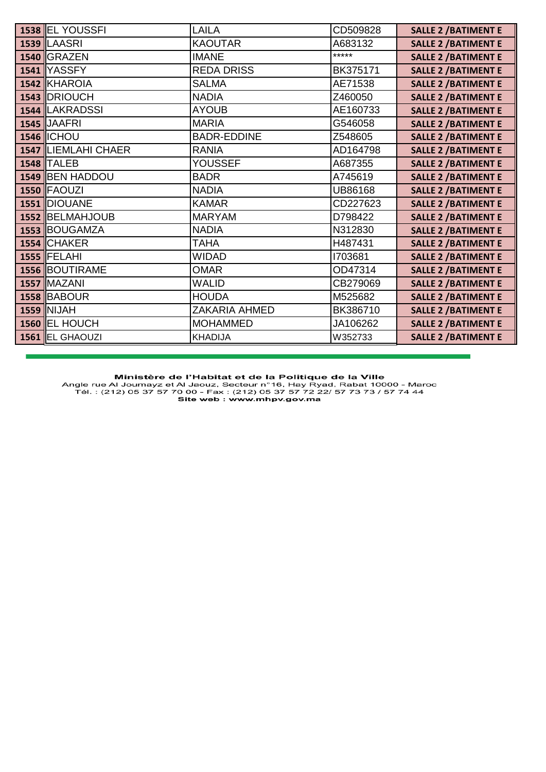| | | | | |
|---|---|---|---|---|
| 1538 | EL YOUSSFI | LAILA | CD509828 | SALLE 2 /BATIMENT E |
| 1539 | LAASRI | KAOUTAR | A683132 | SALLE 2 /BATIMENT E |
| 1540 | GRAZEN | IMANE | ***** | SALLE 2 /BATIMENT E |
| 1541 | YASSFY | REDA DRISS | BK375171 | SALLE 2 /BATIMENT E |
| 1542 | KHAROIA | SALMA | AE71538 | SALLE 2 /BATIMENT E |
| 1543 | DRIOUCH | NADIA | Z460050 | SALLE 2 /BATIMENT E |
| 1544 | LAKRADSSI | AYOUB | AE160733 | SALLE 2 /BATIMENT E |
| 1545 | JAAFRI | MARIA | G546058 | SALLE 2 /BATIMENT E |
| 1546 | ICHOU | BADR-EDDINE | Z548605 | SALLE 2 /BATIMENT E |
| 1547 | LIEMLAHI CHAER | RANIA | AD164798 | SALLE 2 /BATIMENT E |
| 1548 | TALEB | YOUSSEF | A687355 | SALLE 2 /BATIMENT E |
| 1549 | BEN HADDOU | BADR | A745619 | SALLE 2 /BATIMENT E |
| 1550 | FAOUZI | NADIA | UB86168 | SALLE 2 /BATIMENT E |
| 1551 | DIOUANE | KAMAR | CD227623 | SALLE 2 /BATIMENT E |
| 1552 | BELMAHJOUB | MARYAM | D798422 | SALLE 2 /BATIMENT E |
| 1553 | BOUGAMZA | NADIA | N312830 | SALLE 2 /BATIMENT E |
| 1554 | CHAKER | TAHA | H487431 | SALLE 2 /BATIMENT E |
| 1555 | FELAHI | WIDAD | I703681 | SALLE 2 /BATIMENT E |
| 1556 | BOUTIRAME | OMAR | OD47314 | SALLE 2 /BATIMENT E |
| 1557 | MAZANI | WALID | CB279069 | SALLE 2 /BATIMENT E |
| 1558 | BABOUR | HOUDA | M525682 | SALLE 2 /BATIMENT E |
| 1559 | NIJAH | ZAKARIA AHMED | BK386710 | SALLE 2 /BATIMENT E |
| 1560 | EL HOUCH | MOHAMMED | JA106262 | SALLE 2 /BATIMENT E |
| 1561 | EL GHAOUZI | KHADIJA | W352733 | SALLE 2 /BATIMENT E |

**Ministère de l'Habitat et de la Politique de la Ville**
Angle rue Al Joumayz et Al Jaouz, Secteur n°16, Hay Ryad, Rabat 10000 - Maroc
Tél. : (212) 05 37 57 70 00 - Fax : (212) 05 37 57 72 22/ 57 73 73 / 57 74 44
**Site web : www.mhpv.gov.ma**